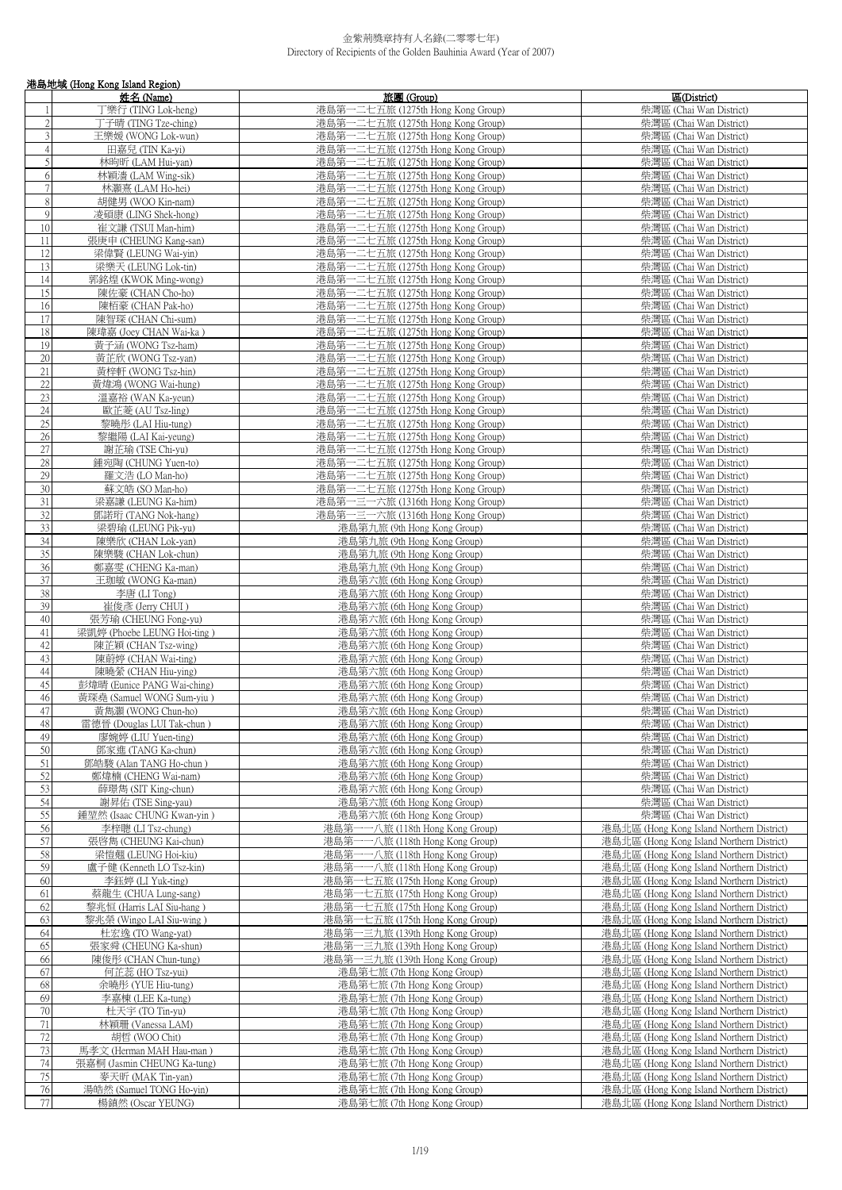# 金紫荊獎章持有人名錄(二零零七年)
Directory of Recipients of the Golden Bauhinia Award (Year of 2007)

## 港島地域 (Hong Kong Island Region)

| | 姓名 (Name) | 旅團 (Group) | 區(District) |
|---|---|---|---|
| 1 | 丁樂行 (TING Lok-heng) | 港島第一二七五旅 (1275th Hong Kong Group) | 柴灣區 (Chai Wan District) |
| 2 | 丁子晴 (TING Tze-ching) | 港島第一二七五旅 (1275th Hong Kong Group) | 柴灣區 (Chai Wan District) |
| 3 | 王樂媛 (WONG Lok-wun) | 港島第一二七五旅 (1275th Hong Kong Group) | 柴灣區 (Chai Wan District) |
| 4 | 田嘉兒 (TIN Ka-yi) | 港島第一二七五旅 (1275th Hong Kong Group) | 柴灣區 (Chai Wan District) |
| 5 | 林昫昕 (LAM Hui-yan) | 港島第一二七五旅 (1275th Hong Kong Group) | 柴灣區 (Chai Wan District) |
| 6 | 林穎濤 (LAM Wing-sik) | 港島第一二七五旅 (1275th Hong Kong Group) | 柴灣區 (Chai Wan District) |
| 7 | 林灝熹 (LAM Ho-hei) | 港島第一二七五旅 (1275th Hong Kong Group) | 柴灣區 (Chai Wan District) |
| 8 | 胡健男 (WOO Kin-nam) | 港島第一二七五旅 (1275th Hong Kong Group) | 柴灣區 (Chai Wan District) |
| 9 | 凌碩康 (LING Shek-hong) | 港島第一二七五旅 (1275th Hong Kong Group) | 柴灣區 (Chai Wan District) |
| 10 | 崔文謙 (TSUI Man-him) | 港島第一二七五旅 (1275th Hong Kong Group) | 柴灣區 (Chai Wan District) |
| 11 | 張庚申 (CHEUNG Kang-san) | 港島第一二七五旅 (1275th Hong Kong Group) | 柴灣區 (Chai Wan District) |
| 12 | 梁偉賢 (LEUNG Wai-yin) | 港島第一二七五旅 (1275th Hong Kong Group) | 柴灣區 (Chai Wan District) |
| 13 | 梁樂天 (LEUNG Lok-tin) | 港島第一二七五旅 (1275th Hong Kong Group) | 柴灣區 (Chai Wan District) |
| 14 | 郭銘煌 (KWOK Ming-wong) | 港島第一二七五旅 (1275th Hong Kong Group) | 柴灣區 (Chai Wan District) |
| 15 | 陳佐豪 (CHAN Cho-ho) | 港島第一二七五旅 (1275th Hong Kong Group) | 柴灣區 (Chai Wan District) |
| 16 | 陳栢豪 (CHAN Pak-ho) | 港島第一二七五旅 (1275th Hong Kong Group) | 柴灣區 (Chai Wan District) |
| 17 | 陳智琛 (CHAN Chi-sum) | 港島第一二七五旅 (1275th Hong Kong Group) | 柴灣區 (Chai Wan District) |
| 18 | 陳瑋嘉 (Joey CHAN Wai-ka ) | 港島第一二七五旅 (1275th Hong Kong Group) | 柴灣區 (Chai Wan District) |
| 19 | 黃子涵 (WONG Tsz-ham) | 港島第一二七五旅 (1275th Hong Kong Group) | 柴灣區 (Chai Wan District) |
| 20 | 黃芷欣 (WONG Tsz-yan) | 港島第一二七五旅 (1275th Hong Kong Group) | 柴灣區 (Chai Wan District) |
| 21 | 黃梓軒 (WONG Tsz-hin) | 港島第一二七五旅 (1275th Hong Kong Group) | 柴灣區 (Chai Wan District) |
| 22 | 黃煒鴻 (WONG Wai-hung) | 港島第一二七五旅 (1275th Hong Kong Group) | 柴灣區 (Chai Wan District) |
| 23 | 溫嘉裕 (WAN Ka-yeun) | 港島第一二七五旅 (1275th Hong Kong Group) | 柴灣區 (Chai Wan District) |
| 24 | 歐芷菱 (AU Tsz-ling) | 港島第一二七五旅 (1275th Hong Kong Group) | 柴灣區 (Chai Wan District) |
| 25 | 黎曉彤 (LAI Hiu-tung) | 港島第一二七五旅 (1275th Hong Kong Group) | 柴灣區 (Chai Wan District) |
| 26 | 黎繼陽 (LAI Kai-yeung) | 港島第一二七五旅 (1275th Hong Kong Group) | 柴灣區 (Chai Wan District) |
| 27 | 謝芷瑜 (TSE Chi-yu) | 港島第一二七五旅 (1275th Hong Kong Group) | 柴灣區 (Chai Wan District) |
| 28 | 鍾宛陶 (CHUNG Yuen-to) | 港島第一二七五旅 (1275th Hong Kong Group) | 柴灣區 (Chai Wan District) |
| 29 | 羅文浩 (LO Man-ho) | 港島第一二七五旅 (1275th Hong Kong Group) | 柴灣區 (Chai Wan District) |
| 30 | 蘇文皓 (SO Man-ho) | 港島第一二七五旅 (1275th Hong Kong Group) | 柴灣區 (Chai Wan District) |
| 31 | 梁嘉謙 (LEUNG Ka-him) | 港島第一三一六旅 (1316th Hong Kong Group) | 柴灣區 (Chai Wan District) |
| 32 | 鄧諾珩 (TANG Nok-hang) | 港島第一三一六旅 (1316th Hong Kong Group) | 柴灣區 (Chai Wan District) |
| 33 | 梁碧瑜 (LEUNG Pik-yu) | 港島第九旅 (9th Hong Kong Group) | 柴灣區 (Chai Wan District) |
| 34 | 陳樂欣 (CHAN Lok-yan) | 港島第九旅 (9th Hong Kong Group) | 柴灣區 (Chai Wan District) |
| 35 | 陳樂駿 (CHAN Lok-chun) | 港島第九旅 (9th Hong Kong Group) | 柴灣區 (Chai Wan District) |
| 36 | 鄭嘉雯 (CHENG Ka-man) | 港島第九旅 (9th Hong Kong Group) | 柴灣區 (Chai Wan District) |
| 37 | 王珈敏 (WONG Ka-man) | 港島第六旅 (6th Hong Kong Group) | 柴灣區 (Chai Wan District) |
| 38 | 李唐 (LI Tong) | 港島第六旅 (6th Hong Kong Group) | 柴灣區 (Chai Wan District) |
| 39 | 崔俊彥 (Jerry CHUI ) | 港島第六旅 (6th Hong Kong Group) | 柴灣區 (Chai Wan District) |
| 40 | 張芳瑜 (CHEUNG Fong-yu) | 港島第六旅 (6th Hong Kong Group) | 柴灣區 (Chai Wan District) |
| 41 | 梁凱婷 (Phoebe LEUNG Hoi-ting ) | 港島第六旅 (6th Hong Kong Group) | 柴灣區 (Chai Wan District) |
| 42 | 陳芷穎 (CHAN Tsz-wing) | 港島第六旅 (6th Hong Kong Group) | 柴灣區 (Chai Wan District) |
| 43 | 陳蔚婷 (CHAN Wai-ting) | 港島第六旅 (6th Hong Kong Group) | 柴灣區 (Chai Wan District) |
| 44 | 陳曉縈 (CHAN Hiu-ying) | 港島第六旅 (6th Hong Kong Group) | 柴灣區 (Chai Wan District) |
| 45 | 彭煒晴 (Eunice PANG Wai-ching) | 港島第六旅 (6th Hong Kong Group) | 柴灣區 (Chai Wan District) |
| 46 | 黃琛堯 (Samuel WONG Sum-yiu ) | 港島第六旅 (6th Hong Kong Group) | 柴灣區 (Chai Wan District) |
| 47 | 黃雋灝 (WONG Chun-ho) | 港島第六旅 (6th Hong Kong Group) | 柴灣區 (Chai Wan District) |
| 48 | 雷德晉 (Douglas LUI Tak-chun ) | 港島第六旅 (6th Hong Kong Group) | 柴灣區 (Chai Wan District) |
| 49 | 廖婉婷 (LIU Yuen-ting) | 港島第六旅 (6th Hong Kong Group) | 柴灣區 (Chai Wan District) |
| 50 | 鄧家進 (TANG Ka-chun) | 港島第六旅 (6th Hong Kong Group) | 柴灣區 (Chai Wan District) |
| 51 | 鄧皓駿 (Alan TANG Ho-chun ) | 港島第六旅 (6th Hong Kong Group) | 柴灣區 (Chai Wan District) |
| 52 | 鄭煒楠 (CHENG Wai-nam) | 港島第六旅 (6th Hong Kong Group) | 柴灣區 (Chai Wan District) |
| 53 | 薛璟雋 (SIT King-chun) | 港島第六旅 (6th Hong Kong Group) | 柴灣區 (Chai Wan District) |
| 54 | 謝昇佑 (TSE Sing-yau) | 港島第六旅 (6th Hong Kong Group) | 柴灣區 (Chai Wan District) |
| 55 | 鍾堃然 (Isaac CHUNG Kwan-yin ) | 港島第六旅 (6th Hong Kong Group) | 柴灣區 (Chai Wan District) |
| 56 | 李梓聰 (LI Tsz-chung) | 港島第一一八旅 (118th Hong Kong Group) | 港島北區 (Hong Kong Island Northern District) |
| 57 | 張啓雋 (CHEUNG Kai-chun) | 港島第一一八旅 (118th Hong Kong Group) | 港島北區 (Hong Kong Island Northern District) |
| 58 | 梁愷翹 (LEUNG Hoi-kiu) | 港島第一一八旅 (118th Hong Kong Group) | 港島北區 (Hong Kong Island Northern District) |
| 59 | 盧子健 (Kenneth LO Tsz-kin) | 港島第一一八旅 (118th Hong Kong Group) | 港島北區 (Hong Kong Island Northern District) |
| 60 | 李鈺婷 (LI Yuk-ting) | 港島第一七五旅 (175th Hong Kong Group) | 港島北區 (Hong Kong Island Northern District) |
| 61 | 蔡龍生 (CHUA Lung-sang) | 港島第一七五旅 (175th Hong Kong Group) | 港島北區 (Hong Kong Island Northern District) |
| 62 | 黎兆恒 (Harris LAI Siu-hang ) | 港島第一七五旅 (175th Hong Kong Group) | 港島北區 (Hong Kong Island Northern District) |
| 63 | 黎兆榮 (Wingo LAI Siu-wing ) | 港島第一七五旅 (175th Hong Kong Group) | 港島北區 (Hong Kong Island Northern District) |
| 64 | 杜宏逸 (TO Wang-yat) | 港島第一三九旅 (139th Hong Kong Group) | 港島北區 (Hong Kong Island Northern District) |
| 65 | 張家舜 (CHEUNG Ka-shun) | 港島第一三九旅 (139th Hong Kong Group) | 港島北區 (Hong Kong Island Northern District) |
| 66 | 陳俊彤 (CHAN Chun-tung) | 港島第一三九旅 (139th Hong Kong Group) | 港島北區 (Hong Kong Island Northern District) |
| 67 | 何芷蕊 (HO Tsz-yui) | 港島第七旅 (7th Hong Kong Group) | 港島北區 (Hong Kong Island Northern District) |
| 68 | 余曉彤 (YUE Hiu-tung) | 港島第七旅 (7th Hong Kong Group) | 港島北區 (Hong Kong Island Northern District) |
| 69 | 李嘉棟 (LEE Ka-tung) | 港島第七旅 (7th Hong Kong Group) | 港島北區 (Hong Kong Island Northern District) |
| 70 | 杜天宇 (TO Tin-yu) | 港島第七旅 (7th Hong Kong Group) | 港島北區 (Hong Kong Island Northern District) |
| 71 | 林穎珊 (Vanessa LAM) | 港島第七旅 (7th Hong Kong Group) | 港島北區 (Hong Kong Island Northern District) |
| 72 | 胡哲 (WOO Chit) | 港島第七旅 (7th Hong Kong Group) | 港島北區 (Hong Kong Island Northern District) |
| 73 | 馬孝文 (Herman MAH Hau-man ) | 港島第七旅 (7th Hong Kong Group) | 港島北區 (Hong Kong Island Northern District) |
| 74 | 張嘉桐 (Jasmin CHEUNG Ka-tung) | 港島第七旅 (7th Hong Kong Group) | 港島北區 (Hong Kong Island Northern District) |
| 75 | 麥天昕 (MAK Tin-yan) | 港島第七旅 (7th Hong Kong Group) | 港島北區 (Hong Kong Island Northern District) |
| 76 | 湯皓然 (Samuel TONG Ho-yin) | 港島第七旅 (7th Hong Kong Group) | 港島北區 (Hong Kong Island Northern District) |
| 77 | 楊鎮然 (Oscar YEUNG) | 港島第七旅 (7th Hong Kong Group) | 港島北區 (Hong Kong Island Northern District) |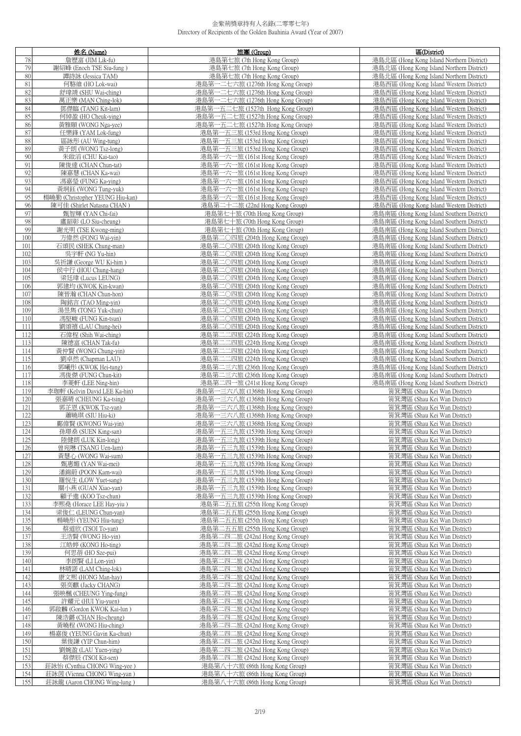金紫荊獎章持有人名錄(二零零七年)
Directory of Recipients of the Golden Bauhinia Award (Year of 2007)

| | 姓名 (Name) | 旅團 (Group) | 區(District) |
|---|---|---|---|
| 78 | 詹歷富 (JIM Lik-fu) | 港島第七旅 (7th Hong Kong Group) | 港島北區 (Hong Kong Island Northern District) |
| 79 | 謝紹峰 (Enoch TSE Siu-fung ) | 港島第七旅 (7th Hong Kong Group) | 港島北區 (Hong Kong Island Northern District) |
| 80 | 譚詩詠 (Jessica TAM) | 港島第七旅 (7th Hong Kong Group) | 港島北區 (Hong Kong Island Northern District) |
| 81 | 何駱維 (HO Lok-wai) | 港島第一二七六旅 (1276th Hong Kong Group) | 港島西區 (Hong Kong Island Western District) |
| 82 | 舒瑋靖 (SHU Wai-ching) | 港島第一二七六旅 (1276th Hong Kong Group) | 港島西區 (Hong Kong Island Western District) |
| 83 | 萬正樂 (MAN Ching-lok) | 港島第一二七六旅 (1276th Hong Kong Group) | 港島西區 (Hong Kong Island Western District) |
| 84 | 鄧傑臨 (TANG Kit-lam) | 港島第一五二七旅 (1527th Hong Kong Group) | 港島西區 (Hong Kong Island Western District) |
| 85 | 何綽盈 (HO Cheuk-ying) | 港島第一五二七旅 (1527th Hong Kong Group) | 港島西區 (Hong Kong Island Western District) |
| 86 | 黃雅頤 (WONG Nga-yee) | 港島第一五二七旅 (1527th Hong Kong Group) | 港島西區 (Hong Kong Island Western District) |
| 87 | 任樂鋒 (YAM Lok-fung) | 港島第一五三旅 (153rd Hong Kong Group) | 港島西區 (Hong Kong Island Western District) |
| 88 | 區詠彤 (AU Wing-tung) | 港島第一五三旅 (153rd Hong Kong Group) | 港島西區 (Hong Kong Island Western District) |
| 89 | 黃子朗 (WONG Tsz-long) | 港島第一五三旅 (153rd Hong Kong Group) | 港島西區 (Hong Kong Island Western District) |
| 90 | 朱啟滔 (CHU Kai-tao) | 港島第一六一旅 (161st Hong Kong Group) | 港島西區 (Hong Kong Island Western District) |
| 91 | 陳俊達 (CHAN Chun-tat) | 港島第一六一旅 (161st Hong Kong Group) | 港島西區 (Hong Kong Island Western District) |
| 92 | 陳嘉慧 (CHAN Ka-wai) | 港島第一六一旅 (161st Hong Kong Group) | 港島西區 (Hong Kong Island Western District) |
| 93 | 馮嘉瑩 (FUNG Ka-ying) | 港島第一六一旅 (161st Hong Kong Group) | 港島西區 (Hong Kong Island Western District) |
| 94 | 黃桐鈺 (WONG Tung-yuk) | 港島第一六一旅 (161st Hong Kong Group) | 港島西區 (Hong Kong Island Western District) |
| 95 | 楊曉勤 (Christopher YEUNG Hiu-kan) | 港島第一六一旅 (161st Hong Kong Group) | 港島西區 (Hong Kong Island Western District) |
| 96 | 陳可佳 (Shirlet Natasna CHAN ) | 港島第二十二旅 (22nd Hong Kong Group) | 港島西區 (Hong Kong Island Western District) |
| 97 | 甄智輝 (YAN Chi-fai) | 港島第七十旅 (70th Hong Kong Group) | 港島南區 (Hong Kong Island Southern District) |
| 98 | 盧韶彰 (LO Siu-cheung) | 港島第七十旅 (70th Hong Kong Group) | 港島南區 (Hong Kong Island Southern District) |
| 99 | 謝光明 (TSE Kwong-ming) | 港島第七十旅 (70th Hong Kong Group) | 港島南區 (Hong Kong Island Southern District) |
| 100 | 方偉然 (FONG Wai-yin) | 港島第二〇四旅 (204th Hong Kong Group) | 港島南區 (Hong Kong Island Southern District) |
| 101 | 石頌民 (SHEK Chung-man) | 港島第二〇四旅 (204th Hong Kong Group) | 港島南區 (Hong Kong Island Southern District) |
| 102 | 吳宇軒 (NG Yu-hin) | 港島第二〇四旅 (204th Hong Kong Group) | 港島南區 (Hong Kong Island Southern District) |
| 103 | 吳祈謙 (George WU Ki-him ) | 港島第二〇四旅 (204th Hong Kong Group) | 港島南區 (Hong Kong Island Southern District) |
| 104 | 侯中行 (HOU Chung-hang) | 港島第二〇四旅 (204th Hong Kong Group) | 港島南區 (Hong Kong Island Southern District) |
| 105 | 梁廷瑋 (Lucus LEUNG) | 港島第二〇四旅 (204th Hong Kong Group) | 港島南區 (Hong Kong Island Southern District) |
| 106 | 郭建均 (KWOK Kin-kwan) | 港島第二〇四旅 (204th Hong Kong Group) | 港島南區 (Hong Kong Island Southern District) |
| 107 | 陳晉瀚 (CHAN Chun-hon) | 港島第二〇四旅 (204th Hong Kong Group) | 港島南區 (Hong Kong Island Southern District) |
| 108 | 陶銘言 (TAO Ming-yin) | 港島第二〇四旅 (204th Hong Kong Group) | 港島南區 (Hong Kong Island Southern District) |
| 109 | 湯昱雋 (TONG Yuk-chun) | 港島第二〇四旅 (204th Hong Kong Group) | 港島南區 (Hong Kong Island Southern District) |
| 110 | 馮堅峻 (FUNG Kin-tsun) | 港島第二〇四旅 (204th Hong Kong Group) | 港島南區 (Hong Kong Island Southern District) |
| 111 | 劉頌禧 (LAU Chung-hei) | 港島第二〇四旅 (204th Hong Kong Group) | 港島南區 (Hong Kong Island Southern District) |
| 112 | 石偉程 (Shih Wai-ching) | 港島第二二四旅 (224th Hong Kong Group) | 港島南區 (Hong Kong Island Southern District) |
| 113 | 陳德富 (CHAN Tak-fu) | 港島第二二四旅 (224th Hong Kong Group) | 港島南區 (Hong Kong Island Southern District) |
| 114 | 黃仲賢 (WONG Chung-yin) | 港島第二二四旅 (224th Hong Kong Group) | 港島南區 (Hong Kong Island Southern District) |
| 115 | 劉卓然 (Chapman LAU) | 港島第二二四旅 (224th Hong Kong Group) | 港島南區 (Hong Kong Island Southern District) |
| 116 | 郭曦彤 (KWOK Hei-tung) | 港島第二三六旅 (236th Hong Kong Group) | 港島南區 (Hong Kong Island Southern District) |
| 117 | 馮俊傑 (FUNG Chun-kit) | 港島第二三六旅 (236th Hong Kong Group) | 港島南區 (Hong Kong Island Southern District) |
| 118 | 李菱軒 (LEE Ning-hin) | 港島第二四一旅 (241st Hong Kong Group) | 港島南區 (Hong Kong Island Southern District) |
| 119 | 李珈軒 (Kelvin David LEE Ka-hin) | 港島第一三六八旅 (1368th Hong Kong Group) | 筲箕灣區 (Shau Kei Wan District) |
| 120 | 張嘉晴 (CHEUNG Ka-tsing) | 港島第一三六八旅 (1368th Hong Kong Group) | 筲箕灣區 (Shau Kei Wan District) |
| 121 | 郭芷恩 (KWOK Tsz-yan) | 港島第一三六八旅 (1368th Hong Kong Group) | 筲箕灣區 (Shau Kei Wan District) |
| 122 | 蕭曉琪 (SIU Hiu-ki) | 港島第一三六八旅 (1368th Hong Kong Group) | 筲箕灣區 (Shau Kei Wan District) |
| 123 | 鄺偉賢 (KWONG Wai-yin) | 港島第一三六八旅 (1368th Hong Kong Group) | 筲箕灣區 (Shau Kei Wan District) |
| 124 | 孫璟桑 (SUEN King-san) | 港島第一五三九旅 (1539th Hong Kong Group) | 筲箕灣區 (Shau Kei Wan District) |
| 125 | 陸健朗 (LUK Kin-long) | 港島第一五三九旅 (1539th Hong Kong Group) | 筲箕灣區 (Shau Kei Wan District) |
| 126 | 曾宛琳 (TSANG Uen-lam) | 港島第一五三九旅 (1539th Hong Kong Group) | 筲箕灣區 (Shau Kei Wan District) |
| 127 | 黃慧心 (WONG Wai-sum) | 港島第一五三九旅 (1539th Hong Kong Group) | 筲箕灣區 (Shau Kei Wan District) |
| 128 | 甄惠媚 (YAN Wai-mei) | 港島第一五三九旅 (1539th Hong Kong Group) | 筲箕灣區 (Shau Kei Wan District) |
| 129 | 潘錦蔚 (POON Kam-wai) | 港島第一五三九旅 (1539th Hong Kong Group) | 筲箕灣區 (Shau Kei Wan District) |
| 130 | 羅悅生 (LOW Yuet-sang) | 港島第一五三九旅 (1539th Hong Kong Group) | 筲箕灣區 (Shau Kei Wan District) |
| 131 | 關小燕 (GUAN Xiao-yan) | 港島第一五三九旅 (1539th Hong Kong Group) | 筲箕灣區 (Shau Kei Wan District) |
| 132 | 顧子進 (KOO Tsz-chun) | 港島第一五三九旅 (1539th Hong Kong Group) | 筲箕灣區 (Shau Kei Wan District) |
| 133 | 李熙堯 (Horace LEE Hay-yiu ) | 港島第二五五旅 (255th Hong Kong Group) | 筲箕灣區 (Shau Kei Wan District) |
| 134 | 梁俊仁 (LEUNG Chun-yan) | 港島第二五五旅 (255th Hong Kong Group) | 筲箕灣區 (Shau Kei Wan District) |
| 135 | 楊曉彤 (YEUNG Hiu-tung) | 港島第二五五旅 (255th Hong Kong Group) | 筲箕灣區 (Shau Kei Wan District) |
| 136 | 蔡道欣 (TSOI To-yan) | 港島第二五五旅 (255th Hong Kong Group) | 筲箕灣區 (Shau Kei Wan District) |
| 137 | 王浩賢 (WONG Ho-yin) | 港島第二四二旅 (242nd Hong Kong Group) | 筲箕灣區 (Shau Kei Wan District) |
| 138 | 江皓婷 (KONG Ho-ting) | 港島第二四二旅 (242nd Hong Kong Group) | 筲箕灣區 (Shau Kei Wan District) |
| 139 | 何思蓓 (HO Sze-pui) | 港島第二四二旅 (242nd Hong Kong Group) | 筲箕灣區 (Shau Kei Wan District) |
| 140 | 李朗賢 (LI Lon-yin) | 港島第二四二旅 (242nd Hong Kong Group) | 筲箕灣區 (Shau Kei Wan District) |
| 141 | 林晴諾 (LAM Ching-lok) | 港島第二四二旅 (242nd Hong Kong Group) | 筲箕灣區 (Shau Kei Wan District) |
| 142 | 康文熙 (HONG Man-hay) | 港島第二四二旅 (242nd Hong Kong Group) | 筲箕灣區 (Shau Kei Wan District) |
| 143 | 張奕麒 (Jacky CHANG) | 港島第二四二旅 (242nd Hong Kong Group) | 筲箕灣區 (Shau Kei Wan District) |
| 144 | 張映楓 (CHEUNG Ying-fung) | 港島第二四二旅 (242nd Hong Kong Group) | 筲箕灣區 (Shau Kei Wan District) |
| 145 | 許耀元 (HUI Yiu-yuen) | 港島第二四二旅 (242nd Hong Kong Group) | 筲箕灣區 (Shau Kei Wan District) |
| 146 | 郭啟麟 (Gordon KWOK Kai-lun ) | 港島第二四二旅 (242nd Hong Kong Group) | 筲箕灣區 (Shau Kei Wan District) |
| 147 | 陳浩鏘 (CHAN Ho-cheung) | 港島第二四二旅 (242nd Hong Kong Group) | 筲箕灣區 (Shau Kei Wan District) |
| 148 | 黃曉程 (WONG Hiu-ching) | 港島第二四二旅 (242nd Hong Kong Group) | 筲箕灣區 (Shau Kei Wan District) |
| 149 | 楊嘉俊 (YEUNG Gavin Ka-chun) | 港島第二四二旅 (242nd Hong Kong Group) | 筲箕灣區 (Shau Kei Wan District) |
| 150 | 葉俊謙 (YIP Chun-him) | 港島第二四二旅 (242nd Hong Kong Group) | 筲箕灣區 (Shau Kei Wan District) |
| 151 | 劉婉盈 (LAU Yuen-ying) | 港島第二四二旅 (242nd Hong Kong Group) | 筲箕灣區 (Shau Kei Wan District) |
| 152 | 蔡傑辰 (TSOI Kit-sen) | 港島第二四二旅 (242nd Hong Kong Group) | 筲箕灣區 (Shau Kei Wan District) |
| 153 | 莊詠怡 (Cynthia CHONG Wing-yee ) | 港島第八十六旅 (86th Hong Kong Group) | 筲箕灣區 (Shau Kei Wan District) |
| 154 | 莊詠茵 (Vienna CHONG Wing-yan ) | 港島第八十六旅 (86th Hong Kong Group) | 筲箕灣區 (Shau Kei Wan District) |
| 155 | 莊詠龍 (Aaron CHONG Wing-lung ) | 港島第八十六旅 (86th Hong Kong Group) | 筲箕灣區 (Shau Kei Wan District) |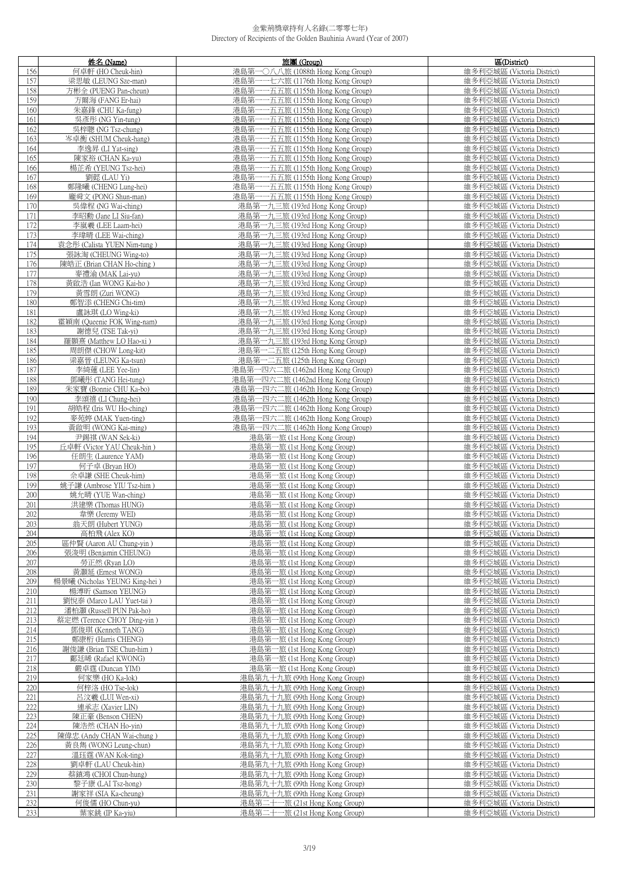# 金紫荊獎章持有人名錄(二零零七年)
Directory of Recipients of the Golden Bauhinia Award (Year of 2007)

| | 姓名 (Name) | 旅團 (Group) | 區(District) |
|---|---|---|---|
| 156 | 何卓軒 (HO Cheuk-hin) | 港島第一〇八八旅 (1088th Hong Kong Group) | 維多利亞城區 (Victoria District) |
| 157 | 梁思敏 (LEUNG Sze-man) | 港島第一一七六旅 (1176th Hong Kong Group) | 維多利亞城區 (Victoria District) |
| 158 | 方彬全 (PUENG Pan-cheun) | 港島第一一五五旅 (1155th Hong Kong Group) | 維多利亞城區 (Victoria District) |
| 159 | 方爾海 (FANG Er-hai) | 港島第一一五五旅 (1155th Hong Kong Group) | 維多利亞城區 (Victoria District) |
| 160 | 朱嘉鋒 (CHU Ka-fung) | 港島第一一五五旅 (1155th Hong Kong Group) | 維多利亞城區 (Victoria District) |
| 161 | 吳彥彤 (NG Yin-tung) | 港島第一一五五旅 (1155th Hong Kong Group) | 維多利亞城區 (Victoria District) |
| 162 | 吳梓聰 (NG Tsz-chung) | 港島第一一五五旅 (1155th Hong Kong Group) | 維多利亞城區 (Victoria District) |
| 163 | 岑卓衡 (SHUM Cheuk-hang) | 港島第一一五五旅 (1155th Hong Kong Group) | 維多利亞城區 (Victoria District) |
| 164 | 李逸昇 (LI Yat-sing) | 港島第一一五五旅 (1155th Hong Kong Group) | 維多利亞城區 (Victoria District) |
| 165 | 陳家裕 (CHAN Ka-yu) | 港島第一一五五旅 (1155th Hong Kong Group) | 維多利亞城區 (Victoria District) |
| 166 | 楊芷希 (YEUNG Tsz-hei) | 港島第一一五五旅 (1155th Hong Kong Group) | 維多利亞城區 (Victoria District) |
| 167 | 劉懿 (LAU Yi) | 港島第一一五五旅 (1155th Hong Kong Group) | 維多利亞城區 (Victoria District) |
| 168 | 鄭隆曦 (CHENG Lung-hei) | 港島第一一五五旅 (1155th Hong Kong Group) | 維多利亞城區 (Victoria District) |
| 169 | 龐舜文 (PONG Shun-man) | 港島第一一五五旅 (1155th Hong Kong Group) | 維多利亞城區 (Victoria District) |
| 170 | 吳偉程 (NG Wai-ching) | 港島第一九三旅 (193rd Hong Kong Group) | 維多利亞城區 (Victoria District) |
| 171 | 李昭勳 (Jane LI Siu-fan) | 港島第一九三旅 (193rd Hong Kong Group) | 維多利亞城區 (Victoria District) |
| 172 | 李嵐羲 (LEE Laam-hei) | 港島第一九三旅 (193rd Hong Kong Group) | 維多利亞城區 (Victoria District) |
| 173 | 李瑋晴 (LEE Wai-ching) | 港島第一九三旅 (193rd Hong Kong Group) | 維多利亞城區 (Victoria District) |
| 174 | 袁念彤 (Calista YUEN Nim-tung ) | 港島第一九三旅 (193rd Hong Kong Group) | 維多利亞城區 (Victoria District) |
| 175 | 張詠淘 (CHEUNG Wing-to) | 港島第一九三旅 (193rd Hong Kong Group) | 維多利亞城區 (Victoria District) |
| 176 | 陳皓正 (Brian CHAN Ho-ching ) | 港島第一九三旅 (193rd Hong Kong Group) | 維多利亞城區 (Victoria District) |
| 177 | 麥禮渝 (MAK Lai-yu) | 港島第一九三旅 (193rd Hong Kong Group) | 維多利亞城區 (Victoria District) |
| 178 | 黃啟浩 (Ian WONG Kai-ho ) | 港島第一九三旅 (193rd Hong Kong Group) | 維多利亞城區 (Victoria District) |
| 179 | 黃雪朗 (Zuri WONG) | 港島第一九三旅 (193rd Hong Kong Group) | 維多利亞城區 (Victoria District) |
| 180 | 鄭智添 (CHENG Chi-tim) | 港島第一九三旅 (193rd Hong Kong Group) | 維多利亞城區 (Victoria District) |
| 181 | 盧詠琪 (LO Wing-ki) | 港島第一九三旅 (193rd Hong Kong Group) | 維多利亞城區 (Victoria District) |
| 182 | 霍穎南 (Queenie FOK Wing-nam) | 港島第一九三旅 (193rd Hong Kong Group) | 維多利亞城區 (Victoria District) |
| 183 | 謝德兒 (TSE Tak-yi) | 港島第一九三旅 (193rd Hong Kong Group) | 維多利亞城區 (Victoria District) |
| 184 | 羅灝熹 (Matthew LO Hao-xi ) | 港島第一九三旅 (193rd Hong Kong Group) | 維多利亞城區 (Victoria District) |
| 185 | 周朗傑 (CHOW Long-kit) | 港島第一二五旅 (125th Hong Kong Group) | 維多利亞城區 (Victoria District) |
| 186 | 梁嘉晉 (LEUNG Ka-tsun) | 港島第一二五旅 (125th Hong Kong Group) | 維多利亞城區 (Victoria District) |
| 187 | 李綺蓮 (LEE Yee-lin) | 港島第一四六二旅 (1462nd Hong Kong Group) | 維多利亞城區 (Victoria District) |
| 188 | 鄧曦彤 (TANG Hei-tung) | 港島第一四六二旅 (1462nd Hong Kong Group) | 維多利亞城區 (Victoria District) |
| 189 | 朱家寶 (Bonnie CHU Ka-bo) | 港島第一四六二旅 (1462th Hong Kong Group) | 維多利亞城區 (Victoria District) |
| 190 | 李頌禧 (LI Chung-hei) | 港島第一四六二旅 (1462th Hong Kong Group) | 維多利亞城區 (Victoria District) |
| 191 | 胡皓程 (Iris WU Ho-ching) | 港島第一四六二旅 (1462th Hong Kong Group) | 維多利亞城區 (Victoria District) |
| 192 | 麥苑婷 (MAK Yuen-ting) | 港島第一四六二旅 (1462th Hong Kong Group) | 維多利亞城區 (Victoria District) |
| 193 | 黃啟明 (WONG Kai-ming) | 港島第一四六二旅 (1462th Hong Kong Group) | 維多利亞城區 (Victoria District) |
| 194 | 尹錫祺 (WAN Sek-ki) | 港島第一旅 (1st Hong Kong Group) | 維多利亞城區 (Victoria District) |
| 195 | 丘卓軒 (Victor YAU Cheuk-hin ) | 港島第一旅 (1st Hong Kong Group) | 維多利亞城區 (Victoria District) |
| 196 | 任朗生 (Laurence YAM) | 港島第一旅 (1st Hong Kong Group) | 維多利亞城區 (Victoria District) |
| 197 | 何子卓 (Bryan HO) | 港島第一旅 (1st Hong Kong Group) | 維多利亞城區 (Victoria District) |
| 198 | 佘卓謙 (SHE Cheuk-him) | 港島第一旅 (1st Hong Kong Group) | 維多利亞城區 (Victoria District) |
| 199 | 姚子謙 (Ambrose YIU Tsz-him ) | 港島第一旅 (1st Hong Kong Group) | 維多利亞城區 (Victoria District) |
| 200 | 姚允晴 (YUE Wan-ching) | 港島第一旅 (1st Hong Kong Group) | 維多利亞城區 (Victoria District) |
| 201 | 洪建樂 (Thomas HUNG) | 港島第一旅 (1st Hong Kong Group) | 維多利亞城區 (Victoria District) |
| 202 | 韋樂 (Jeremy WEI) | 港島第一旅 (1st Hong Kong Group) | 維多利亞城區 (Victoria District) |
| 203 | 翁天朗 (Hubert YUNG) | 港島第一旅 (1st Hong Kong Group) | 維多利亞城區 (Victoria District) |
| 204 | 高柏飛 (Alex KO) | 港島第一旅 (1st Hong Kong Group) | 維多利亞城區 (Victoria District) |
| 205 | 區仲賢 (Aaron AU Chung-yin ) | 港島第一旅 (1st Hong Kong Group) | 維多利亞城區 (Victoria District) |
| 206 | 張浚明 (Benjamin CHEUNG) | 港島第一旅 (1st Hong Kong Group) | 維多利亞城區 (Victoria District) |
| 207 | 勞正然 (Ryan LO) | 港島第一旅 (1st Hong Kong Group) | 維多利亞城區 (Victoria District) |
| 208 | 黃灝延 (Ernest WONG) | 港島第一旅 (1st Hong Kong Group) | 維多利亞城區 (Victoria District) |
| 209 | 楊景曦 (Nicholas YEUNG King-hei ) | 港島第一旅 (1st Hong Kong Group) | 維多利亞城區 (Victoria District) |
| 210 | 楊溥昕 (Samson YEUNG) | 港島第一旅 (1st Hong Kong Group) | 維多利亞城區 (Victoria District) |
| 211 | 劉悅泰 (Marco LAU Yuet-tai ) | 港島第一旅 (1st Hong Kong Group) | 維多利亞城區 (Victoria District) |
| 212 | 潘柏灝 (Russell PUN Pak-ho) | 港島第一旅 (1st Hong Kong Group) | 維多利亞城區 (Victoria District) |
| 213 | 蔡定燃 (Terence CHOY Ding-yin ) | 港島第一旅 (1st Hong Kong Group) | 維多利亞城區 (Victoria District) |
| 214 | 鄧俊琪 (Kenneth TANG) | 港島第一旅 (1st Hong Kong Group) | 維多利亞城區 (Victoria District) |
| 215 | 鄭康桁 (Harris CHENG) | 港島第一旅 (1st Hong Kong Group) | 維多利亞城區 (Victoria District) |
| 216 | 謝俊謙 (Brian TSE Chun-him ) | 港島第一旅 (1st Hong Kong Group) | 維多利亞城區 (Victoria District) |
| 217 | 鄺廷晞 (Rafael KWONG) | 港島第一旅 (1st Hong Kong Group) | 維多利亞城區 (Victoria District) |
| 218 | 嚴卓霆 (Duncan YIM) | 港島第一旅 (1st Hong Kong Group) | 維多利亞城區 (Victoria District) |
| 219 | 何家樂 (HO Ka-lok) | 港島第九十九旅 (99th Hong Kong Group) | 維多利亞城區 (Victoria District) |
| 220 | 何梓洛 (HO Tse-lok) | 港島第九十九旅 (99th Hong Kong Group) | 維多利亞城區 (Victoria District) |
| 221 | 呂汶羲 (LUI Wen-xi) | 港島第九十九旅 (99th Hong Kong Group) | 維多利亞城區 (Victoria District) |
| 222 | 連承志 (Xavier LIN) | 港島第九十九旅 (99th Hong Kong Group) | 維多利亞城區 (Victoria District) |
| 223 | 陳正豪 (Benson CHEN) | 港島第九十九旅 (99th Hong Kong Group) | 維多利亞城區 (Victoria District) |
| 224 | 陳浩然 (CHAN Ho-yin) | 港島第九十九旅 (99th Hong Kong Group) | 維多利亞城區 (Victoria District) |
| 225 | 陳偉忠 (Andy CHAN Wai-chung ) | 港島第九十九旅 (99th Hong Kong Group) | 維多利亞城區 (Victoria District) |
| 226 | 黃良雋 (WONG Leung-chun) | 港島第九十九旅 (99th Hong Kong Group) | 維多利亞城區 (Victoria District) |
| 227 | 溫珏霆 (WAN Kok-ting) | 港島第九十九旅 (99th Hong Kong Group) | 維多利亞城區 (Victoria District) |
| 228 | 劉卓軒 (LAU Cheuk-hin) | 港島第九十九旅 (99th Hong Kong Group) | 維多利亞城區 (Victoria District) |
| 229 | 蔡鎮鴻 (CHOI Chun-hung) | 港島第九十九旅 (99th Hong Kong Group) | 維多利亞城區 (Victoria District) |
| 230 | 黎子康 (LAI Tsz-hong) | 港島第九十九旅 (99th Hong Kong Group) | 維多利亞城區 (Victoria District) |
| 231 | 謝家祥 (SIA Ka-cheung) | 港島第九十九旅 (99th Hong Kong Group) | 維多利亞城區 (Victoria District) |
| 232 | 何俊儒 (HO Chun-yu) | 港島第二十一旅 (21st Hong Kong Group) | 維多利亞城區 (Victoria District) |
| 233 | 葉家銚 (IP Ka-yiu) | 港島第二十一旅 (21st Hong Kong Group) | 維多利亞城區 (Victoria District) |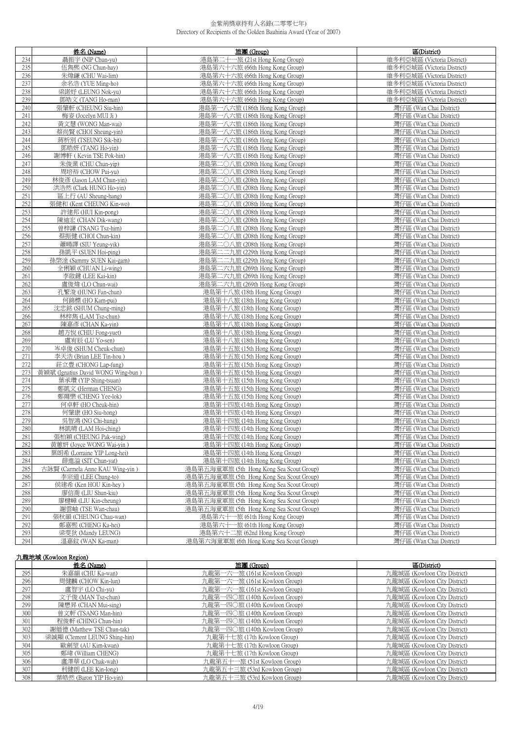金紫荊獎章持有人名錄(二零零七年)
Directory of Recipients of the Golden Bauhinia Award (Year of 2007)

| | 姓名 (Name) | 旅團 (Group) | 區(District) |
|---|---|---|---|
| 234 | 聶振宇 (NIP Chun-yu) | 港島第二十一旅 (21st Hong Kong Group) | 維多利亞城區 (Victoria District) |
| 235 | 伍雋熙 (NG Chun-hay) | 港島第六十六旅 (66th Hong Kong Group) | 維多利亞城區 (Victoria District) |
| 236 | 朱煒鐮 (CHU Wai-lim) | 港島第六十六旅 (66th Hong Kong Group) | 維多利亞城區 (Victoria District) |
| 237 | 余名浩 (YUE Ming-ho) | 港島第六十六旅 (66th Hong Kong Group) | 維多利亞城區 (Victoria District) |
| 238 | 梁諾妤 (LEUNG Nok-yu) | 港島第六十六旅 (66th Hong Kong Group) | 維多利亞城區 (Victoria District) |
| 239 | 鄧皓文 (TANG Ho-man) | 港島第六十六旅 (66th Hong Kong Group) | 維多利亞城區 (Victoria District) |
| 240 | 張肇軒 (CHEUNG Siu-hin) | 港島第一八六旅 (186th Hong Kong Group) | 灣仔區 (Wan Chai District) |
| 241 | 梅姿 (Jocelyn MUI Ji ) | 港島第一八六旅 (186th Hong Kong Group) | 灣仔區 (Wan Chai District) |
| 242 | 黃文慧 (WONG Man-wai) | 港島第一八六旅 (186th Hong Kong Group) | 灣仔區 (Wan Chai District) |
| 243 | 蔡尚賢 (CHOI Sheung-yin) | 港島第一八六旅 (186th Hong Kong Group) | 灣仔區 (Wan Chai District) |
| 244 | 蔣析別 (TSEUNG Sik-bit) | 港島第一八六旅 (186th Hong Kong Group) | 灣仔區 (Wan Chai District) |
| 245 | 鄧皓妍 (TANG Ho-yin) | 港島第一八六旅 (186th Hong Kong Group) | 灣仔區 (Wan Chai District) |
| 246 | 謝博軒 ( Kevin TSE Pok-hin) | 港島第一八六旅 (186th Hong Kong Group) | 灣仔區 (Wan Chai District) |
| 247 | 朱俊業 (CHU Chun-yip) | 港島第二○八旅 (208th Hong Kong Group) | 灣仔區 (Wan Chai District) |
| 248 | 周培裕 (CHOW Pui-yu) | 港島第二○八旅 (208th Hong Kong Group) | 灣仔區 (Wan Chai District) |
| 249 | 林俊彥 (Jason LAM Chun-yin) | 港島第二○八旅 (208th Hong Kong Group) | 灣仔區 (Wan Chai District) |
| 250 | 洪浩然 (Clark HUNG Ho-yin) | 港島第二○八旅 (208th Hong Kong Group) | 灣仔區 (Wan Chai District) |
| 251 | 區上行 (AU Sheung-hang) | 港島第二○八旅 (208th Hong Kong Group) | 灣仔區 (Wan Chai District) |
| 252 | 張健和 (Kent CHEUNG Kin-wo) | 港島第二○八旅 (208th Hong Kong Group) | 灣仔區 (Wan Chai District) |
| 253 | 許建邦 (HUI Kin-pong) | 港島第二○八旅 (208th Hong Kong Group) | 灣仔區 (Wan Chai District) |
| 254 | 陳迪宏 (CHAN Dik-wang) | 港島第二○八旅 (208th Hong Kong Group) | 灣仔區 (Wan Chai District) |
| 255 | 曾梓謙 (TSANG Tsz-him) | 港島第二○八旅 (208th Hong Kong Group) | 灣仔區 (Wan Chai District) |
| 256 | 蔡振健 (CHOI Chun-kin) | 港島第二○八旅 (208th Hong Kong Group) | 灣仔區 (Wan Chai District) |
| 257 | 蕭暘譯 (SIU Yeung-yik) | 港島第二○八旅 (208th Hong Kong Group) | 灣仔區 (Wan Chai District) |
| 258 | 孫凱平 (SUEN Hoi-ping) | 港島第二二九旅 (229th Hong Kong Group) | 灣仔區 (Wan Chai District) |
| 259 | 孫棨淦 (Sammy SUEN Kai-gam) | 港島第二二九旅 (229th Hong Kong Group) | 灣仔區 (Wan Chai District) |
| 260 | 全俐穎 (CHUAN Li-wing) | 港島第二六九旅 (269th Hong Kong Group) | 灣仔區 (Wan Chai District) |
| 261 | 李啟鍵 (LEE Kai-kin) | 港島第二六九旅 (269th Hong Kong Group) | 灣仔區 (Wan Chai District) |
| 262 | 盧俊煒 (LO Chun-wai) | 港島第二六九旅 (269th Hong Kong Group) | 灣仔區 (Wan Chai District) |
| 263 | 孔繁浚 (HUNG Fan-chun) | 港島第十八旅 (18th Hong Kong Group) | 灣仔區 (Wan Chai District) |
| 264 | 何錦標 (HO Kam-pui) | 港島第十八旅 (18th Hong Kong Group) | 灣仔區 (Wan Chai District) |
| 265 | 沈忠銘 (SHUM Chung-ming) | 港島第十八旅 (18th Hong Kong Group) | 灣仔區 (Wan Chai District) |
| 266 | 林梓雋 (LAM Tsz-chun) | 港島第十八旅 (18th Hong Kong Group) | 灣仔區 (Wan Chai District) |
| 267 | 陳嘉彥 (CHAN Ka-yin) | 港島第十八旅 (18th Hong Kong Group) | 灣仔區 (Wan Chai District) |
| 268 | 趙方悅 (CHIU Fong-yuet) | 港島第十八旅 (18th Hong Kong Group) | 灣仔區 (Wan Chai District) |
| 269 | 盧宥辰 (LU Yo-sen) | 港島第十八旅 (18th Hong Kong Group) | 灣仔區 (Wan Chai District) |
| 270 | 岑卓俊 (SHUM Cheuk-chun) | 港島第十五旅 (15th Hong Kong Group) | 灣仔區 (Wan Chai District) |
| 271 | 李天浩 (Brian LEE Tin-hou ) | 港島第十五旅 (15th Hong Kong Group) | 灣仔區 (Wan Chai District) |
| 272 | 莊立豐 (CHONG Lap-fung) | 港島第十五旅 (15th Hong Kong Group) | 灣仔區 (Wan Chai District) |
| 273 | 黃穎斌 (Ignatius David WONG Wing-bun ) | 港島第十五旅 (15th Hong Kong Group) | 灣仔區 (Wan Chai District) |
| 274 | 葉承瓚 (YIP Shing-tsuan) | 港島第十五旅 (15th Hong Kong Group) | 灣仔區 (Wan Chai District) |
| 275 | 鄭凱文 (Herman CHENG) | 港島第十五旅 (15th Hong Kong Group) | 灣仔區 (Wan Chai District) |
| 276 | 鄭爾樂 (CHENG Yee-lok) | 港島第十五旅 (15th Hong Kong Group) | 灣仔區 (Wan Chai District) |
| 277 | 何卓軒 (HO Cheuk-hin) | 港島第十四旅 (14th Hong Kong Group) | 灣仔區 (Wan Chai District) |
| 278 | 何肇康 (HO Siu-hong) | 港島第十四旅 (14th Hong Kong Group) | 灣仔區 (Wan Chai District) |
| 279 | 吳智鴻 (NG Chi-hung) | 港島第十四旅 (14th Hong Kong Group) | 灣仔區 (Wan Chai District) |
| 280 | 林凱晴 (LAM Hoi-ching) | 港島第十四旅 (14th Hong Kong Group) | 灣仔區 (Wan Chai District) |
| 281 | 張柏穎 (CHEUNG Pak-wing) | 港島第十四旅 (14th Hong Kong Group) | 灣仔區 (Wan Chai District) |
| 282 | 黃蕙妍 (Joyce WONG Wai-yin ) | 港島第十四旅 (14th Hong Kong Group) | 灣仔區 (Wan Chai District) |
| 283 | 葉朗希 (Lorraine YIP Long-hei) | 港島第十四旅 (14th Hong Kong Group) | 灣仔區 (Wan Chai District) |
| 284 | 薛進溢 (SIT Chun-yat) | 港島第十四旅 (14th Hong Kong Group) | 灣仔區 (Wan Chai District) |
| 285 | 古詠賢 (Carmela Anne KAU Wing-yin ) | 港島第五海童軍旅 (5th Hong Kong Sea Scout Group) | 灣仔區 (Wan Chai District) |
| 286 | 李宗道 (LEE Chung-to) | 港島第五海童軍旅 (5th Hong Kong Sea Scout Group) | 灣仔區 (Wan Chai District) |
| 287 | 侯建希 (Ken HOU Kin-hey ) | 港島第五海童軍旅 (5th Hong Kong Sea Scout Group) | 灣仔區 (Wan Chai District) |
| 288 | 廖信喬 (LIU Shun-kiu) | 港島第五海童軍旅 (5th Hong Kong Sea Scout Group) | 灣仔區 (Wan Chai District) |
| 289 | 廖건嶂 (LIU Kin-cheung) | 港島第五海童軍旅 (5th Hong Kong Sea Scout Group) | 灣仔區 (Wan Chai District) |
| 290 | 謝雲岫 (TSE Wan-chau) | 港島第五海童軍旅 (5th Hong Kong Sea Scout Group) | 灣仔區 (Wan Chai District) |
| 291 | 張秋韻 (CHEUNG Chau-wan) | 港島第六十一旅 (61th Hong Kong Group) | 灣仔區 (Wan Chai District) |
| 292 | 鄭嘉熙 (CHENG Ka-hei) | 港島第六十一旅 (61th Hong Kong Group) | 灣仔區 (Wan Chai District) |
| 293 | 梁雯狄 (Mandy LEUNG) | 港島第六十二旅 (62nd Hong Kong Group) | 灣仔區 (Wan Chai District) |
| 294 | 溫嘉敍 (WAN Ka-man) | 港島第六海童軍旅 (6th Hong Kong Sea Scout Group) | 灣仔區 (Wan Chai District) |

## 九龍地域 (Kowloon Region)

| | 姓名 (Name) | 旅團 (Group) | 區(District) |
|---|---|---|---|
| 295 | 朱嘉韻 (CHU Ka-wan) | 九龍第一六一旅 (161st Kowloon Group) | 九龍城區 (Kowloon City District) |
| 296 | 周健麟 (CHOW Kin-lun) | 九龍第一六一旅 (161st Kowloon Group) | 九龍城區 (Kowloon City District) |
| 297 | 盧智宇 (LO Chi-yu) | 九龍第一六一旅 (161st Kowloon Group) | 九龍城區 (Kowloon City District) |
| 298 | 文子俊 (MAN Tsz-chun) | 九龍第一四○旅 (140th Kowloon Group) | 九龍城區 (Kowloon City District) |
| 299 | 陳懋昇 (CHAN Mui-sing) | 九龍第一四○旅 (140th Kowloon Group) | 九龍城區 (Kowloon City District) |
| 300 | 曾文軒 (TSANG Man-hin) | 九龍第一四○旅 (140th Kowloon Group) | 九龍城區 (Kowloon City District) |
| 301 | 程俊軒 (CHING Chun-hin) | 九龍第一四○旅 (140th Kowloon Group) | 九龍城區 (Kowloon City District) |
| 302 | 謝縉德 (Matthew TSE Chun-tak) | 九龍第一四○旅 (140th Kowloon Group) | 九龍城區 (Kowloon City District) |
| 303 | 梁誠顯 (Clement LEUNG Shing-hin) | 九龍第十七旅 (17th Kowloon Group) | 九龍城區 (Kowloon City District) |
| 304 | 歐劍堃 (AU Kim-kwan) | 九龍第十七旅 (17th Kowloon Group) | 九龍城區 (Kowloon City District) |
| 305 | 鄭瑋 (William CHENG) | 九龍第十七旅 (17th Kowloon Group) | 九龍城區 (Kowloon City District) |
| 306 | 盧澤華 (LO Chak-wah) | 九龍第五十一旅 (51st Kowloon Group) | 九龍城區 (Kowloon City District) |
| 307 | 利健朗 (LEE Kin-long) | 九龍第五十三旅 (53rd Kowloon Group) | 九龍城區 (Kowloon City District) |
| 308 | 葉皓然 (Baron YIP Ho-yin) | 九龍第五十三旅 (53rd Kowloon Group) | 九龍城區 (Kowloon City District) |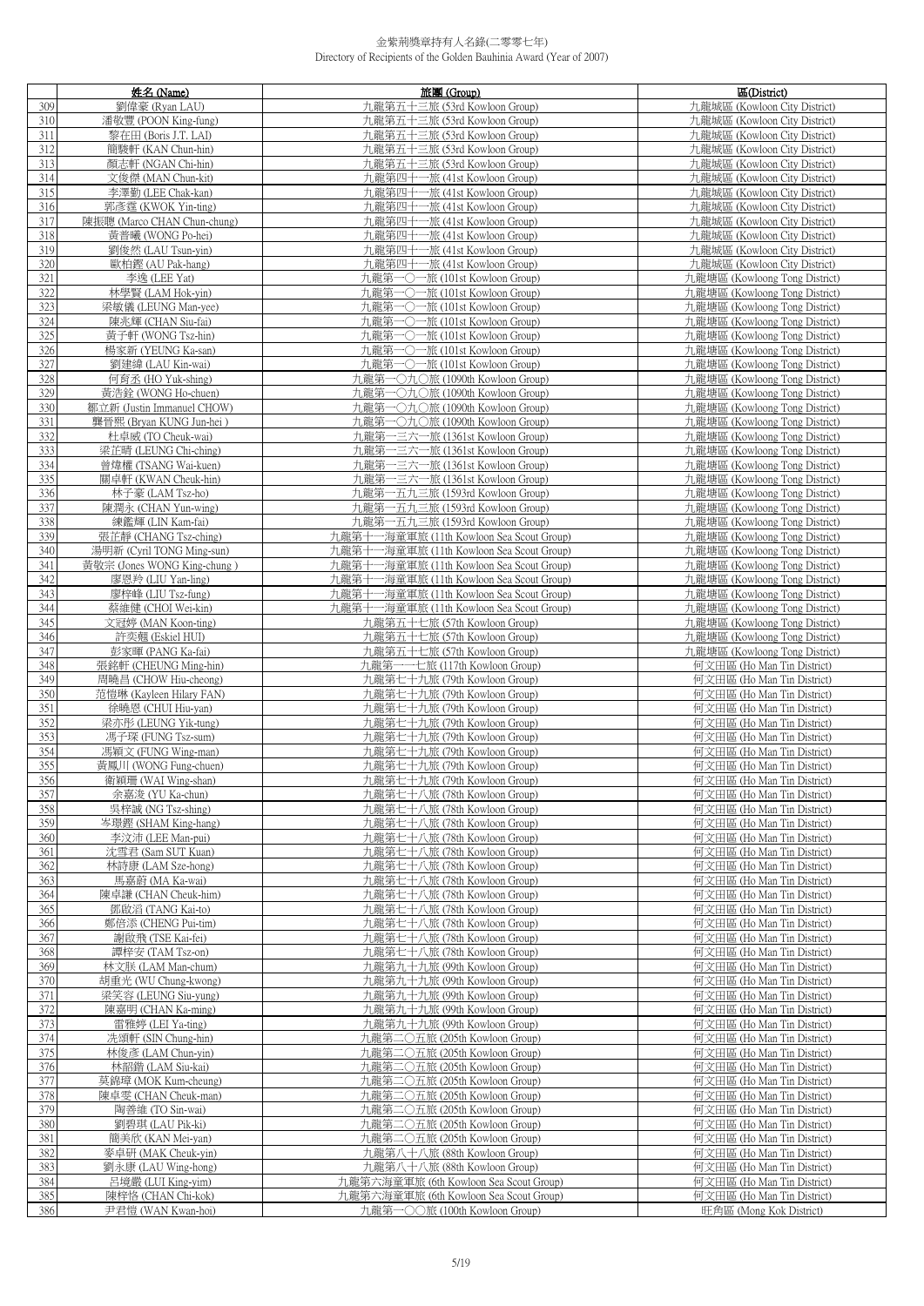金紫荊獎章持有人名錄(二零零七年)
Directory of Recipients of the Golden Bauhinia Award (Year of 2007)

| | 姓名 (Name) | 旅團 (Group) | 區(District) |
|---|---|---|---|
| 309 | 劉偉豪 (Ryan LAU) | 九龍第五十三旅 (53rd Kowloon Group) | 九龍城區 (Kowloon City District) |
| 310 | 潘敬豐 (POON King-fung) | 九龍第五十三旅 (53rd Kowloon Group) | 九龍城區 (Kowloon City District) |
| 311 | 黎在田 (Boris J.T. LAI) | 九龍第五十三旅 (53rd Kowloon Group) | 九龍城區 (Kowloon City District) |
| 312 | 簡駿軒 (KAN Chun-hin) | 九龍第五十三旅 (53rd Kowloon Group) | 九龍城區 (Kowloon City District) |
| 313 | 顏志軒 (NGAN Chi-hin) | 九龍第五十三旅 (53rd Kowloon Group) | 九龍城區 (Kowloon City District) |
| 314 | 文俊傑 (MAN Chun-kit) | 九龍第四十一旅 (41st Kowloon Group) | 九龍城區 (Kowloon City District) |
| 315 | 李澤勤 (LEE Chak-kan) | 九龍第四十一旅 (41st Kowloon Group) | 九龍城區 (Kowloon City District) |
| 316 | 郭彥霆 (KWOK Yin-ting) | 九龍第四十一旅 (41st Kowloon Group) | 九龍城區 (Kowloon City District) |
| 317 | 陳振聰 (Marco CHAN Chun-chung) | 九龍第四十一旅 (41st Kowloon Group) | 九龍城區 (Kowloon City District) |
| 318 | 黃普曦 (WONG Po-hei) | 九龍第四十一旅 (41st Kowloon Group) | 九龍城區 (Kowloon City District) |
| 319 | 劉俊然 (LAU Tsun-yin) | 九龍第四十一旅 (41st Kowloon Group) | 九龍城區 (Kowloon City District) |
| 320 | 歐柏鏗 (AU Pak-hang) | 九龍第四十一旅 (41st Kowloon Group) | 九龍城區 (Kowloon City District) |
| 321 | 李逸 (LEE Yat) | 九龍第一〇一旅 (101st Kowloon Group) | 九龍塘區 (Kowloong Tong District) |
| 322 | 林學賢 (LAM Hok-yin) | 九龍第一〇一旅 (101st Kowloon Group) | 九龍塘區 (Kowloong Tong District) |
| 323 | 梁敏儀 (LEUNG Man-yee) | 九龍第一〇一旅 (101st Kowloon Group) | 九龍塘區 (Kowloong Tong District) |
| 324 | 陳兆輝 (CHAN Siu-fai) | 九龍第一〇一旅 (101st Kowloon Group) | 九龍塘區 (Kowloong Tong District) |
| 325 | 黃子軒 (WONG Tsz-hin) | 九龍第一〇一旅 (101st Kowloon Group) | 九龍塘區 (Kowloong Tong District) |
| 326 | 楊家新 (YEUNG Ka-san) | 九龍第一〇一旅 (101st Kowloon Group) | 九龍塘區 (Kowloong Tong District) |
| 327 | 劉建緯 (LAU Kin-wai) | 九龍第一〇一旅 (101st Kowloon Group) | 九龍塘區 (Kowloong Tong District) |
| 328 | 何育丞 (HO Yuk-shing) | 九龍第一〇九〇旅 (1090th Kowloon Group) | 九龍塘區 (Kowloong Tong District) |
| 329 | 黃浩銓 (WONG Ho-chuen) | 九龍第一〇九〇旅 (1090th Kowloon Group) | 九龍塘區 (Kowloong Tong District) |
| 330 | 鄒立新 (Justin Immanuel CHOW) | 九龍第一〇九〇旅 (1090th Kowloon Group) | 九龍塘區 (Kowloong Tong District) |
| 331 | 龔晉熙 (Bryan KUNG Jun-hei ) | 九龍第一〇九〇旅 (1090th Kowloon Group) | 九龍塘區 (Kowloong Tong District) |
| 332 | 杜卓威 (TO Cheuk-wai) | 九龍第一三六一旅 (1361st Kowloon Group) | 九龍塘區 (Kowloong Tong District) |
| 333 | 梁芷晴 (LEUNG Chi-ching) | 九龍第一三六一旅 (1361st Kowloon Group) | 九龍塘區 (Kowloong Tong District) |
| 334 | 曾煒權 (TSANG Wai-kuen) | 九龍第一三六一旅 (1361st Kowloon Group) | 九龍塘區 (Kowloong Tong District) |
| 335 | 關卓軒 (KWAN Cheuk-hin) | 九龍第一三六一旅 (1361st Kowloon Group) | 九龍塘區 (Kowloong Tong District) |
| 336 | 林子豪 (LAM Tsz-ho) | 九龍第一五九三旅 (1593rd Kowloon Group) | 九龍塘區 (Kowloong Tong District) |
| 337 | 陳潤永 (CHAN Yun-wing) | 九龍第一五九三旅 (1593rd Kowloon Group) | 九龍塘區 (Kowloong Tong District) |
| 338 | 練鑑輝 (LIN Kam-fai) | 九龍第一五九三旅 (1593rd Kowloon Group) | 九龍塘區 (Kowloong Tong District) |
| 339 | 張芷靜 (CHANG Tsz-ching) | 九龍第十一海童軍旅 (11th Kowloon Sea Scout Group) | 九龍塘區 (Kowloong Tong District) |
| 340 | 湯明新 (Cyril TONG Ming-sun) | 九龍第十一海童軍旅 (11th Kowloon Sea Scout Group) | 九龍塘區 (Kowloong Tong District) |
| 341 | 黃敬宗 (Jones WONG King-chung ) | 九龍第十一海童軍旅 (11th Kowloon Sea Scout Group) | 九龍塘區 (Kowloong Tong District) |
| 342 | 廖恩羚 (LIU Yan-ling) | 九龍第十一海童軍旅 (11th Kowloon Sea Scout Group) | 九龍塘區 (Kowloong Tong District) |
| 343 | 廖梓峰 (LIU Tsz-fung) | 九龍第十一海童軍旅 (11th Kowloon Sea Scout Group) | 九龍塘區 (Kowloong Tong District) |
| 344 | 蔡維健 (CHOI Wei-kin) | 九龍第十一海童軍旅 (11th Kowloon Sea Scout Group) | 九龍塘區 (Kowloong Tong District) |
| 345 | 文冠婷 (MAN Koon-ting) | 九龍第五十七旅 (57th Kowloon Group) | 九龍塘區 (Kowloong Tong District) |
| 346 | 許奕翹 (Eskiel HUI) | 九龍第五十七旅 (57th Kowloon Group) | 九龍塘區 (Kowloong Tong District) |
| 347 | 彭家暉 (PANG Ka-fai) | 九龍第五十七旅 (57th Kowloon Group) | 九龍塘區 (Kowloong Tong District) |
| 348 | 張銘軒 (CHEUNG Ming-hin) | 九龍第一一七旅 (117th Kowloon Group) | 何文田區 (Ho Man Tin District) |
| 349 | 周曉昌 (CHOW Hiu-cheong) | 九龍第七十九旅 (79th Kowloon Group) | 何文田區 (Ho Man Tin District) |
| 350 | 范愷琳 (Kayleen Hilary FAN) | 九龍第七十九旅 (79th Kowloon Group) | 何文田區 (Ho Man Tin District) |
| 351 | 徐曉恩 (CHUI Hiu-yan) | 九龍第七十九旅 (79th Kowloon Group) | 何文田區 (Ho Man Tin District) |
| 352 | 梁亦彤 (LEUNG Yik-tung) | 九龍第七十九旅 (79th Kowloon Group) | 何文田區 (Ho Man Tin District) |
| 353 | 馮子琛 (FUNG Tsz-sum) | 九龍第七十九旅 (79th Kowloon Group) | 何文田區 (Ho Man Tin District) |
| 354 | 馮穎文 (FUNG Wing-man) | 九龍第七十九旅 (79th Kowloon Group) | 何文田區 (Ho Man Tin District) |
| 355 | 黃鳳川 (WONG Fung-chuen) | 九龍第七十九旅 (79th Kowloon Group) | 何文田區 (Ho Man Tin District) |
| 356 | 衛穎珊 (WAI Wing-shan) | 九龍第七十九旅 (79th Kowloon Group) | 何文田區 (Ho Man Tin District) |
| 357 | 余嘉浚 (YU Ka-chun) | 九龍第七十八旅 (78th Kowloon Group) | 何文田區 (Ho Man Tin District) |
| 358 | 吳梓誠 (NG Tsz-shing) | 九龍第七十八旅 (78th Kowloon Group) | 何文田區 (Ho Man Tin District) |
| 359 | 岑璟鏗 (SHAM King-hang) | 九龍第七十八旅 (78th Kowloon Group) | 何文田區 (Ho Man Tin District) |
| 360 | 李汶沛 (LEE Man-pui) | 九龍第七十八旅 (78th Kowloon Group) | 何文田區 (Ho Man Tin District) |
| 361 | 沈雪君 (Sam SUT Kuan) | 九龍第七十八旅 (78th Kowloon Group) | 何文田區 (Ho Man Tin District) |
| 362 | 林詩康 (LAM Sze-hong) | 九龍第七十八旅 (78th Kowloon Group) | 何文田區 (Ho Man Tin District) |
| 363 | 馬嘉蔚 (MA Ka-wai) | 九龍第七十八旅 (78th Kowloon Group) | 何文田區 (Ho Man Tin District) |
| 364 | 陳卓謙 (CHAN Cheuk-him) | 九龍第七十八旅 (78th Kowloon Group) | 何文田區 (Ho Man Tin District) |
| 365 | 鄧啟滔 (TANG Kai-to) | 九龍第七十八旅 (78th Kowloon Group) | 何文田區 (Ho Man Tin District) |
| 366 | 鄭倍添 (CHENG Pui-tim) | 九龍第七十八旅 (78th Kowloon Group) | 何文田區 (Ho Man Tin District) |
| 367 | 謝啟飛 (TSE Kai-fei) | 九龍第七十八旅 (78th Kowloon Group) | 何文田區 (Ho Man Tin District) |
| 368 | 譚梓安 (TAM Tsz-on) | 九龍第七十八旅 (78th Kowloon Group) | 何文田區 (Ho Man Tin District) |
| 369 | 林文朕 (LAM Man-chum) | 九龍第九十九旅 (99th Kowloon Group) | 何文田區 (Ho Man Tin District) |
| 370 | 胡重光 (WU Chung-kwong) | 九龍第九十九旅 (99th Kowloon Group) | 何文田區 (Ho Man Tin District) |
| 371 | 梁笑容 (LEUNG Siu-yung) | 九龍第九十九旅 (99th Kowloon Group) | 何文田區 (Ho Man Tin District) |
| 372 | 陳嘉明 (CHAN Ka-ming) | 九龍第九十九旅 (99th Kowloon Group) | 何文田區 (Ho Man Tin District) |
| 373 | 雷雅婷 (LEI Ya-ting) | 九龍第九十九旅 (99th Kowloon Group) | 何文田區 (Ho Man Tin District) |
| 374 | 冼頌軒 (SIN Chung-hin) | 九龍第二〇五旅 (205th Kowloon Group) | 何文田區 (Ho Man Tin District) |
| 375 | 林俊彥 (LAM Chun-yin) | 九龍第二〇五旅 (205th Kowloon Group) | 何文田區 (Ho Man Tin District) |
| 376 | 林韶鍇 (LAM Siu-kai) | 九龍第二〇五旅 (205th Kowloon Group) | 何文田區 (Ho Man Tin District) |
| 377 | 莫錦璋 (MOK Kum-cheung) | 九龍第二〇五旅 (205th Kowloon Group) | 何文田區 (Ho Man Tin District) |
| 378 | 陳卓雯 (CHAN Cheuk-man) | 九龍第二〇五旅 (205th Kowloon Group) | 何文田區 (Ho Man Tin District) |
| 379 | 陶善維 (TO Sin-wai) | 九龍第二〇五旅 (205th Kowloon Group) | 何文田區 (Ho Man Tin District) |
| 380 | 劉碧琪 (LAU Pik-ki) | 九龍第二〇五旅 (205th Kowloon Group) | 何文田區 (Ho Man Tin District) |
| 381 | 簡美欣 (KAN Mei-yan) | 九龍第二〇五旅 (205th Kowloon Group) | 何文田區 (Ho Man Tin District) |
| 382 | 麥卓研 (MAK Cheuk-yin) | 九龍第八十八旅 (88th Kowloon Group) | 何文田區 (Ho Man Tin District) |
| 383 | 劉永康 (LAU Wing-hong) | 九龍第八十八旅 (88th Kowloon Group) | 何文田區 (Ho Man Tin District) |
| 384 | 呂境嚴 (LUI King-yim) | 九龍第六海童軍旅 (6th Kowloon Sea Scout Group) | 何文田區 (Ho Man Tin District) |
| 385 | 陳梓烙 (CHAN Chi-kok) | 九龍第六海童軍旅 (6th Kowloon Sea Scout Group) | 何文田區 (Ho Man Tin District) |
| 386 | 尹君愷 (WAN Kwan-hoi) | 九龍第一〇〇旅 (100th Kowloon Group) | 旺角區 (Mong Kok District) |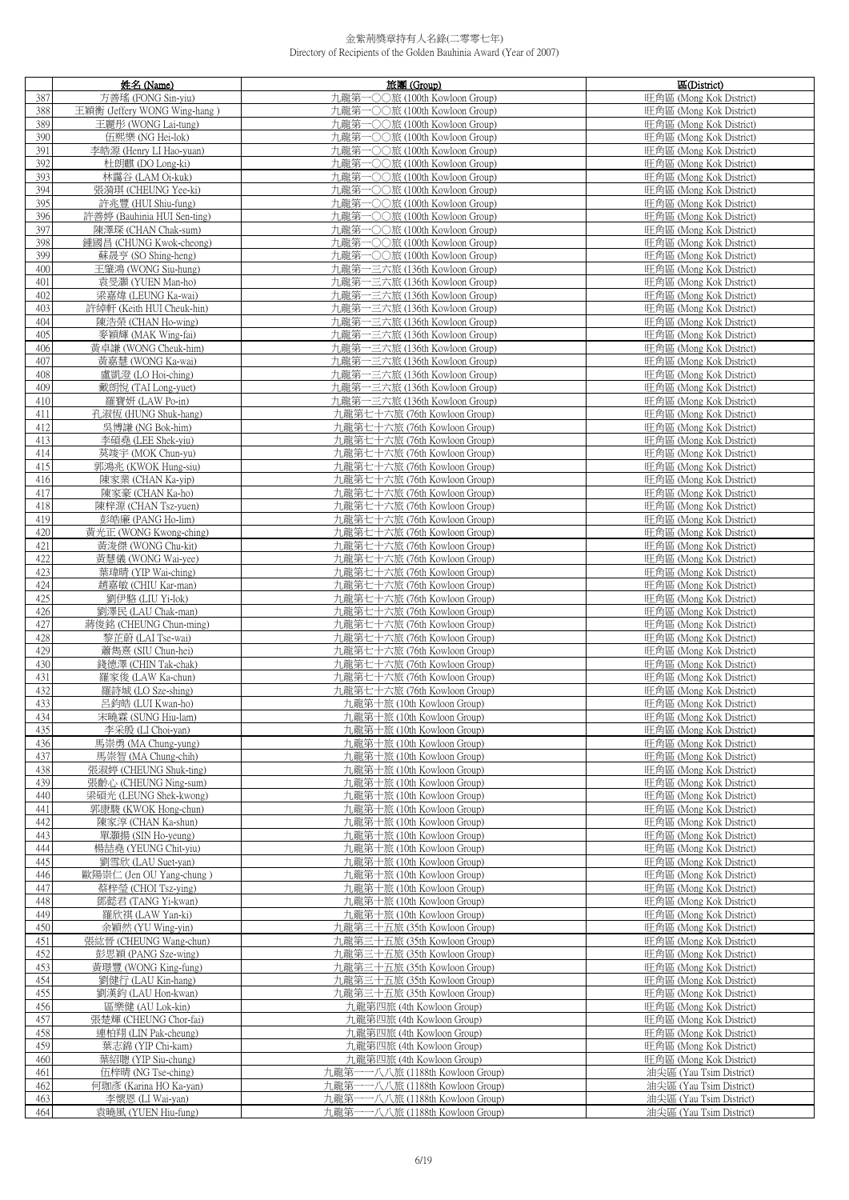# 金紫荊獎章持有人名錄(二零零七年)
Directory of Recipients of the Golden Bauhinia Award (Year of 2007)

| | 姓名 (Name) | 旅團 (Group) | 區(District) |
|---|---|---|---|
| 387 | 方善瑤 (FONG Sin-yiu) | 九龍第一〇〇旅 (100th Kowloon Group) | 旺角區 (Mong Kok District) |
| 388 | 王穎衡 (Jeffery WONG Wing-hang ) | 九龍第一〇〇旅 (100th Kowloon Group) | 旺角區 (Mong Kok District) |
| 389 | 王麗彤 (WONG Lai-tung) | 九龍第一〇〇旅 (100th Kowloon Group) | 旺角區 (Mong Kok District) |
| 390 | 伍熙樂 (NG Hei-lok) | 九龍第一〇〇旅 (100th Kowloon Group) | 旺角區 (Mong Kok District) |
| 391 | 李皓源 (Henry LI Hao-yuan) | 九龍第一〇〇旅 (100th Kowloon Group) | 旺角區 (Mong Kok District) |
| 392 | 杜朗麒 (DO Long-ki) | 九龍第一〇〇旅 (100th Kowloon Group) | 旺角區 (Mong Kok District) |
| 393 | 林靄谷 (LAM Oi-kuk) | 九龍第一〇〇旅 (100th Kowloon Group) | 旺角區 (Mong Kok District) |
| 394 | 張漪琪 (CHEUNG Yee-ki) | 九龍第一〇〇旅 (100th Kowloon Group) | 旺角區 (Mong Kok District) |
| 395 | 許兆豐 (HUI Shiu-fung) | 九龍第一〇〇旅 (100th Kowloon Group) | 旺角區 (Mong Kok District) |
| 396 | 許善婷 (Bauhinia HUI Sen-ting) | 九龍第一〇〇旅 (100th Kowloon Group) | 旺角區 (Mong Kok District) |
| 397 | 陳澤琛 (CHAN Chak-sum) | 九龍第一〇〇旅 (100th Kowloon Group) | 旺角區 (Mong Kok District) |
| 398 | 鍾國昌 (CHUNG Kwok-cheong) | 九龍第一〇〇旅 (100th Kowloon Group) | 旺角區 (Mong Kok District) |
| 399 | 蘇晟亨 (SO Shing-heng) | 九龍第一〇〇旅 (100th Kowloon Group) | 旺角區 (Mong Kok District) |
| 400 | 王肇鴻 (WONG Siu-hung) | 九龍第一三六旅 (136th Kowloon Group) | 旺角區 (Mong Kok District) |
| 401 | 袁旻灝 (YUEN Man-ho) | 九龍第一三六旅 (136th Kowloon Group) | 旺角區 (Mong Kok District) |
| 402 | 梁嘉煒 (LEUNG Ka-wai) | 九龍第一三六旅 (136th Kowloon Group) | 旺角區 (Mong Kok District) |
| 403 | 許綽軒 (Keith HUI Cheuk-hin) | 九龍第一三六旅 (136th Kowloon Group) | 旺角區 (Mong Kok District) |
| 404 | 陳浩榮 (CHAN Ho-wing) | 九龍第一三六旅 (136th Kowloon Group) | 旺角區 (Mong Kok District) |
| 405 | 麥穎輝 (MAK Wing-fai) | 九龍第一三六旅 (136th Kowloon Group) | 旺角區 (Mong Kok District) |
| 406 | 黃卓謙 (WONG Cheuk-him) | 九龍第一三六旅 (136th Kowloon Group) | 旺角區 (Mong Kok District) |
| 407 | 黃嘉慧 (WONG Ka-wai) | 九龍第一三六旅 (136th Kowloon Group) | 旺角區 (Mong Kok District) |
| 408 | 盧凱澄 (LO Hoi-ching) | 九龍第一三六旅 (136th Kowloon Group) | 旺角區 (Mong Kok District) |
| 409 | 戴朗悅 (TAI Long-yuet) | 九龍第一三六旅 (136th Kowloon Group) | 旺角區 (Mong Kok District) |
| 410 | 羅寶妍 (LAW Po-in) | 九龍第一三六旅 (136th Kowloon Group) | 旺角區 (Mong Kok District) |
| 411 | 孔淑恆 (HUNG Shuk-hang) | 九龍第七十六旅 (76th Kowloon Group) | 旺角區 (Mong Kok District) |
| 412 | 吳博謙 (NG Bok-him) | 九龍第七十六旅 (76th Kowloon Group) | 旺角區 (Mong Kok District) |
| 413 | 李碩堯 (LEE Shek-yiu) | 九龍第七十六旅 (76th Kowloon Group) | 旺角區 (Mong Kok District) |
| 414 | 莫竣宇 (MOK Chun-yu) | 九龍第七十六旅 (76th Kowloon Group) | 旺角區 (Mong Kok District) |
| 415 | 郭鴻兆 (KWOK Hung-siu) | 九龍第七十六旅 (76th Kowloon Group) | 旺角區 (Mong Kok District) |
| 416 | 陳家業 (CHAN Ka-yip) | 九龍第七十六旅 (76th Kowloon Group) | 旺角區 (Mong Kok District) |
| 417 | 陳家豪 (CHAN Ka-ho) | 九龍第七十六旅 (76th Kowloon Group) | 旺角區 (Mong Kok District) |
| 418 | 陳梓源 (CHAN Tsz-yuen) | 九龍第七十六旅 (76th Kowloon Group) | 旺角區 (Mong Kok District) |
| 419 | 彭皓廉 (PANG Ho-lim) | 九龍第七十六旅 (76th Kowloon Group) | 旺角區 (Mong Kok District) |
| 420 | 黃光正 (WONG Kwong-ching) | 九龍第七十六旅 (76th Kowloon Group) | 旺角區 (Mong Kok District) |
| 421 | 黃浚傑 (WONG Chu-kit) | 九龍第七十六旅 (76th Kowloon Group) | 旺角區 (Mong Kok District) |
| 422 | 黃慧儀 (WONG Wai-yee) | 九龍第七十六旅 (76th Kowloon Group) | 旺角區 (Mong Kok District) |
| 423 | 葉瑋晴 (YIP Wai-ching) | 九龍第七十六旅 (76th Kowloon Group) | 旺角區 (Mong Kok District) |
| 424 | 趙嘉敏 (CHIU Kar-man) | 九龍第七十六旅 (76th Kowloon Group) | 旺角區 (Mong Kok District) |
| 425 | 劉伊駱 (LIU Yi-lok) | 九龍第七十六旅 (76th Kowloon Group) | 旺角區 (Mong Kok District) |
| 426 | 劉澤民 (LAU Chak-man) | 九龍第七十六旅 (76th Kowloon Group) | 旺角區 (Mong Kok District) |
| 427 | 蔣俊銘 (CHEUNG Chun-ming) | 九龍第七十六旅 (76th Kowloon Group) | 旺角區 (Mong Kok District) |
| 428 | 黎芷蔚 (LAI Tse-wai) | 九龍第七十六旅 (76th Kowloon Group) | 旺角區 (Mong Kok District) |
| 429 | 蕭雋熹 (SIU Chun-hei) | 九龍第七十六旅 (76th Kowloon Group) | 旺角區 (Mong Kok District) |
| 430 | 錢德澤 (CHIN Tak-chak) | 九龍第七十六旅 (76th Kowloon Group) | 旺角區 (Mong Kok District) |
| 431 | 羅家俊 (LAW Ka-chun) | 九龍第七十六旅 (76th Kowloon Group) | 旺角區 (Mong Kok District) |
| 432 | 羅詩城 (LO Sze-shing) | 九龍第七十六旅 (76th Kowloon Group) | 旺角區 (Mong Kok District) |
| 433 | 呂鈞皓 (LUI Kwan-ho) | 九龍第十旅 (10th Kowloon Group) | 旺角區 (Mong Kok District) |
| 434 | 宋曉霖 (SUNG Hiu-lam) | 九龍第十旅 (10th Kowloon Group) | 旺角區 (Mong Kok District) |
| 435 | 李采殷 (LI Choi-yan) | 九龍第十旅 (10th Kowloon Group) | 旺角區 (Mong Kok District) |
| 436 | 馬崇勇 (MA Chung-yung) | 九龍第十旅 (10th Kowloon Group) | 旺角區 (Mong Kok District) |
| 437 | 馬崇智 (MA Chung-chih) | 九龍第十旅 (10th Kowloon Group) | 旺角區 (Mong Kok District) |
| 438 | 張淑婷 (CHEUNG Shuk-ting) | 九龍第十旅 (10th Kowloon Group) | 旺角區 (Mong Kok District) |
| 439 | 張齡心 (CHEUNG Ning-sum) | 九龍第十旅 (10th Kowloon Group) | 旺角區 (Mong Kok District) |
| 440 | 梁碩光 (LEUNG Shek-kwong) | 九龍第十旅 (10th Kowloon Group) | 旺角區 (Mong Kok District) |
| 441 | 郭康駿 (KWOK Hong-chun) | 九龍第十旅 (10th Kowloon Group) | 旺角區 (Mong Kok District) |
| 442 | 陳家淳 (CHAN Ka-shun) | 九龍第十旅 (10th Kowloon Group) | 旺角區 (Mong Kok District) |
| 443 | 單灝揚 (SIN Ho-yeung) | 九龍第十旅 (10th Kowloon Group) | 旺角區 (Mong Kok District) |
| 444 | 楊喆堯 (YEUNG Chit-yiu) | 九龍第十旅 (10th Kowloon Group) | 旺角區 (Mong Kok District) |
| 445 | 劉雪欣 (LAU Suet-yan) | 九龍第十旅 (10th Kowloon Group) | 旺角區 (Mong Kok District) |
| 446 | 歐陽崇仁 (Jen OU Yang-chung ) | 九龍第十旅 (10th Kowloon Group) | 旺角區 (Mong Kok District) |
| 447 | 蔡梓瑩 (CHOI Tsz-ying) | 九龍第十旅 (10th Kowloon Group) | 旺角區 (Mong Kok District) |
| 448 | 鄧懿君 (TANG Yi-kwan) | 九龍第十旅 (10th Kowloon Group) | 旺角區 (Mong Kok District) |
| 449 | 羅欣祺 (LAW Yan-ki) | 九龍第十旅 (10th Kowloon Group) | 旺角區 (Mong Kok District) |
| 450 | 余穎然 (YU Wing-yin) | 九龍第三十五旅 (35th Kowloon Group) | 旺角區 (Mong Kok District) |
| 451 | 張紘晉 (CHEUNG Wang-chun) | 九龍第三十五旅 (35th Kowloon Group) | 旺角區 (Mong Kok District) |
| 452 | 彭思穎 (PANG Sze-wing) | 九龍第三十五旅 (35th Kowloon Group) | 旺角區 (Mong Kok District) |
| 453 | 黃璟豐 (WONG King-fung) | 九龍第三十五旅 (35th Kowloon Group) | 旺角區 (Mong Kok District) |
| 454 | 劉健行 (LAU Kin-hang) | 九龍第三十五旅 (35th Kowloon Group) | 旺角區 (Mong Kok District) |
| 455 | 劉漢鈞 (LAU Hon-kwan) | 九龍第三十五旅 (35th Kowloon Group) | 旺角區 (Mong Kok District) |
| 456 | 區樂健 (AU Lok-kin) | 九龍第四旅 (4th Kowloon Group) | 旺角區 (Mong Kok District) |
| 457 | 張楚輝 (CHEUNG Chor-fai) | 九龍第四旅 (4th Kowloon Group) | 旺角區 (Mong Kok District) |
| 458 | 連柏翔 (LIN Pak-cheung) | 九龍第四旅 (4th Kowloon Group) | 旺角區 (Mong Kok District) |
| 459 | 葉志錦 (YIP Chi-kam) | 九龍第四旅 (4th Kowloon Group) | 旺角區 (Mong Kok District) |
| 460 | 葉紹聰 (YIP Siu-chung) | 九龍第四旅 (4th Kowloon Group) | 旺角區 (Mong Kok District) |
| 461 | 伍梓晴 (NG Tse-ching) | 九龍第一一八八旅 (1188th Kowloon Group) | 油尖區 (Yau Tsim District) |
| 462 | 何珈彥 (Karina HO Ka-yan) | 九龍第一一八八旅 (1188th Kowloon Group) | 油尖區 (Yau Tsim District) |
| 463 | 李懷恩 (LI Wai-yan) | 九龍第一一八八旅 (1188th Kowloon Group) | 油尖區 (Yau Tsim District) |
| 464 | 袁曉風 (YUEN Hiu-fung) | 九龍第一一八八旅 (1188th Kowloon Group) | 油尖區 (Yau Tsim District) |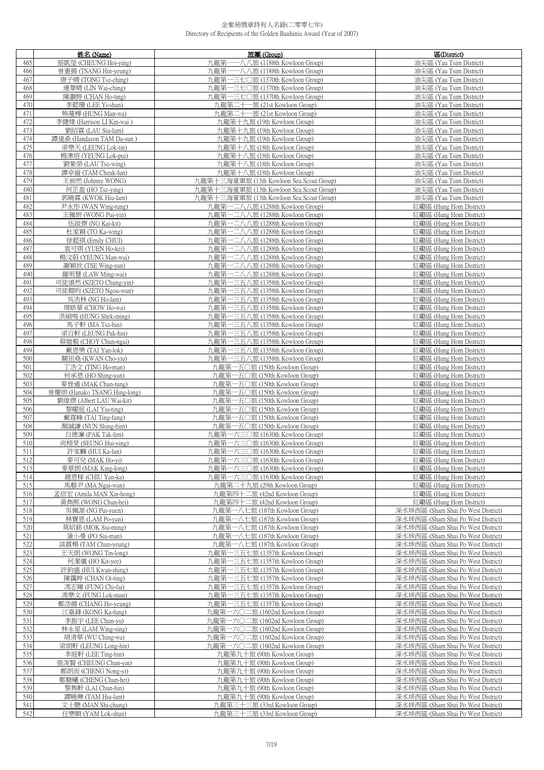金紫荊獎章持有人名錄(二零零七年)
Directory of Recipients of the Golden Bauhinia Award (Year of 2007)

| | 姓名 (Name) | 旅團 (Group) | 區(District) |
|---|---|---|---|
| 465 | 張凱瑩 (CHEUNG Hoi-ying) | 九龍第一一八八旅 (1188th Kowloon Group) | 油尖區 (Yau Tsim District) |
| 466 | 曾憲揚 (TSANG Hin-yeung) | 九龍第一一八八旅 (1188th Kowloon Group) | 油尖區 (Yau Tsim District) |
| 467 | 唐子晴 (TONG Tsz-ching) | 九龍第一三七〇旅 (1370th Kowloon Group) | 油尖區 (Yau Tsim District) |
| 468 | 連葦晴 (LIN Wai-ching) | 九龍第一三七〇旅 (1370th Kowloon Group) | 油尖區 (Yau Tsim District) |
| 469 | 陳灝婷 (CHAN Ho-ting) | 九龍第一三七〇旅 (1370th Kowloon Group) | 油尖區 (Yau Tsim District) |
| 470 | 李懿珊 (LEE Yi-shan) | 九龍第二十一旅 (21st Kowloon Group) | 油尖區 (Yau Tsim District) |
| 471 | 熊蔓樺 (HUNG Man-wa) | 九龍第二十一旅 (21st Kowloon Group) | 油尖區 (Yau Tsim District) |
| 472 | 李健煒 (Harrison LI Kin-wai ) | 九龍第十九旅 (19th Kowloon Group) | 油尖區 (Yau Tsim District) |
| 473 | 劉紹霖 (LAU Siu-lam) | 九龍第十九旅 (19th Kowloon Group) | 油尖區 (Yau Tsim District) |
| 474 | 譚達燊 (Handason TAM Da-sun ) | 九龍第十九旅 (19th Kowloon Group) | 油尖區 (Yau Tsim District) |
| 475 | 梁樂天 (LEUNG Lok-tin) | 九龍第十八旅 (18th Kowloon Group) | 油尖區 (Yau Tsim District) |
| 476 | 楊濼培 (YEUNG Lok-pui) | 九龍第十八旅 (18th Kowloon Group) | 油尖區 (Yau Tsim District) |
| 477 | 劉紫榮 (LAU Tsz-wing) | 九龍第十八旅 (18th Kowloon Group) | 油尖區 (Yau Tsim District) |
| 478 | 譚卓倫 (TAM Cheuk-lun) | 九龍第十八旅 (18th Kowloon Group) | 油尖區 (Yau Tsim District) |
| 479 | 王昶然 (Johnny WONG) | 九龍第十三海童軍旅 (13th Kowloon Sea Scout Group) | 油尖區 (Yau Tsim District) |
| 480 | 何芷盈 (HO Tsz-ying) | 九龍第十三海童軍旅 (13th Kowloon Sea Scout Group) | 油尖區 (Yau Tsim District) |
| 481 | 郭曉霖 (KWOK Hiu-lam) | 九龍第十三海童軍旅 (13th Kowloon Sea Scout Group) | 油尖區 (Yau Tsim District) |
| 482 | 尹永彤 (WAN Wing-tung) | 九龍第一二八八旅 (1288th Kowloon Group) | 紅磡區 (Hung Hom District) |
| 483 | 王佩妍 (WONG Pui-yin) | 九龍第一二八八旅 (1288th Kowloon Group) | 紅磡區 (Hung Hom District) |
| 484 | 伍啟傑 (NG Kai-kit) | 九龍第一二八八旅 (1288th Kowloon Group) | 紅磡區 (Hung Hom District) |
| 485 | 杜家穎 (TO Ka-wing) | 九龍第一二八八旅 (1288th Kowloon Group) | 紅磡區 (Hung Hom District) |
| 486 | 徐懿淇 (Emily CHUI) | 九龍第一二八八旅 (1288th Kowloon Group) | 紅磡區 (Hung Hom District) |
| 487 | 袁可琪 (YUEN Ho-kei) | 九龍第一二八八旅 (1288th Kowloon Group) | 紅磡區 (Hung Hom District) |
| 488 | 楊汶蔚 (YEUNG Man-wai) | 九龍第一二八八旅 (1288th Kowloon Group) | 紅磡區 (Hung Hom District) |
| 489 | 謝穎欣 (TSE Wing-yan) | 九龍第一二八八旅 (1288th Kowloon Group) | 紅磡區 (Hung Hom District) |
| 490 | 羅明慧 (LAW Ming-wai) | 九龍第一二八八旅 (1288th Kowloon Group) | 紅磡區 (Hung Hom District) |
| 491 | 司徒頌然 (SZETO Chung-yin) | 九龍第一三五八旅 (1358th Kowloon Group) | 紅磡區 (Hung Hom District) |
| 492 | 司徒鷗昀 (SZETO Ngou-wun) | 九龍第一三五八旅 (1358th Kowloon Group) | 紅磡區 (Hung Hom District) |
| 493 | 吳浩林 (NG Ho-lam) | 九龍第一三五八旅 (1358th Kowloon Group) | 紅磡區 (Hung Hom District) |
| 494 | 周皓華 (CHOW Ho-wa) | 九龍第一三五八旅 (1358th Kowloon Group) | 紅磡區 (Hung Hom District) |
| 495 | 洪碩鳴 (HUNG Shek-ming) | 九龍第一三五八旅 (1358th Kowloon Group) | 紅磡區 (Hung Hom District) |
| 496 | 馬子軒 (MA Tsz-hin) | 九龍第一三五八旅 (1358th Kowloon Group) | 紅磡區 (Hung Hom District) |
| 497 | 梁百軒 (LEUNG Pak-hin) | 九龍第一三五八旅 (1358th Kowloon Group) | 紅磡區 (Hung Hom District) |
| 498 | 蔡縉毅 (CHOY Chun-ngai) | 九龍第一三五八旅 (1358th Kowloon Group) | 紅磡區 (Hung Hom District) |
| 499 | 戴恩樂 (TAI Yan-lok) | 九龍第一三五八旅 (1358th Kowloon Group) | 紅磡區 (Hung Hom District) |
| 500 | 關祖堯 (KWAN Cho-yiu) | 九龍第一三五八旅 (1358th Kowloon Group) | 紅磡區 (Hung Hom District) |
| 501 | 丁浩文 (TING Ho-man) | 九龍第一五〇旅 (150th Kowloon Group) | 紅磡區 (Hung Hom District) |
| 502 | 何承恩 (HO Shing-yan) | 九龍第一五〇旅 (150th Kowloon Group) | 紅磡區 (Hung Hom District) |
| 503 | 麥晉通 (MAK Chun-tung) | 九龍第一五〇旅 (150th Kowloon Group) | 紅磡區 (Hung Hom District) |
| 504 | 曾慶朗 (Hanako TSANG Hing-long) | 九龍第一五〇旅 (150th Kowloon Group) | 紅磡區 (Hung Hom District) |
| 505 | 劉偉傑 (Albert LAU Wai-kit) | 九龍第一五〇旅 (150th Kowloon Group) | 紅磡區 (Hung Hom District) |
| 506 | 黎曜庭 (LAI Yiu-ting) | 九龍第一五〇旅 (150th Kowloon Group) | 紅磡區 (Hung Hom District) |
| 507 | 戴霆峰 (TAI Ting-fung) | 九龍第一五〇旅 (150th Kowloon Group) | 紅磡區 (Hung Hom District) |
| 508 | 顏誠謙 (NUN Shing-him) | 九龍第一五〇旅 (150th Kowloon Group) | 紅磡區 (Hung Hom District) |
| 509 | 白德濂 (PAK Tak-lim) | 九龍第一六三〇旅 (1630th Kowloon Group) | 紅磡區 (Hung Hom District) |
| 510 | 尚栩癸 (SEUNG Hui-ying) | 九龍第一六三〇旅 (1630th Kowloon Group) | 紅磡區 (Hung Hom District) |
| 511 | 許家麟 (HUI Ka-lun) | 九龍第一六三〇旅 (1630th Kowloon Group) | 紅磡區 (Hung Hom District) |
| 512 | 麥可兒 (MAK Ho-yi) | 九龍第一六三〇旅 (1630th Kowloon Group) | 紅磡區 (Hung Hom District) |
| 513 | 麥景朗 (MAK King-long) | 九龍第一六三〇旅 (1630th Kowloon Group) | 紅磡區 (Hung Hom District) |
| 514 | 趙恩稼 (CHIU Yan-ka) | 九龍第一六三〇旅 (1630th Kowloon Group) | 紅磡區 (Hung Hom District) |
| 515 | 馬藝尹 (MA Ngai-wan) | 九龍第二十九旅 (29th Kowloon Group) | 紅磡區 (Hung Hom District) |
| 516 | 孟信宏 (Amila MAN Xin-hong) | 九龍第四十二旅 (42nd Kowloon Group) | 紅磡區 (Hung Hom District) |
| 517 | 黃雋熙 (WONG Chun-hei) | 九龍第四十二旅 (42nd Kowloon Group) | 紅磡區 (Hung Hom District) |
| 518 | 吳佩源 (NG Pui-yuen) | 九龍第一八七旅 (187th Kowloon Group) | 深水埗西區 (Sham Shui Po West District) |
| 519 | 林寶恩 (LAM Po-yan) | 九龍第一八七旅 (187th Kowloon Group) | 深水埗西區 (Sham Shui Po West District) |
| 520 | 莫紹銘 (MOK Siu-ming) | 九龍第一八七旅 (187th Kowloon Group) | 深水埗西區 (Sham Shui Po West District) |
| 521 | 蒲小曼 (PO Siu-man) | 九龍第一八七旅 (187th Kowloon Group) | 深水埗西區 (Sham Shui Po West District) |
| 522 | 談震楊 (TAM Chun-yeung) | 九龍第一八七旅 (187th Kowloon Group) | 深水埗西區 (Sham Shui Po West District) |
| 523 | 王天朗 (WONG Tin-long) | 九龍第一三五七旅 (1357th Kowloon Group) | 深水埗西區 (Sham Shui Po West District) |
| 524 | 何潔儀 (HO Kit-yee) | 九龍第一三五七旅 (1357th Kowloon Group) | 深水埗西區 (Sham Shui Po West District) |
| 525 | 許鈞盛 (HUI Kwan-shing) | 九龍第一三五七旅 (1357th Kowloon Group) | 深水埗西區 (Sham Shui Po West District) |
| 526 | 陳靄婷 (CHAN Oi-ting) | 九龍第一三五七旅 (1357th Kowloon Group) | 深水埗西區 (Sham Shui Po West District) |
| 527 | 馮志暉 (FUNG Chi-fai) | 九龍第一三五七旅 (1357th Kowloon Group) | 深水埗西區 (Sham Shui Po West District) |
| 528 | 馮樂文 (FUNG Lok-man) | 九龍第一三五七旅 (1357th Kowloon Group) | 深水埗西區 (Sham Shui Po West District) |
| 529 | 鄭浩揚 (CHANG Ho-yeung) | 九龍第一三五七旅 (1357th Kowloon Group) | 深水埗西區 (Sham Shui Po West District) |
| 530 | 江嘉鋒 (KONG Ka-fung) | 九龍第一六〇二旅 (1602nd Kowloon Group) | 深水埗西區 (Sham Shui Po West District) |
| 531 | 李振宇 (LEE Chun-yu) | 九龍第一六〇二旅 (1602nd Kowloon Group) | 深水埗西區 (Sham Shui Po West District) |
| 532 | 林永星 (LAM Wing-sing) | 九龍第一六〇二旅 (1602nd Kowloon Group) | 深水埗西區 (Sham Shui Po West District) |
| 533 | 胡清華 (WU Ching-wa) | 九龍第一六〇二旅 (1602nd Kowloon Group) | 深水埗西區 (Sham Shui Po West District) |
| 534 | 梁朗軒 (LEUNG Long-hin) | 九龍第一六〇二旅 (1602nd Kowloon Group) | 深水埗西區 (Sham Shui Po West District) |
| 535 | 李庭軒 (LEE Ting-hin) | 九龍第九十旅 (90th Kowloon Group) | 深水埗西區 (Sham Shui Po West District) |
| 536 | 張浚賢 (CHEUNG Chun-yin) | 九龍第九十旅 (90th Kowloon Group) | 深水埗西區 (Sham Shui Po West District) |
| 537 | 鄭朗而 (CHENG Nong-yi) | 九龍第九十旅 (90th Kowloon Group) | 深水埗西區 (Sham Shui Po West District) |
| 538 | 鄭駿曦 (CHENG Chun-hei) | 九龍第九十旅 (90th Kowloon Group) | 深水埗西區 (Sham Shui Po West District) |
| 539 | 黎雋軒 (LAI Chun-hin) | 九龍第九十旅 (90th Kowloon Group) | 深水埗西區 (Sham Shui Po West District) |
| 540 | 譚曉琳 (TAM Hiu-lam) | 九龍第九十旅 (90th Kowloon Group) | 深水埗西區 (Sham Shui Po West District) |
| 541 | 文士聰 (MAN Shi-chung) | 九龍第三十三旅 (33rd Kowloon Group) | 深水埗西區 (Sham Shui Po West District) |
| 542 | 任樂順 (YAM Lok-shun) | 九龍第三十三旅 (33rd Kowloon Group) | 深水埗西區 (Sham Shui Po West District) |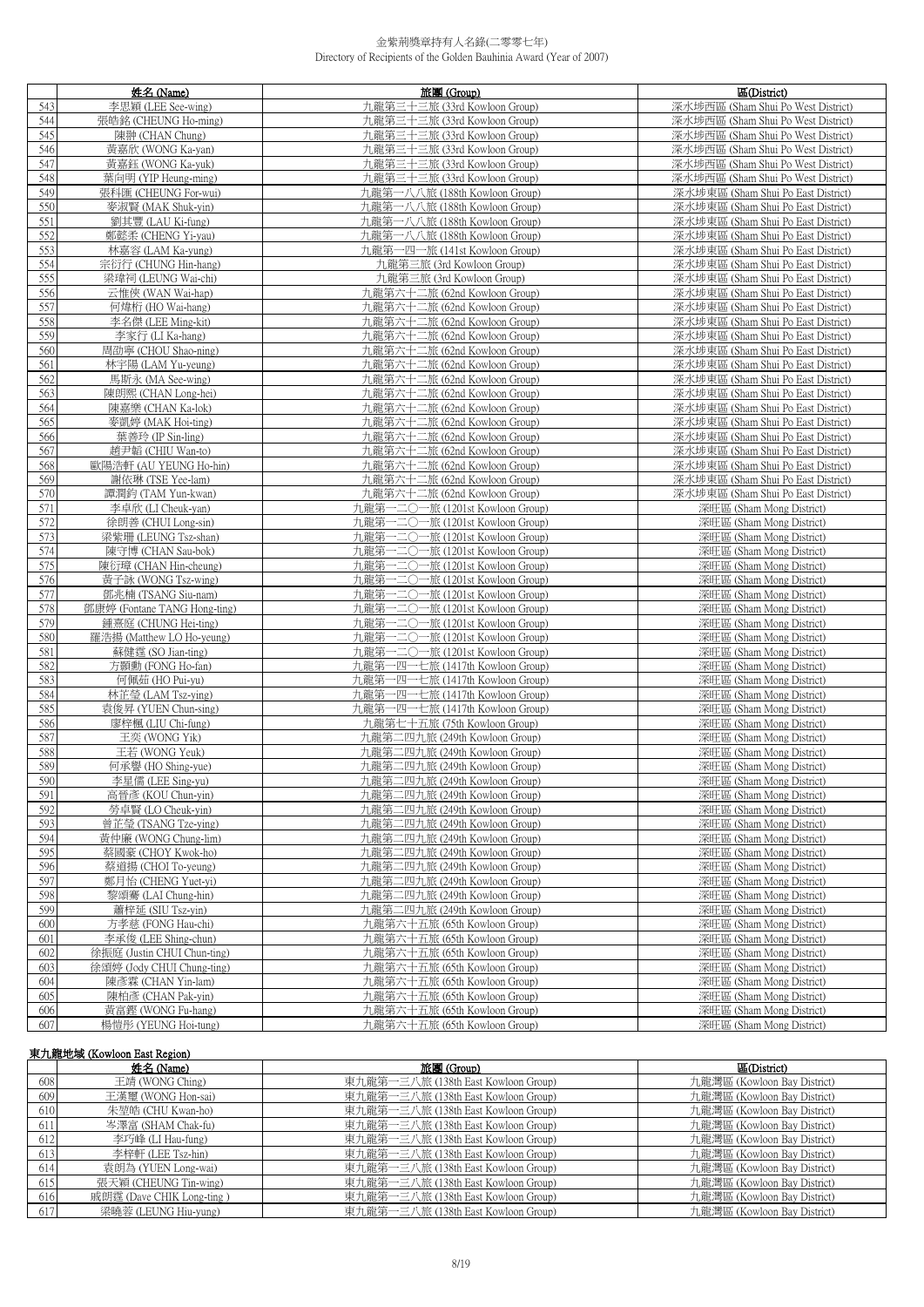金紫荊獎章持有人名錄(二零零七年)
Directory of Recipients of the Golden Bauhinia Award (Year of 2007)

| | 姓名 (Name) | 旅團 (Group) | 區(District) |
|---|---|---|---|
| 543 | 李思穎 (LEE See-wing) | 九龍第三十三旅 (33rd Kowloon Group) | 深水埗西區 (Sham Shui Po West District) |
| 544 | 張皓銘 (CHEUNG Ho-ming) | 九龍第三十三旅 (33rd Kowloon Group) | 深水埗西區 (Sham Shui Po West District) |
| 545 | 陳翀 (CHAN Chung) | 九龍第三十三旅 (33rd Kowloon Group) | 深水埗西區 (Sham Shui Po West District) |
| 546 | 黃嘉欣 (WONG Ka-yan) | 九龍第三十三旅 (33rd Kowloon Group) | 深水埗西區 (Sham Shui Po West District) |
| 547 | 黃嘉鈺 (WONG Ka-yuk) | 九龍第三十三旅 (33rd Kowloon Group) | 深水埗西區 (Sham Shui Po West District) |
| 548 | 葉向明 (YIP Heung-ming) | 九龍第三十三旅 (33rd Kowloon Group) | 深水埗西區 (Sham Shui Po West District) |
| 549 | 張科匯 (CHEUNG For-wui) | 九龍第一八八旅 (188th Kowloon Group) | 深水埗東區 (Sham Shui Po East District) |
| 550 | 麥淑賢 (MAK Shuk-yin) | 九龍第一八八旅 (188th Kowloon Group) | 深水埗東區 (Sham Shui Po East District) |
| 551 | 劉其豐 (LAU Ki-fung) | 九龍第一八八旅 (188th Kowloon Group) | 深水埗東區 (Sham Shui Po East District) |
| 552 | 鄭懿柔 (CHENG Yi-yau) | 九龍第一八八旅 (188th Kowloon Group) | 深水埗東區 (Sham Shui Po East District) |
| 553 | 林嘉容 (LAM Ka-yung) | 九龍第一四一旅 (141st Kowloon Group) | 深水埗東區 (Sham Shui Po East District) |
| 554 | 宗衍行 (CHUNG Hin-hang) | 九龍第三旅 (3rd Kowloon Group) | 深水埗東區 (Sham Shui Po East District) |
| 555 | 梁瑋祠 (LEUNG Wai-chi) | 九龍第三旅 (3rd Kowloon Group) | 深水埗東區 (Sham Shui Po East District) |
| 556 | 云惟俠 (WAN Wai-hap) | 九龍第六十二旅 (62nd Kowloon Group) | 深水埗東區 (Sham Shui Po East District) |
| 557 | 何煒桁 (HO Wai-hang) | 九龍第六十二旅 (62nd Kowloon Group) | 深水埗東區 (Sham Shui Po East District) |
| 558 | 李名傑 (LEE Ming-kit) | 九龍第六十二旅 (62nd Kowloon Group) | 深水埗東區 (Sham Shui Po East District) |
| 559 | 李家行 (LI Ka-hang) | 九龍第六十二旅 (62nd Kowloon Group) | 深水埗東區 (Sham Shui Po East District) |
| 560 | 周劭寧 (CHOU Shao-ning) | 九龍第六十二旅 (62nd Kowloon Group) | 深水埗東區 (Sham Shui Po East District) |
| 561 | 林宇陽 (LAM Yu-yeung) | 九龍第六十二旅 (62nd Kowloon Group) | 深水埗東區 (Sham Shui Po East District) |
| 562 | 馬斯永 (MA See-wing) | 九龍第六十二旅 (62nd Kowloon Group) | 深水埗東區 (Sham Shui Po East District) |
| 563 | 陳朗熙 (CHAN Long-hei) | 九龍第六十二旅 (62nd Kowloon Group) | 深水埗東區 (Sham Shui Po East District) |
| 564 | 陳嘉樂 (CHAN Ka-lok) | 九龍第六十二旅 (62nd Kowloon Group) | 深水埗東區 (Sham Shui Po East District) |
| 565 | 麥凱婷 (MAK Hoi-ting) | 九龍第六十二旅 (62nd Kowloon Group) | 深水埗東區 (Sham Shui Po East District) |
| 566 | 葉善玲 (IP Sin-ling) | 九龍第六十二旅 (62nd Kowloon Group) | 深水埗東區 (Sham Shui Po East District) |
| 567 | 趙尹韜 (CHIU Wan-to) | 九龍第六十二旅 (62nd Kowloon Group) | 深水埗東區 (Sham Shui Po East District) |
| 568 | 歐陽浩軒 (AU YEUNG Ho-hin) | 九龍第六十二旅 (62nd Kowloon Group) | 深水埗東區 (Sham Shui Po East District) |
| 569 | 謝依琳 (TSE Yee-lam) | 九龍第六十二旅 (62nd Kowloon Group) | 深水埗東區 (Sham Shui Po East District) |
| 570 | 譚潤鈞 (TAM Yun-kwan) | 九龍第六十二旅 (62nd Kowloon Group) | 深水埗東區 (Sham Shui Po East District) |
| 571 | 李卓欣 (LI Cheuk-yan) | 九龍第一二〇一旅 (1201st Kowloon Group) | 深旺區 (Sham Mong District) |
| 572 | 徐朗善 (CHUI Long-sin) | 九龍第一二〇一旅 (1201st Kowloon Group) | 深旺區 (Sham Mong District) |
| 573 | 梁紫珊 (LEUNG Tsz-shan) | 九龍第一二〇一旅 (1201st Kowloon Group) | 深旺區 (Sham Mong District) |
| 574 | 陳守博 (CHAN Sau-bok) | 九龍第一二〇一旅 (1201st Kowloon Group) | 深旺區 (Sham Mong District) |
| 575 | 陳衍璋 (CHAN Hin-cheung) | 九龍第一二〇一旅 (1201st Kowloon Group) | 深旺區 (Sham Mong District) |
| 576 | 黃子詠 (WONG Tsz-wing) | 九龍第一二〇一旅 (1201st Kowloon Group) | 深旺區 (Sham Mong District) |
| 577 | 鄭兆楠 (TSANG Siu-nam) | 九龍第一二〇一旅 (1201st Kowloon Group) | 深旺區 (Sham Mong District) |
| 578 | 鄧康婷 (Fontane TANG Hong-ting) | 九龍第一二〇一旅 (1201st Kowloon Group) | 深旺區 (Sham Mong District) |
| 579 | 鍾熹庭 (CHUNG Hei-ting) | 九龍第一二〇一旅 (1201st Kowloon Group) | 深旺區 (Sham Mong District) |
| 580 | 羅浩揚 (Matthew LO Ho-yeung) | 九龍第一二〇一旅 (1201st Kowloon Group) | 深旺區 (Sham Mong District) |
| 581 | 蘇健霆 (SO Jian-ting) | 九龍第一二〇一旅 (1201st Kowloon Group) | 深旺區 (Sham Mong District) |
| 582 | 方顥勳 (FONG Ho-fan) | 九龍第一四一七旅 (1417th Kowloon Group) | 深旺區 (Sham Mong District) |
| 583 | 何佩茹 (HO Pui-yu) | 九龍第一四一七旅 (1417th Kowloon Group) | 深旺區 (Sham Mong District) |
| 584 | 林芷瑩 (LAM Tsz-ying) | 九龍第一四一七旅 (1417th Kowloon Group) | 深旺區 (Sham Mong District) |
| 585 | 袁俊昇 (YUEN Chun-sing) | 九龍第一四一七旅 (1417th Kowloon Group) | 深旺區 (Sham Mong District) |
| 586 | 廖梓楓 (LIU Chi-fung) | 九龍第七十五旅 (75th Kowloon Group) | 深旺區 (Sham Mong District) |
| 587 | 王奕 (WONG Yik) | 九龍第二四九旅 (249th Kowloon Group) | 深旺區 (Sham Mong District) |
| 588 | 王若 (WONG Yeuk) | 九龍第二四九旅 (249th Kowloon Group) | 深旺區 (Sham Mong District) |
| 589 | 何承譽 (HO Shing-yue) | 九龍第二四九旅 (249th Kowloon Group) | 深旺區 (Sham Mong District) |
| 590 | 李星儒 (LEE Sing-yu) | 九龍第二四九旅 (249th Kowloon Group) | 深旺區 (Sham Mong District) |
| 591 | 高晉彥 (KOU Chun-yin) | 九龍第二四九旅 (249th Kowloon Group) | 深旺區 (Sham Mong District) |
| 592 | 勞卓賢 (LO Cheuk-yin) | 九龍第二四九旅 (249th Kowloon Group) | 深旺區 (Sham Mong District) |
| 593 | 曾芷瑩 (TSANG Tze-ying) | 九龍第二四九旅 (249th Kowloon Group) | 深旺區 (Sham Mong District) |
| 594 | 黃仲廉 (WONG Chung-lim) | 九龍第二四九旅 (249th Kowloon Group) | 深旺區 (Sham Mong District) |
| 595 | 蔡國豪 (CHOY Kwok-ho) | 九龍第二四九旅 (249th Kowloon Group) | 深旺區 (Sham Mong District) |
| 596 | 蔡道揚 (CHOI To-yeung) | 九龍第二四九旅 (249th Kowloon Group) | 深旺區 (Sham Mong District) |
| 597 | 鄭月怡 (CHENG Yuet-yi) | 九龍第二四九旅 (249th Kowloon Group) | 深旺區 (Sham Mong District) |
| 598 | 黎頌騫 (LAI Chung-hin) | 九龍第二四九旅 (249th Kowloon Group) | 深旺區 (Sham Mong District) |
| 599 | 蕭梓延 (SIU Tsz-yin) | 九龍第二四九旅 (249th Kowloon Group) | 深旺區 (Sham Mong District) |
| 600 | 方孝慈 (FONG Hau-chi) | 九龍第六十五旅 (65th Kowloon Group) | 深旺區 (Sham Mong District) |
| 601 | 李承俊 (LEE Shing-chun) | 九龍第六十五旅 (65th Kowloon Group) | 深旺區 (Sham Mong District) |
| 602 | 徐振庭 (Justin CHUI Chun-ting) | 九龍第六十五旅 (65th Kowloon Group) | 深旺區 (Sham Mong District) |
| 603 | 徐頌婷 (Jody CHUI Chung-ting) | 九龍第六十五旅 (65th Kowloon Group) | 深旺區 (Sham Mong District) |
| 604 | 陳彥霖 (CHAN Yin-lam) | 九龍第六十五旅 (65th Kowloon Group) | 深旺區 (Sham Mong District) |
| 605 | 陳柏彥 (CHAN Pak-yin) | 九龍第六十五旅 (65th Kowloon Group) | 深旺區 (Sham Mong District) |
| 606 | 黃富鏗 (WONG Fu-hang) | 九龍第六十五旅 (65th Kowloon Group) | 深旺區 (Sham Mong District) |
| 607 | 楊愷彤 (YEUNG Hoi-tung) | 九龍第六十五旅 (65th Kowloon Group) | 深旺區 (Sham Mong District) |

## 東九龍地域 (Kowloon East Region)

| | 姓名 (Name) | 旅團 (Group) | 區(District) |
|---|---|---|---|
| 608 | 王靖 (WONG Ching) | 東九龍第一三八旅 (138th East Kowloon Group) | 九龍灣區 (Kowloon Bay District) |
| 609 | 王漢璽 (WONG Hon-sai) | 東九龍第一三八旅 (138th East Kowloon Group) | 九龍灣區 (Kowloon Bay District) |
| 610 | 朱堃皓 (CHU Kwan-ho) | 東九龍第一三八旅 (138th East Kowloon Group) | 九龍灣區 (Kowloon Bay District) |
| 611 | 岑澤富 (SHAM Chak-fu) | 東九龍第一三八旅 (138th East Kowloon Group) | 九龍灣區 (Kowloon Bay District) |
| 612 | 李巧峰 (LI Hau-fung) | 東九龍第一三八旅 (138th East Kowloon Group) | 九龍灣區 (Kowloon Bay District) |
| 613 | 李梓軒 (LEE Tsz-hin) | 東九龍第一三八旅 (138th East Kowloon Group) | 九龍灣區 (Kowloon Bay District) |
| 614 | 袁朗為 (YUEN Long-wai) | 東九龍第一三八旅 (138th East Kowloon Group) | 九龍灣區 (Kowloon Bay District) |
| 615 | 張天穎 (CHEUNG Tin-wing) | 東九龍第一三八旅 (138th East Kowloon Group) | 九龍灣區 (Kowloon Bay District) |
| 616 | 戚朗霆 (Dave CHIK Long-ting ) | 東九龍第一三八旅 (138th East Kowloon Group) | 九龍灣區 (Kowloon Bay District) |
| 617 | 梁曉蓉 (LEUNG Hiu-yung) | 東九龍第一三八旅 (138th East Kowloon Group) | 九龍灣區 (Kowloon Bay District) |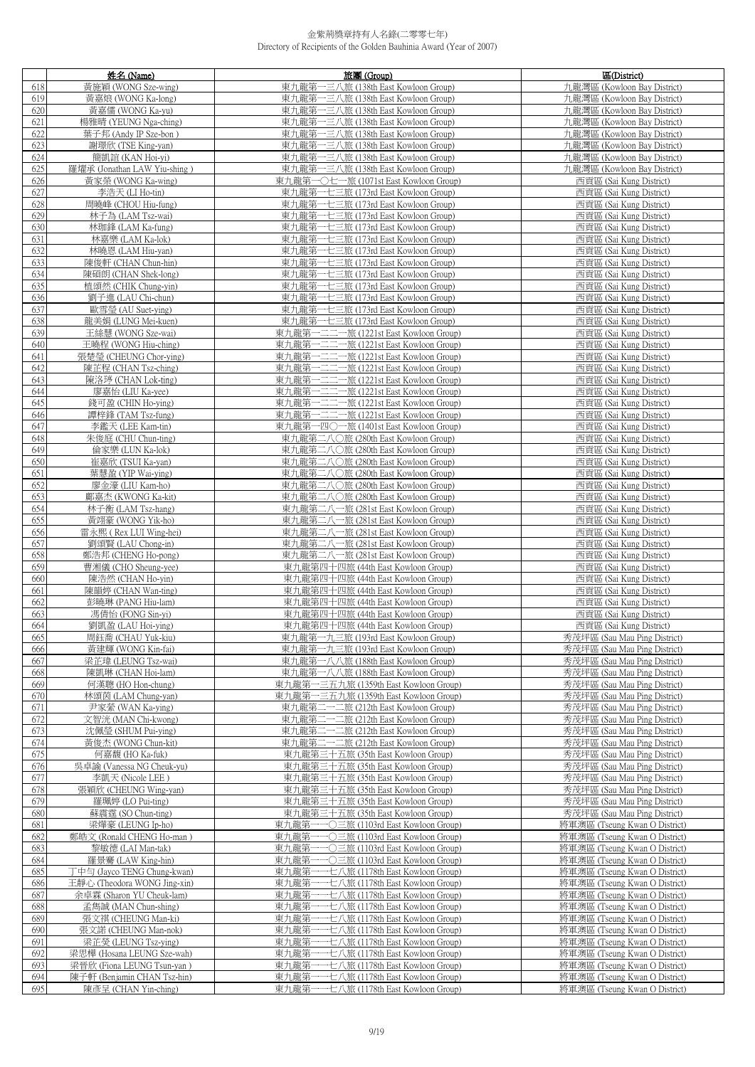金紫荊獎章持有人名錄(二零零七年)
Directory of Recipients of the Golden Bauhinia Award (Year of 2007)

| | 姓名 (Name) | 旅團 (Group) | 區(District) |
|---|---|---|---|
| 618 | 黃施穎 (WONG Sze-wing) | 東九龍第一三八旅 (138th East Kowloon Group) | 九龍灣區 (Kowloon Bay District) |
| 619 | 黃嘉埌 (WONG Ka-long) | 東九龍第一三八旅 (138th East Kowloon Group) | 九龍灣區 (Kowloon Bay District) |
| 620 | 黃嘉儒 (WONG Ka-yu) | 東九龍第一三八旅 (138th East Kowloon Group) | 九龍灣區 (Kowloon Bay District) |
| 621 | 楊雅晴 (YEUNG Nga-ching) | 東九龍第一三八旅 (138th East Kowloon Group) | 九龍灣區 (Kowloon Bay District) |
| 622 | 葉子邦 (Andy IP Sze-bon ) | 東九龍第一三八旅 (138th East Kowloon Group) | 九龍灣區 (Kowloon Bay District) |
| 623 | 謝璟欣 (TSE King-yan) | 東九龍第一三八旅 (138th East Kowloon Group) | 九龍灣區 (Kowloon Bay District) |
| 624 | 簡凱誼 (KAN Hoi-yi) | 東九龍第一三八旅 (138th East Kowloon Group) | 九龍灣區 (Kowloon Bay District) |
| 625 | 羅燿承 (Jonathan LAW Yiu-shing ) | 東九龍第一三八旅 (138th East Kowloon Group) | 九龍灣區 (Kowloon Bay District) |
| 626 | 黃家榮 (WONG Ka-wing) | 東九龍第一〇七一旅 (1071st East Kowloon Group) | 西貢區 (Sai Kung District) |
| 627 | 李浩天 (LI Ho-tin) | 東九龍第一七三旅 (173rd East Kowloon Group) | 西貢區 (Sai Kung District) |
| 628 | 周曉峰 (CHOU Hiu-fung) | 東九龍第一七三旅 (173rd East Kowloon Group) | 西貢區 (Sai Kung District) |
| 629 | 林子為 (LAM Tsz-wai) | 東九龍第一七三旅 (173rd East Kowloon Group) | 西貢區 (Sai Kung District) |
| 630 | 林珈鋒 (LAM Ka-fung) | 東九龍第一七三旅 (173rd East Kowloon Group) | 西貢區 (Sai Kung District) |
| 631 | 林嘉樂 (LAM Ka-lok) | 東九龍第一七三旅 (173rd East Kowloon Group) | 西貢區 (Sai Kung District) |
| 632 | 林曉恩 (LAM Hiu-yan) | 東九龍第一七三旅 (173rd East Kowloon Group) | 西貢區 (Sai Kung District) |
| 633 | 陳俊軒 (CHAN Chun-hin) | 東九龍第一七三旅 (173rd East Kowloon Group) | 西貢區 (Sai Kung District) |
| 634 | 陳碩朗 (CHAN Shek-long) | 東九龍第一七三旅 (173rd East Kowloon Group) | 西貢區 (Sai Kung District) |
| 635 | 植頌然 (CHIK Chung-yin) | 東九龍第一七三旅 (173rd East Kowloon Group) | 西貢區 (Sai Kung District) |
| 636 | 劉子進 (LAU Chi-chun) | 東九龍第一七三旅 (173rd East Kowloon Group) | 西貢區 (Sai Kung District) |
| 637 | 歐雪瑩 (AU Suet-ying) | 東九龍第一七三旅 (173rd East Kowloon Group) | 西貢區 (Sai Kung District) |
| 638 | 龍美娟 (LUNG Mei-kuen) | 東九龍第一七三旅 (173rd East Kowloon Group) | 西貢區 (Sai Kung District) |
| 639 | 王綵慧 (WONG Sze-wai) | 東九龍第一二二一旅 (1221st East Kowloon Group) | 西貢區 (Sai Kung District) |
| 640 | 王曉程 (WONG Hiu-ching) | 東九龍第一二二一旅 (1221st East Kowloon Group) | 西貢區 (Sai Kung District) |
| 641 | 張楚瑩 (CHEUNG Chor-ying) | 東九龍第一二二一旅 (1221st East Kowloon Group) | 西貢區 (Sai Kung District) |
| 642 | 陳芷程 (CHAN Tsz-ching) | 東九龍第一二二一旅 (1221st East Kowloon Group) | 西貢區 (Sai Kung District) |
| 643 | 陳洛陻 (CHAN Lok-ting) | 東九龍第一二二一旅 (1221st East Kowloon Group) | 西貢區 (Sai Kung District) |
| 644 | 廖嘉怡 (LIU Ka-yee) | 東九龍第一二二一旅 (1221st East Kowloon Group) | 西貢區 (Sai Kung District) |
| 645 | 錢可盈 (CHIN Ho-ying) | 東九龍第一二二一旅 (1221st East Kowloon Group) | 西貢區 (Sai Kung District) |
| 646 | 譚梓鋒 (TAM Tsz-fung) | 東九龍第一二二一旅 (1221st East Kowloon Group) | 西貢區 (Sai Kung District) |
| 647 | 李鑑天 (LEE Kam-tin) | 東九龍第一四〇一旅 (1401st East Kowloon Group) | 西貢區 (Sai Kung District) |
| 648 | 朱俊庭 (CHU Chun-ting) | 東九龍第二八〇旅 (280th East Kowloon Group) | 西貢區 (Sai Kung District) |
| 649 | 倫家樂 (LUN Ka-lok) | 東九龍第二八〇旅 (280th East Kowloon Group) | 西貢區 (Sai Kung District) |
| 650 | 崔嘉欣 (TSUI Ka-yan) | 東九龍第二八〇旅 (280th East Kowloon Group) | 西貢區 (Sai Kung District) |
| 651 | 葉慧盈 (YIP Wai-ying) | 東九龍第二八〇旅 (280th East Kowloon Group) | 西貢區 (Sai Kung District) |
| 652 | 廖金濠 (LIU Kam-ho) | 東九龍第二八〇旅 (280th East Kowloon Group) | 西貢區 (Sai Kung District) |
| 653 | 鄺嘉杰 (KWONG Ka-kit) | 東九龍第二八〇旅 (280th East Kowloon Group) | 西貢區 (Sai Kung District) |
| 654 | 林子衡 (LAM Tsz-hang) | 東九龍第二八一旅 (281st East Kowloon Group) | 西貢區 (Sai Kung District) |
| 655 | 黃翊豪 (WONG Yik-ho) | 東九龍第二八一旅 (281st East Kowloon Group) | 西貢區 (Sai Kung District) |
| 656 | 雷永熙 ( Rex LUI Wing-hei) | 東九龍第二八一旅 (281st East Kowloon Group) | 西貢區 (Sai Kung District) |
| 657 | 劉頌賢 (LAU Chong-in) | 東九龍第二八一旅 (281st East Kowloon Group) | 西貢區 (Sai Kung District) |
| 658 | 鄭浩邦 (CHENG Ho-pong) | 東九龍第二八一旅 (281st East Kowloon Group) | 西貢區 (Sai Kung District) |
| 659 | 曹湘儀 (CHO Sheung-yee) | 東九龍第四十四旅 (44th East Kowloon Group) | 西貢區 (Sai Kung District) |
| 660 | 陳浩然 (CHAN Ho-yin) | 東九龍第四十四旅 (44th East Kowloon Group) | 西貢區 (Sai Kung District) |
| 661 | 陳韻婷 (CHAN Wan-ting) | 東九龍第四十四旅 (44th East Kowloon Group) | 西貢區 (Sai Kung District) |
| 662 | 彭曉琳 (PANG Hiu-lam) | 東九龍第四十四旅 (44th East Kowloon Group) | 西貢區 (Sai Kung District) |
| 663 | 馮倩怡 (FONG Sin-yi) | 東九龍第四十四旅 (44th East Kowloon Group) | 西貢區 (Sai Kung District) |
| 664 | 劉凱盈 (LAU Hoi-ying) | 東九龍第四十四旅 (44th East Kowloon Group) | 西貢區 (Sai Kung District) |
| 665 | 周鉅喬 (CHAU Yuk-kiu) | 東九龍第一九三旅 (193rd East Kowloon Group) | 秀茂坪區 (Sau Mau Ping District) |
| 666 | 黃建輝 (WONG Kin-fai) | 東九龍第一九三旅 (193rd East Kowloon Group) | 秀茂坪區 (Sau Mau Ping District) |
| 667 | 梁芷瑋 (LEUNG Tsz-wai) | 東九龍第一八八旅 (188th East Kowloon Group) | 秀茂坪區 (Sau Mau Ping District) |
| 668 | 陳凱琳 (CHAN Hoi-lam) | 東九龍第一八八旅 (188th East Kowloon Group) | 秀茂坪區 (Sau Mau Ping District) |
| 669 | 何漢聰 (HO Hon-chung) | 東九龍第一三五九旅 (1359th East Kowloon Group) | 秀茂坪區 (Sau Mau Ping District) |
| 670 | 林頌茵 (LAM Chung-yan) | 東九龍第一三五九旅 (1359th East Kowloon Group) | 秀茂坪區 (Sau Mau Ping District) |
| 671 | 尹家縈 (WAN Ka-ying) | 東九龍第二一二旅 (212th East Kowloon Group) | 秀茂坪區 (Sau Mau Ping District) |
| 672 | 文智洸 (MAN Chi-kwong) | 東九龍第二一二旅 (212th East Kowloon Group) | 秀茂坪區 (Sau Mau Ping District) |
| 673 | 沈佩瑩 (SHUM Pui-ying) | 東九龍第二一二旅 (212th East Kowloon Group) | 秀茂坪區 (Sau Mau Ping District) |
| 674 | 黃俊杰 (WONG Chun-kit) | 東九龍第二一二旅 (212th East Kowloon Group) | 秀茂坪區 (Sau Mau Ping District) |
| 675 | 何嘉馥 (HO Ka-fuk) | 東九龍第三十五旅 (35th East Kowloon Group) | 秀茂坪區 (Sau Mau Ping District) |
| 676 | 吳卓諭 (Vanessa NG Cheuk-yu) | 東九龍第三十五旅 (35th East Kowloon Group) | 秀茂坪區 (Sau Mau Ping District) |
| 677 | 李凱天 (Nicole LEE ) | 東九龍第三十五旅 (35th East Kowloon Group) | 秀茂坪區 (Sau Mau Ping District) |
| 678 | 張穎欣 (CHEUNG Wing-yan) | 東九龍第三十五旅 (35th East Kowloon Group) | 秀茂坪區 (Sau Mau Ping District) |
| 679 | 羅珮婷 (LO Pui-ting) | 東九龍第三十五旅 (35th East Kowloon Group) | 秀茂坪區 (Sau Mau Ping District) |
| 680 | 蘇震霆 (SO Chun-ting) | 東九龍第三十五旅 (35th East Kowloon Group) | 秀茂坪區 (Sau Mau Ping District) |
| 681 | 梁燁豪 (LEUNG Ip-ho) | 東九龍第一一〇三旅 (1103rd East Kowloon Group) | 將軍澳區 (Tseung Kwan O District) |
| 682 | 鄭皓文 (Ronald CHENG Ho-man ) | 東九龍第一一〇三旅 (1103rd East Kowloon Group) | 將軍澳區 (Tseung Kwan O District) |
| 683 | 黎敏德 (LAI Man-tak) | 東九龍第一一〇三旅 (1103rd East Kowloon Group) | 將軍澳區 (Tseung Kwan O District) |
| 684 | 羅景騫 (LAW King-hin) | 東九龍第一一〇三旅 (1103rd East Kowloon Group) | 將軍澳區 (Tseung Kwan O District) |
| 685 | 丁中匀 (Jayco TENG Chung-kwan) | 東九龍第一一七八旅 (1178th East Kowloon Group) | 將軍澳區 (Tseung Kwan O District) |
| 686 | 王靜心 (Theodora WONG Jing-xin) | 東九龍第一一七八旅 (1178th East Kowloon Group) | 將軍澳區 (Tseung Kwan O District) |
| 687 | 余卓霖 (Sharon YU Cheuk-lam) | 東九龍第一一七八旅 (1178th East Kowloon Group) | 將軍澳區 (Tseung Kwan O District) |
| 688 | 孟雋誠 (MAN Chun-shing) | 東九龍第一一七八旅 (1178th East Kowloon Group) | 將軍澳區 (Tseung Kwan O District) |
| 689 | 張文祺 (CHEUNG Man-ki) | 東九龍第一一七八旅 (1178th East Kowloon Group) | 將軍澳區 (Tseung Kwan O District) |
| 690 | 張文諾 (CHEUNG Man-nok) | 東九龍第一一七八旅 (1178th East Kowloon Group) | 將軍澳區 (Tseung Kwan O District) |
| 691 | 梁芷癸 (LEUNG Tsz-ying) | 東九龍第一一七八旅 (1178th East Kowloon Group) | 將軍澳區 (Tseung Kwan O District) |
| 692 | 梁思樺 (Hosana LEUNG Sze-wah) | 東九龍第一一七八旅 (1178th East Kowloon Group) | 將軍澳區 (Tseung Kwan O District) |
| 693 | 梁晉欣 (Fiona LEUNG Tsun-yan ) | 東九龍第一一七八旅 (1178th East Kowloon Group) | 將軍澳區 (Tseung Kwan O District) |
| 694 | 陳子軒 (Benjamin CHAN Tsz-hin) | 東九龍第一一七八旅 (1178th East Kowloon Group) | 將軍澳區 (Tseung Kwan O District) |
| 695 | 陳彥呈 (CHAN Yin-ching) | 東九龍第一一七八旅 (1178th East Kowloon Group) | 將軍澳區 (Tseung Kwan O District) |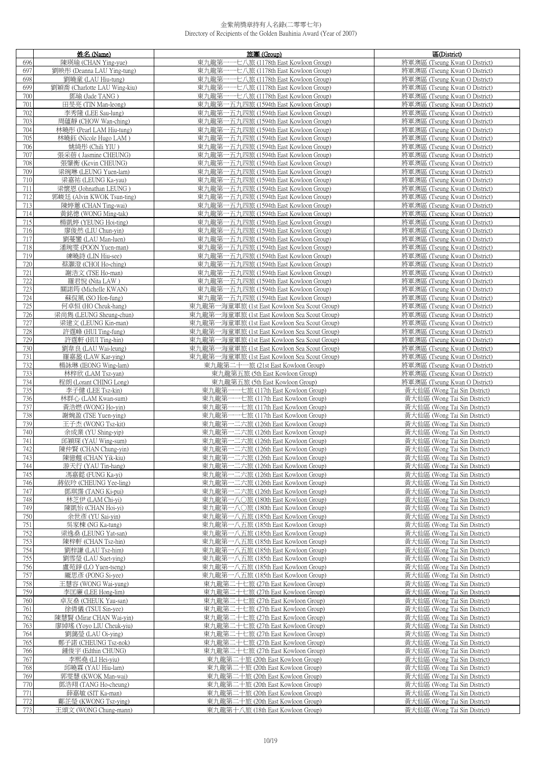金紫荊獎章持有人名錄(二零零七年)
Directory of Recipients of the Golden Bauhinia Award (Year of 2007)

| | 姓名 (Name) | 旅團 (Group) | 區(District) |
|---|---|---|---|
| 696 | 陳瑛瑜 (CHAN Ying-yue) | 東九龍第一一七八旅 (1178th East Kowloon Group) | 將軍澳區 (Tseung Kwan O District) |
| 697 | 劉映彤 (Deanna LAU Ying-tung) | 東九龍第一一七八旅 (1178th East Kowloon Group) | 將軍澳區 (Tseung Kwan O District) |
| 698 | 劉曉童 (LAU Hiu-tung) | 東九龍第一一七八旅 (1178th East Kowloon Group) | 將軍澳區 (Tseung Kwan O District) |
| 699 | 劉穎喬 (Charlotte LAU Wing-kiu) | 東九龍第一一七八旅 (1178th East Kowloon Group) | 將軍澳區 (Tseung Kwan O District) |
| 700 | 鄧瑜 (Jade TANG ) | 東九龍第一一七八旅 (1178th East Kowloon Group) | 將軍澳區 (Tseung Kwan O District) |
| 701 | 田旻亮 (TIN Man-leong) | 東九龍第一五九四旅 (1594th East Kowloon Group) | 將軍澳區 (Tseung Kwan O District) |
| 702 | 李秀隆 (LEE Sau-lung) | 東九龍第一五九四旅 (1594th East Kowloon Group) | 將軍澳區 (Tseung Kwan O District) |
| 703 | 周蘊靜 (CHOW Wan-ching) | 東九龍第一五九四旅 (1594th East Kowloon Group) | 將軍澳區 (Tseung Kwan O District) |
| 704 | 林曉彤 (Pearl LAM Hiu-tung) | 東九龍第一五九四旅 (1594th East Kowloon Group) | 將軍澳區 (Tseung Kwan O District) |
| 705 | 林曉鈺 (Nicole Hugo LAM ) | 東九龍第一五九四旅 (1594th East Kowloon Group) | 將軍澳區 (Tseung Kwan O District) |
| 706 | 姚綺彤 (Chili YIU ) | 東九龍第一五九四旅 (1594th East Kowloon Group) | 將軍澳區 (Tseung Kwan O District) |
| 707 | 張采蓓 ( Jasmine CHEUNG) | 東九龍第一五九四旅 (1594th East Kowloon Group) | 將軍澳區 (Tseung Kwan O District) |
| 708 | 張肇衡 (Kevin CHEUNG) | 東九龍第一五九四旅 (1594th East Kowloon Group) | 將軍澳區 (Tseung Kwan O District) |
| 709 | 梁琬琳 (LEUNG Yuen-lam) | 東九龍第一五九四旅 (1594th East Kowloon Group) | 將軍澳區 (Tseung Kwan O District) |
| 710 | 梁嘉祐 (LEUNG Ka-yau) | 東九龍第一五九四旅 (1594th East Kowloon Group) | 將軍澳區 (Tseung Kwan O District) |
| 711 | 梁懷恩 (Johnathan LEUNG ) | 東九龍第一五九四旅 (1594th East Kowloon Group) | 將軍澳區 (Tseung Kwan O District) |
| 712 | 郭峻廷 (Alvin KWOK Tsun-ting) | 東九龍第一五九四旅 (1594th East Kowloon Group) | 將軍澳區 (Tseung Kwan O District) |
| 713 | 陳婷蕙 (CHAN Ting-wai) | 東九龍第一五九四旅 (1594th East Kowloon Group) | 將軍澳區 (Tseung Kwan O District) |
| 714 | 黃銘德 (WONG Ming-tak) | 東九龍第一五九四旅 (1594th East Kowloon Group) | 將軍澳區 (Tseung Kwan O District) |
| 715 | 楊凱婷 (YEUNG Hoi-ting) | 東九龍第一五九四旅 (1594th East Kowloon Group) | 將軍澳區 (Tseung Kwan O District) |
| 716 | 廖俊然 (LIU Chun-yin) | 東九龍第一五九四旅 (1594th East Kowloon Group) | 將軍澳區 (Tseung Kwan O District) |
| 717 | 劉蔓鑾 (LAU Man-luen) | 東九龍第一五九四旅 (1594th East Kowloon Group) | 將軍澳區 (Tseung Kwan O District) |
| 718 | 潘琬雯 (POON Yuen-man) | 東九龍第一五九四旅 (1594th East Kowloon Group) | 將軍澳區 (Tseung Kwan O District) |
| 719 | 練曉詩 (LIN Hiu-see) | 東九龍第一五九四旅 (1594th East Kowloon Group) | 將軍澳區 (Tseung Kwan O District) |
| 720 | 蔡灝澄 (CHOI Ho-ching) | 東九龍第一五九四旅 (1594th East Kowloon Group) | 將軍澳區 (Tseung Kwan O District) |
| 721 | 謝浩文 (TSE Ho-man) | 東九龍第一五九四旅 (1594th East Kowloon Group) | 將軍澳區 (Tseung Kwan O District) |
| 722 | 羅君悅 (Nita LAW ) | 東九龍第一五九四旅 (1594th East Kowloon Group) | 將軍澳區 (Tseung Kwan O District) |
| 723 | 關諾筠 (Michelle KWAN) | 東九龍第一五九四旅 (1594th East Kowloon Group) | 將軍澳區 (Tseung Kwan O District) |
| 724 | 蘇侃風 (SO Hon-fung) | 東九龍第一五九四旅 (1594th East Kowloon Group) | 將軍澳區 (Tseung Kwan O District) |
| 725 | 何卓恒 (HO Cheuk-hang) | 東九龍第一海童軍旅 (1st East Kowloon Sea Scout Group) | 將軍澳區 (Tseung Kwan O District) |
| 726 | 梁尚雋 (LEUNG Sheung-chun) | 東九龍第一海童軍旅 (1st East Kowloon Sea Scout Group) | 將軍澳區 (Tseung Kwan O District) |
| 727 | 梁建文 (LEUNG Kin-man) | 東九龍第一海童軍旅 (1st East Kowloon Sea Scout Group) | 將軍澳區 (Tseung Kwan O District) |
| 728 | 許霆峰 (HUI Ting-fung) | 東九龍第一海童軍旅 (1st East Kowloon Sea Scout Group) | 將軍澳區 (Tseung Kwan O District) |
| 729 | 許霆軒 (HUI Ting-hin) | 東九龍第一海童軍旅 (1st East Kowloon Sea Scout Group) | 將軍澳區 (Tseung Kwan O District) |
| 730 | 劉韋良 (LAU Wai-leung) | 東九龍第一海童軍旅 (1st East Kowloon Sea Scout Group) | 將軍澳區 (Tseung Kwan O District) |
| 731 | 羅嘉盈 (LAW Kar-ying) | 東九龍第一海童軍旅 (1st East Kowloon Sea Scout Group) | 將軍澳區 (Tseung Kwan O District) |
| 732 | 楊詠琳 (IEONG Wing-lam) | 東九龍第二十一旅 (21st East Kowloon Group) | 將軍澳區 (Tseung Kwan O District) |
| 733 | 林梓欣 (LAM Tsz-yan) | 東九龍第五旅 (5th East Kowloon Group) | 將軍澳區 (Tseung Kwan O District) |
| 734 | 程朗 (Lorant CHING Long) | 東九龍第五旅 (5th East Kowloon Group) | 將軍澳區 (Tseung Kwan O District) |
| 735 | 李子健 (LEE Tsz-kin) | 東九龍第一一七旅 (117th East Kowloon Group) | 黃大仙區 (Wong Tai Sin District) |
| 736 | 林群心 (LAM Kwan-sum) | 東九龍第一一七旅 (117th East Kowloon Group) | 黃大仙區 (Wong Tai Sin District) |
| 737 | 黃浩燃 (WONG Ho-yin) | 東九龍第一一七旅 (117th East Kowloon Group) | 黃大仙區 (Wong Tai Sin District) |
| 738 | 謝婉盈 (TSE Yuen-ying) | 東九龍第一一七旅 (117th East Kowloon Group) | 黃大仙區 (Wong Tai Sin District) |
| 739 | 王子杰 (WONG Tsz-kit) | 東九龍第一二六旅 (126th East Kowloon Group) | 黃大仙區 (Wong Tai Sin District) |
| 740 | 余成業 (YU Shing-yip) | 東九龍第一二六旅 (126th East Kowloon Group) | 黃大仙區 (Wong Tai Sin District) |
| 741 | 邱穎琛 (YAU Wing-sum) | 東九龍第一二六旅 (126th East Kowloon Group) | 黃大仙區 (Wong Tai Sin District) |
| 742 | 陳仲賢 (CHAN Chung-yin) | 東九龍第一二六旅 (126th East Kowloon Group) | 黃大仙區 (Wong Tai Sin District) |
| 743 | 陳億翹 (CHAN Yik-kiu) | 東九龍第一二六旅 (126th East Kowloon Group) | 黃大仙區 (Wong Tai Sin District) |
| 744 | 游天行 (YAU Tin-hang) | 東九龍第一二六旅 (126th East Kowloon Group) | 黃大仙區 (Wong Tai Sin District) |
| 745 | 馮嘉懿 (FUNG Ka-yi) | 東九龍第一二六旅 (126th East Kowloon Group) | 黃大仙區 (Wong Tai Sin District) |
| 746 | 蔣依玲 (CHEUNG Yee-ling) | 東九龍第一二六旅 (126th East Kowloon Group) | 黃大仙區 (Wong Tai Sin District) |
| 747 | 鄧琪霈 (TANG Ki-pui) | 東九龍第一二六旅 (126th East Kowloon Group) | 黃大仙區 (Wong Tai Sin District) |
| 748 | 林芝伊 (LAM Chi-yi) | 東九龍第一八〇旅 (180th East Kowloon Group) | 黃大仙區 (Wong Tai Sin District) |
| 749 | 陳凱怡 (CHAN Hoi-yi) | 東九龍第一八〇旅 (180th East Kowloon Group) | 黃大仙區 (Wong Tai Sin District) |
| 750 | 余世彥 (YU Sai-yin) | 東九龍第一八五旅 (185th East Kowloon Group) | 黃大仙區 (Wong Tai Sin District) |
| 751 | 吳家棟 (NG Ka-tung) | 東九龍第一八五旅 (185th East Kowloon Group) | 黃大仙區 (Wong Tai Sin District) |
| 752 | 梁逸燊 (LEUNG Yat-san) | 東九龍第一八五旅 (185th East Kowloon Group) | 黃大仙區 (Wong Tai Sin District) |
| 753 | 陳梓軒 (CHAN Tsz-hin) | 東九龍第一八五旅 (185th East Kowloon Group) | 黃大仙區 (Wong Tai Sin District) |
| 754 | 劉梓謙 (LAU Tsz-him) | 東九龍第一八五旅 (185th East Kowloon Group) | 黃大仙區 (Wong Tai Sin District) |
| 755 | 劉雪瑩 (LAU Suet-ying) | 東九龍第一八五旅 (185th East Kowloon Group) | 黃大仙區 (Wong Tai Sin District) |
| 756 | 盧苑錚 (LO Yuen-tseng) | 東九龍第一八五旅 (185th East Kowloon Group) | 黃大仙區 (Wong Tai Sin District) |
| 757 | 龐思彥 (PONG Si-yee) | 東九龍第一八五旅 (185th East Kowloon Group) | 黃大仙區 (Wong Tai Sin District) |
| 758 | 王慧容 (WONG Wai-yung) | 東九龍第二十七旅 (27th East Kowloon Group) | 黃大仙區 (Wong Tai Sin District) |
| 759 | 李匡廉 (LEE Hong-lim) | 東九龍第二十七旅 (27th East Kowloon Group) | 黃大仙區 (Wong Tai Sin District) |
| 760 | 卓友燊 (CHEUK Yau-san) | 東九龍第二十七旅 (27th East Kowloon Group) | 黃大仙區 (Wong Tai Sin District) |
| 761 | 徐倩儀 (TSUI Sin-yee) | 東九龍第二十七旅 (27th East Kowloon Group) | 黃大仙區 (Wong Tai Sin District) |
| 762 | 陳慧賢 (Mirar CHAN Wai-yin) | 東九龍第二十七旅 (27th East Kowloon Group) | 黃大仙區 (Wong Tai Sin District) |
| 763 | 廖綽瑤 (Yoyo LIU Cheuk-yiu) | 東九龍第二十七旅 (27th East Kowloon Group) | 黃大仙區 (Wong Tai Sin District) |
| 764 | 劉藹瑩 (LAU Oi-ying) | 東九龍第二十七旅 (27th East Kowloon Group) | 黃大仙區 (Wong Tai Sin District) |
| 765 | 鄭子諾 (CHEUNG Tsz-nok) | 東九龍第二十七旅 (27th East Kowloon Group) | 黃大仙區 (Wong Tai Sin District) |
| 766 | 鍾俊宇 (Edthin CHUNG) | 東九龍第二十七旅 (27th East Kowloon Group) | 黃大仙區 (Wong Tai Sin District) |
| 767 | 李熙堯 (LI Hei-yiu) | 東九龍第二十旅 (20th East Kowloon Group) | 黃大仙區 (Wong Tai Sin District) |
| 768 | 邱曉霖 (YAU Hiu-lam) | 東九龍第二十旅 (20th East Kowloon Group) | 黃大仙區 (Wong Tai Sin District) |
| 769 | 郭雯慧 (KWOK Man-wai) | 東九龍第二十旅 (20th East Kowloon Group) | 黃大仙區 (Wong Tai Sin District) |
| 770 | 鄧浩翔 (TANG Ho-cheung) | 東九龍第二十旅 (20th East Kowloon Group) | 黃大仙區 (Wong Tai Sin District) |
| 771 | 薛嘉敏 (SIT Ka-man) | 東九龍第二十旅 (20th East Kowloon Group) | 黃大仙區 (Wong Tai Sin District) |
| 772 | 鄺芷瑩 (KWONG Tsz-ying) | 東九龍第二十旅 (20th East Kowloon Group) | 黃大仙區 (Wong Tai Sin District) |
| 773 | 王頌文 (WONG Chung-mann) | 東九龍第十八旅 (18th East Kowloon Group) | 黃大仙區 (Wong Tai Sin District) |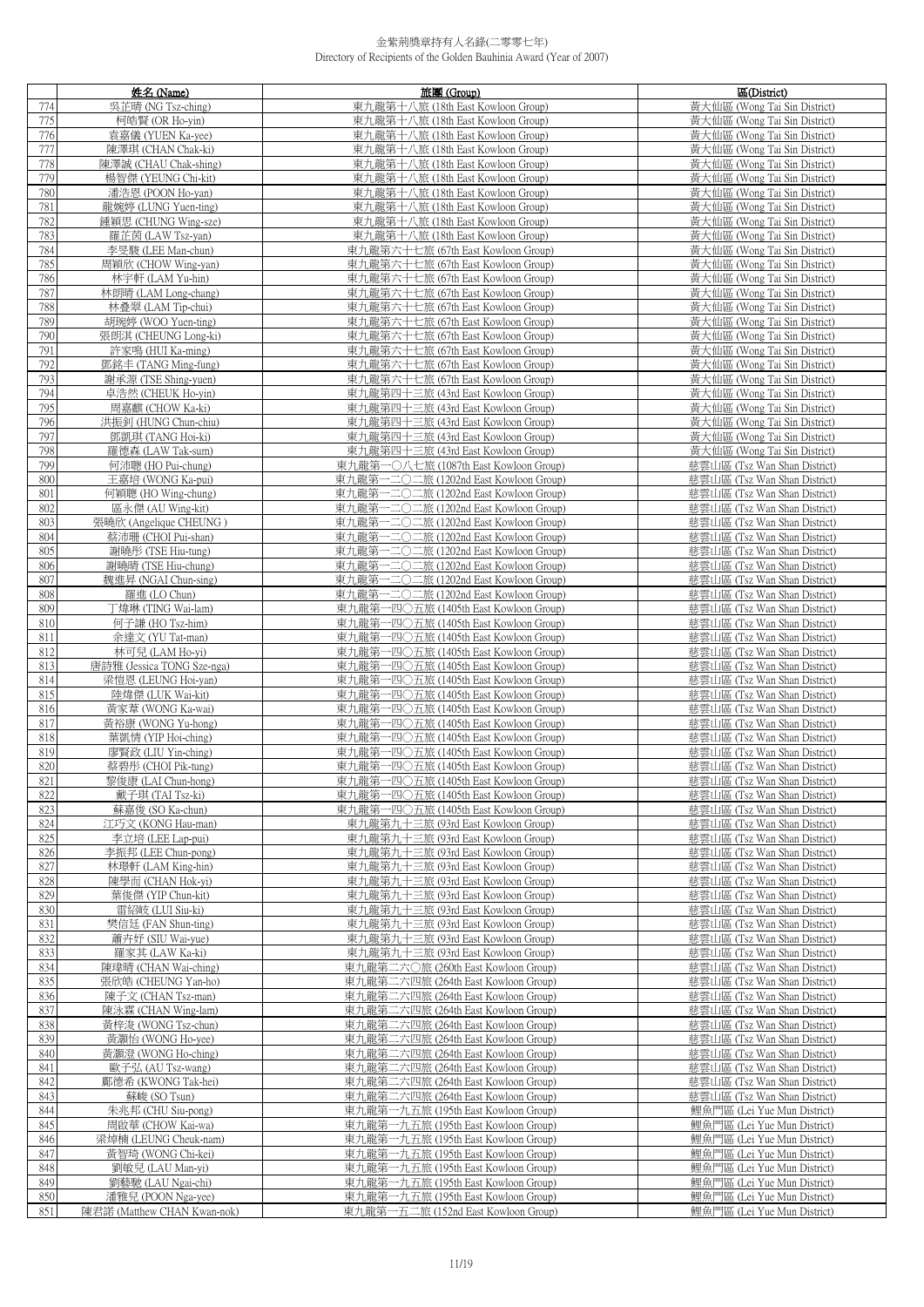金紫荊獎章持有人名錄(二零零七年)
Directory of Recipients of the Golden Bauhinia Award (Year of 2007)

| | 姓名 (Name) | 旅團 (Group) | 區(District) |
|---|---|---|---|
| 774 | 吳芷晴 (NG Tsz-ching) | 東九龍第十八旅 (18th East Kowloon Group) | 黃大仙區 (Wong Tai Sin District) |
| 775 | 柯皓賢 (OR Ho-yin) | 東九龍第十八旅 (18th East Kowloon Group) | 黃大仙區 (Wong Tai Sin District) |
| 776 | 袁嘉儀 (YUEN Ka-yee) | 東九龍第十八旅 (18th East Kowloon Group) | 黃大仙區 (Wong Tai Sin District) |
| 777 | 陳澤琪 (CHAN Chak-ki) | 東九龍第十八旅 (18th East Kowloon Group) | 黃大仙區 (Wong Tai Sin District) |
| 778 | 陳澤誠 (CHAU Chak-shing) | 東九龍第十八旅 (18th East Kowloon Group) | 黃大仙區 (Wong Tai Sin District) |
| 779 | 楊智傑 (YEUNG Chi-kit) | 東九龍第十八旅 (18th East Kowloon Group) | 黃大仙區 (Wong Tai Sin District) |
| 780 | 潘浩恩 (POON Ho-yan) | 東九龍第十八旅 (18th East Kowloon Group) | 黃大仙區 (Wong Tai Sin District) |
| 781 | 龍婉婷 (LUNG Yuen-ting) | 東九龍第十八旅 (18th East Kowloon Group) | 黃大仙區 (Wong Tai Sin District) |
| 782 | 鍾穎思 (CHUNG Wing-sze) | 東九龍第十八旅 (18th East Kowloon Group) | 黃大仙區 (Wong Tai Sin District) |
| 783 | 羅芷茵 (LAW Tsz-yan) | 東九龍第十八旅 (18th East Kowloon Group) | 黃大仙區 (Wong Tai Sin District) |
| 784 | 李旻駿 (LEE Man-chun) | 東九龍第六十七旅 (67th East Kowloon Group) | 黃大仙區 (Wong Tai Sin District) |
| 785 | 周穎欣 (CHOW Wing-yan) | 東九龍第六十七旅 (67th East Kowloon Group) | 黃大仙區 (Wong Tai Sin District) |
| 786 | 林宇軒 (LAM Yu-hin) | 東九龍第六十七旅 (67th East Kowloon Group) | 黃大仙區 (Wong Tai Sin District) |
| 787 | 林朗晴 (LAM Long-chang) | 東九龍第六十七旅 (67th East Kowloon Group) | 黃大仙區 (Wong Tai Sin District) |
| 788 | 林叠翠 (LAM Tip-chui) | 東九龍第六十七旅 (67th East Kowloon Group) | 黃大仙區 (Wong Tai Sin District) |
| 789 | 胡琬婷 (WOO Yuen-ting) | 東九龍第六十七旅 (67th East Kowloon Group) | 黃大仙區 (Wong Tai Sin District) |
| 790 | 張朗淇 (CHEUNG Long-ki) | 東九龍第六十七旅 (67th East Kowloon Group) | 黃大仙區 (Wong Tai Sin District) |
| 791 | 許家鳴 (HUI Ka-ming) | 東九龍第六十七旅 (67th East Kowloon Group) | 黃大仙區 (Wong Tai Sin District) |
| 792 | 鄧銘丰 (TANG Ming-fung) | 東九龍第六十七旅 (67th East Kowloon Group) | 黃大仙區 (Wong Tai Sin District) |
| 793 | 謝承源 (TSE Shing-yuen) | 東九龍第六十七旅 (67th East Kowloon Group) | 黃大仙區 (Wong Tai Sin District) |
| 794 | 卓浩然 (CHEUK Ho-yin) | 東九龍第四十三旅 (43rd East Kowloon Group) | 黃大仙區 (Wong Tai Sin District) |
| 795 | 周嘉麒 (CHOW Ka-ki) | 東九龍第四十三旅 (43rd East Kowloon Group) | 黃大仙區 (Wong Tai Sin District) |
| 796 | 洪振釗 (HUNG Chun-chiu) | 東九龍第四十三旅 (43rd East Kowloon Group) | 黃大仙區 (Wong Tai Sin District) |
| 797 | 鄧凱琪 (TANG Hoi-ki) | 東九龍第四十三旅 (43rd East Kowloon Group) | 黃大仙區 (Wong Tai Sin District) |
| 798 | 羅德森 (LAW Tak-sum) | 東九龍第四十三旅 (43rd East Kowloon Group) | 黃大仙區 (Wong Tai Sin District) |
| 799 | 何沛聰 (HO Pui-chung) | 東九龍第一〇八七旅 (1087th East Kowloon Group) | 慈雲山區 (Tsz Wan Shan District) |
| 800 | 王嘉培 (WONG Ka-pui) | 東九龍第一二〇二旅 (1202nd East Kowloon Group) | 慈雲山區 (Tsz Wan Shan District) |
| 801 | 何穎聰 (HO Wing-chung) | 東九龍第一二〇二旅 (1202nd East Kowloon Group) | 慈雲山區 (Tsz Wan Shan District) |
| 802 | 區永傑 (AU Wing-kit) | 東九龍第一二〇二旅 (1202nd East Kowloon Group) | 慈雲山區 (Tsz Wan Shan District) |
| 803 | 張曉欣 (Angelique CHEUNG ) | 東九龍第一二〇二旅 (1202nd East Kowloon Group) | 慈雲山區 (Tsz Wan Shan District) |
| 804 | 蔡沛珊 (CHOI Pui-shan) | 東九龍第一二〇二旅 (1202nd East Kowloon Group) | 慈雲山區 (Tsz Wan Shan District) |
| 805 | 謝曉彤 (TSE Hiu-tung) | 東九龍第一二〇二旅 (1202nd East Kowloon Group) | 慈雲山區 (Tsz Wan Shan District) |
| 806 | 謝曉晴 (TSE Hiu-chung) | 東九龍第一二〇二旅 (1202nd East Kowloon Group) | 慈雲山區 (Tsz Wan Shan District) |
| 807 | 魏進昇 (NGAI Chun-sing) | 東九龍第一二〇二旅 (1202nd East Kowloon Group) | 慈雲山區 (Tsz Wan Shan District) |
| 808 | 羅進 (LO Chun) | 東九龍第一二〇二旅 (1202nd East Kowloon Group) | 慈雲山區 (Tsz Wan Shan District) |
| 809 | 丁煒琳 (TING Wai-lam) | 東九龍第一四〇五旅 (1405th East Kowloon Group) | 慈雲山區 (Tsz Wan Shan District) |
| 810 | 何子謙 (HO Tsz-him) | 東九龍第一四〇五旅 (1405th East Kowloon Group) | 慈雲山區 (Tsz Wan Shan District) |
| 811 | 余達文 (YU Tat-man) | 東九龍第一四〇五旅 (1405th East Kowloon Group) | 慈雲山區 (Tsz Wan Shan District) |
| 812 | 林可兒 (LAM Ho-yi) | 東九龍第一四〇五旅 (1405th East Kowloon Group) | 慈雲山區 (Tsz Wan Shan District) |
| 813 | 唐詩雅 (Jessica TONG Sze-nga) | 東九龍第一四〇五旅 (1405th East Kowloon Group) | 慈雲山區 (Tsz Wan Shan District) |
| 814 | 梁愷恩 (LEUNG Hoi-yan) | 東九龍第一四〇五旅 (1405th East Kowloon Group) | 慈雲山區 (Tsz Wan Shan District) |
| 815 | 陸煒傑 (LUK Wai-kit) | 東九龍第一四〇五旅 (1405th East Kowloon Group) | 慈雲山區 (Tsz Wan Shan District) |
| 816 | 黃家葦 (WONG Ka-wai) | 東九龍第一四〇五旅 (1405th East Kowloon Group) | 慈雲山區 (Tsz Wan Shan District) |
| 817 | 黃裕康 (WONG Yu-hong) | 東九龍第一四〇五旅 (1405th East Kowloon Group) | 慈雲山區 (Tsz Wan Shan District) |
| 818 | 葉凱晴 (YIP Hoi-ching) | 東九龍第一四〇五旅 (1405th East Kowloon Group) | 慈雲山區 (Tsz Wan Shan District) |
| 819 | 廖賢政 (LIU Yin-ching) | 東九龍第一四〇五旅 (1405th East Kowloon Group) | 慈雲山區 (Tsz Wan Shan District) |
| 820 | 蔡碧彤 (CHOI Pik-tung) | 東九龍第一四〇五旅 (1405th East Kowloon Group) | 慈雲山區 (Tsz Wan Shan District) |
| 821 | 黎俊康 (LAI Chun-hong) | 東九龍第一四〇五旅 (1405th East Kowloon Group) | 慈雲山區 (Tsz Wan Shan District) |
| 822 | 戴子琪 (TAI Tsz-ki) | 東九龍第一四〇五旅 (1405th East Kowloon Group) | 慈雲山區 (Tsz Wan Shan District) |
| 823 | 蘇嘉俊 (SO Ka-chun) | 東九龍第一四〇五旅 (1405th East Kowloon Group) | 慈雲山區 (Tsz Wan Shan District) |
| 824 | 江巧文 (KONG Hau-man) | 東九龍第九十三旅 (93rd East Kowloon Group) | 慈雲山區 (Tsz Wan Shan District) |
| 825 | 李立培 (LEE Lap-pui) | 東九龍第九十三旅 (93rd East Kowloon Group) | 慈雲山區 (Tsz Wan Shan District) |
| 826 | 李振邦 (LEE Chun-pong) | 東九龍第九十三旅 (93rd East Kowloon Group) | 慈雲山區 (Tsz Wan Shan District) |
| 827 | 林璟軒 (LAM King-hin) | 東九龍第九十三旅 (93rd East Kowloon Group) | 慈雲山區 (Tsz Wan Shan District) |
| 828 | 陳學而 (CHAN Hok-yi) | 東九龍第九十三旅 (93rd East Kowloon Group) | 慈雲山區 (Tsz Wan Shan District) |
| 829 | 葉俊傑 (YIP Chun-kit) | 東九龍第九十三旅 (93rd East Kowloon Group) | 慈雲山區 (Tsz Wan Shan District) |
| 830 | 雷紹岐 (LUI Siu-ki) | 東九龍第九十三旅 (93rd East Kowloon Group) | 慈雲山區 (Tsz Wan Shan District) |
| 831 | 樊信廷 (FAN Shun-ting) | 東九龍第九十三旅 (93rd East Kowloon Group) | 慈雲山區 (Tsz Wan Shan District) |
| 832 | 蕭卉妤 (SIU Wai-yue) | 東九龍第九十三旅 (93rd East Kowloon Group) | 慈雲山區 (Tsz Wan Shan District) |
| 833 | 羅家其 (LAW Ka-ki) | 東九龍第九十三旅 (93rd East Kowloon Group) | 慈雲山區 (Tsz Wan Shan District) |
| 834 | 陳瑋晴 (CHAN Wai-ching) | 東九龍第二六〇旅 (260th East Kowloon Group) | 慈雲山區 (Tsz Wan Shan District) |
| 835 | 張欣皓 (CHEUNG Yan-ho) | 東九龍第二六四旅 (264th East Kowloon Group) | 慈雲山區 (Tsz Wan Shan District) |
| 836 | 陳子文 (CHAN Tsz-man) | 東九龍第二六四旅 (264th East Kowloon Group) | 慈雲山區 (Tsz Wan Shan District) |
| 837 | 陳泳霖 (CHAN Wing-lam) | 東九龍第二六四旅 (264th East Kowloon Group) | 慈雲山區 (Tsz Wan Shan District) |
| 838 | 黃梓浚 (WONG Tsz-chun) | 東九龍第二六四旅 (264th East Kowloon Group) | 慈雲山區 (Tsz Wan Shan District) |
| 839 | 黃灝怡 (WONG Ho-yee) | 東九龍第二六四旅 (264th East Kowloon Group) | 慈雲山區 (Tsz Wan Shan District) |
| 840 | 黃灝澄 (WONG Ho-ching) | 東九龍第二六四旅 (264th East Kowloon Group) | 慈雲山區 (Tsz Wan Shan District) |
| 841 | 歐子弘 (AU Tsz-wang) | 東九龍第二六四旅 (264th East Kowloon Group) | 慈雲山區 (Tsz Wan Shan District) |
| 842 | 鄺德希 (KWONG Tak-hei) | 東九龍第二六四旅 (264th East Kowloon Group) | 慈雲山區 (Tsz Wan Shan District) |
| 843 | 蘇峻 (SO Tsun) | 東九龍第二六四旅 (264th East Kowloon Group) | 慈雲山區 (Tsz Wan Shan District) |
| 844 | 朱兆邦 (CHU Siu-pong) | 東九龍第一九五旅 (195th East Kowloon Group) | 鯉魚門區 (Lei Yue Mun District) |
| 845 | 周啟華 (CHOW Kai-wa) | 東九龍第一九五旅 (195th East Kowloon Group) | 鯉魚門區 (Lei Yue Mun District) |
| 846 | 梁焯楠 (LEUNG Cheuk-nam) | 東九龍第一九五旅 (195th East Kowloon Group) | 鯉魚門區 (Lei Yue Mun District) |
| 847 | 黃智琦 (WONG Chi-kei) | 東九龍第一九五旅 (195th East Kowloon Group) | 鯉魚門區 (Lei Yue Mun District) |
| 848 | 劉敏兒 (LAU Man-yi) | 東九龍第一九五旅 (195th East Kowloon Group) | 鯉魚門區 (Lei Yue Mun District) |
| 849 | 劉藝馳 (LAU Ngai-chi) | 東九龍第一九五旅 (195th East Kowloon Group) | 鯉魚門區 (Lei Yue Mun District) |
| 850 | 潘雅兒 (POON Nga-yee) | 東九龍第一九五旅 (195th East Kowloon Group) | 鯉魚門區 (Lei Yue Mun District) |
| 851 | 陳君諾 (Matthew CHAN Kwan-nok) | 東九龍第一五二旅 (152nd East Kowloon Group) | 鯉魚門區 (Lei Yue Mun District) |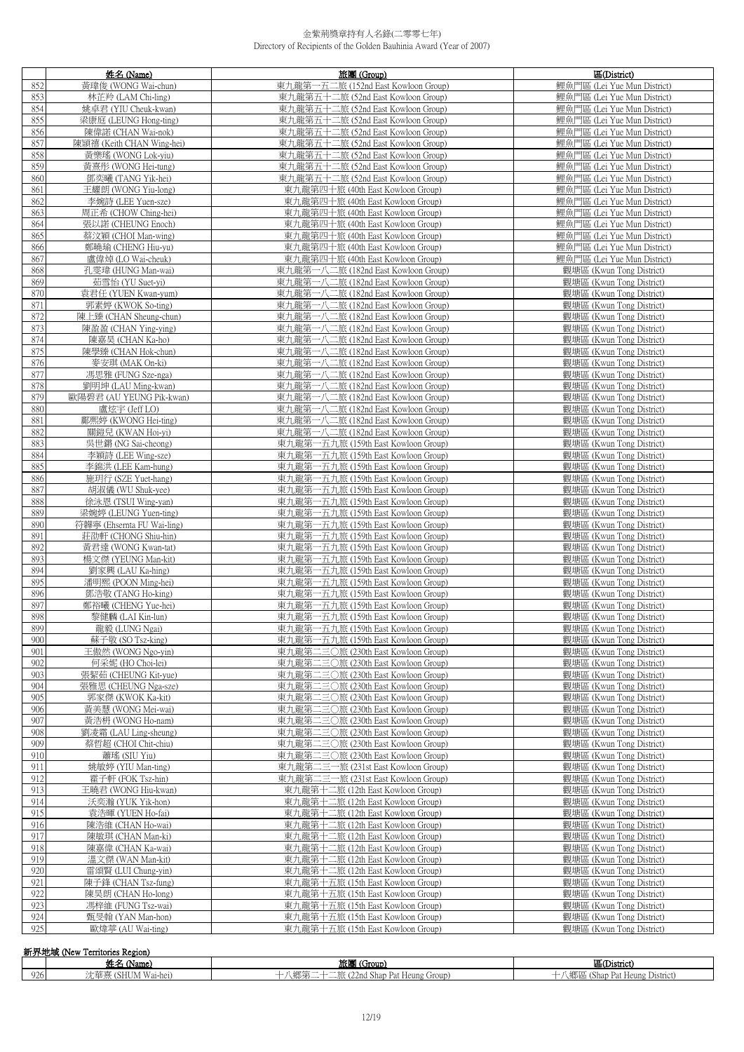金紫荊獎章持有人名錄(二零零七年)
Directory of Recipients of the Golden Bauhinia Award (Year of 2007)

| | 姓名 (Name) | 旅團 (Group) | 區(District) |
|---|---|---|---|
| 852 | 黃瑋俊 (WONG Wai-chun) | 東九龍第一五二旅 (152nd East Kowloon Group) | 鯉魚門區 (Lei Yue Mun District) |
| 853 | 林芷羚 (LAM Chi-ling) | 東九龍第五十二旅 (52nd East Kowloon Group) | 鯉魚門區 (Lei Yue Mun District) |
| 854 | 姚卓君 (YIU Cheuk-kwan) | 東九龍第五十二旅 (52nd East Kowloon Group) | 鯉魚門區 (Lei Yue Mun District) |
| 855 | 梁康庭 (LEUNG Hong-ting) | 東九龍第五十二旅 (52nd East Kowloon Group) | 鯉魚門區 (Lei Yue Mun District) |
| 856 | 陳偉諾 (CHAN Wai-nok) | 東九龍第五十二旅 (52nd East Kowloon Group) | 鯉魚門區 (Lei Yue Mun District) |
| 857 | 陳穎禧 (Keith CHAN Wing-hei) | 東九龍第五十二旅 (52nd East Kowloon Group) | 鯉魚門區 (Lei Yue Mun District) |
| 858 | 黃樂瑤 (WONG Lok-yiu) | 東九龍第五十二旅 (52nd East Kowloon Group) | 鯉魚門區 (Lei Yue Mun District) |
| 859 | 黃熹彤 (WONG Hei-tung) | 東九龍第五十二旅 (52nd East Kowloon Group) | 鯉魚門區 (Lei Yue Mun District) |
| 860 | 鄧奕曦 (TANG Yik-hei) | 東九龍第五十二旅 (52nd East Kowloon Group) | 鯉魚門區 (Lei Yue Mun District) |
| 861 | 王耀朗 (WONG Yiu-long) | 東九龍第四十旅 (40th East Kowloon Group) | 鯉魚門區 (Lei Yue Mun District) |
| 862 | 李婉詩 (LEE Yuen-sze) | 東九龍第四十旅 (40th East Kowloon Group) | 鯉魚門區 (Lei Yue Mun District) |
| 863 | 周正希 (CHOW Ching-hei) | 東九龍第四十旅 (40th East Kowloon Group) | 鯉魚門區 (Lei Yue Mun District) |
| 864 | 張以諾 (CHEUNG Enoch) | 東九龍第四十旅 (40th East Kowloon Group) | 鯉魚門區 (Lei Yue Mun District) |
| 865 | 蔡汶穎 (CHOI Man-wing) | 東九龍第四十旅 (40th East Kowloon Group) | 鯉魚門區 (Lei Yue Mun District) |
| 866 | 鄭曉瑜 (CHENG Hiu-yu) | 東九龍第四十旅 (40th East Kowloon Group) | 鯉魚門區 (Lei Yue Mun District) |
| 867 | 盧偉焯 (LO Wai-cheuk) | 東九龍第四十旅 (40th East Kowloon Group) | 鯉魚門區 (Lei Yue Mun District) |
| 868 | 孔雯瑋 (HUNG Man-wai) | 東九龍第一八二旅 (182nd East Kowloon Group) | 觀塘區 (Kwun Tong District) |
| 869 | 茹雪怡 (YU Suet-yi) | 東九龍第一八二旅 (182nd East Kowloon Group) | 觀塘區 (Kwun Tong District) |
| 870 | 袁君任 (YUEN Kwan-yum) | 東九龍第一八二旅 (182nd East Kowloon Group) | 觀塘區 (Kwun Tong District) |
| 871 | 郭素婷 (KWOK So-ting) | 東九龍第一八二旅 (182nd East Kowloon Group) | 觀塘區 (Kwun Tong District) |
| 872 | 陳上臻 (CHAN Sheung-chun) | 東九龍第一八二旅 (182nd East Kowloon Group) | 觀塘區 (Kwun Tong District) |
| 873 | 陳盈盈 (CHAN Ying-ying) | 東九龍第一八二旅 (182nd East Kowloon Group) | 觀塘區 (Kwun Tong District) |
| 874 | 陳嘉昊 (CHAN Ka-ho) | 東九龍第一八二旅 (182nd East Kowloon Group) | 觀塘區 (Kwun Tong District) |
| 875 | 陳學臻 (CHAN Hok-chun) | 東九龍第一八二旅 (182nd East Kowloon Group) | 觀塘區 (Kwun Tong District) |
| 876 | 麥安琪 (MAK On-ki) | 東九龍第一八二旅 (182nd East Kowloon Group) | 觀塘區 (Kwun Tong District) |
| 877 | 馮思雅 (FUNG Sze-nga) | 東九龍第一八二旅 (182nd East Kowloon Group) | 觀塘區 (Kwun Tong District) |
| 878 | 劉明坤 (LAU Ming-kwan) | 東九龍第一八二旅 (182nd East Kowloon Group) | 觀塘區 (Kwun Tong District) |
| 879 | 歐陽碧君 (AU YEUNG Pik-kwan) | 東九龍第一八二旅 (182nd East Kowloon Group) | 觀塘區 (Kwun Tong District) |
| 880 | 盧炫宇 (Jeff LO) | 東九龍第一八二旅 (182nd East Kowloon Group) | 觀塘區 (Kwun Tong District) |
| 881 | 鄺熙婷 (KWONG Hei-ting) | 東九龍第一八二旅 (182nd East Kowloon Group) | 觀塘區 (Kwun Tong District) |
| 882 | 關鎧兒 (KWAN Hoi-yi) | 東九龍第一八二旅 (182nd East Kowloon Group) | 觀塘區 (Kwun Tong District) |
| 883 | 吳世鏘 (NG Sai-cheong) | 東九龍第一五九旅 (159th East Kowloon Group) | 觀塘區 (Kwun Tong District) |
| 884 | 李穎詩 (LEE Wing-sze) | 東九龍第一五九旅 (159th East Kowloon Group) | 觀塘區 (Kwun Tong District) |
| 885 | 李錦洪 (LEE Kam-hung) | 東九龍第一五九旅 (159th East Kowloon Group) | 觀塘區 (Kwun Tong District) |
| 886 | 施玥行 (SZE Yuet-hang) | 東九龍第一五九旅 (159th East Kowloon Group) | 觀塘區 (Kwun Tong District) |
| 887 | 胡淑儀 (WU Shuk-yee) | 東九龍第一五九旅 (159th East Kowloon Group) | 觀塘區 (Kwun Tong District) |
| 888 | 徐泳恩 (TSUI Wing-yan) | 東九龍第一五九旅 (159th East Kowloon Group) | 觀塘區 (Kwun Tong District) |
| 889 | 梁婉婷 (LEUNG Yuen-ting) | 東九龍第一五九旅 (159th East Kowloon Group) | 觀塘區 (Kwun Tong District) |
| 890 | 符韡寧 (Ehsernta FU Wai-ling) | 東九龍第一五九旅 (159th East Kowloon Group) | 觀塘區 (Kwun Tong District) |
| 891 | 莊劭軒 (CHONG Shiu-hin) | 東九龍第一五九旅 (159th East Kowloon Group) | 觀塘區 (Kwun Tong District) |
| 892 | 黃君達 (WONG Kwan-tat) | 東九龍第一五九旅 (159th East Kowloon Group) | 觀塘區 (Kwun Tong District) |
| 893 | 楊文傑 (YEUNG Man-kit) | 東九龍第一五九旅 (159th East Kowloon Group) | 觀塘區 (Kwun Tong District) |
| 894 | 劉家興 (LAU Ka-hing) | 東九龍第一五九旅 (159th East Kowloon Group) | 觀塘區 (Kwun Tong District) |
| 895 | 潘明熙 (POON Ming-hei) | 東九龍第一五九旅 (159th East Kowloon Group) | 觀塘區 (Kwun Tong District) |
| 896 | 鄧浩敬 (TANG Ho-king) | 東九龍第一五九旅 (159th East Kowloon Group) | 觀塘區 (Kwun Tong District) |
| 897 | 鄭裕曦 (CHENG Yue-hei) | 東九龍第一五九旅 (159th East Kowloon Group) | 觀塘區 (Kwun Tong District) |
| 898 | 黎健麟 (LAI Kin-lun) | 東九龍第一五九旅 (159th East Kowloon Group) | 觀塘區 (Kwun Tong District) |
| 899 | 龍毅 (LUNG Ngai) | 東九龍第一五九旅 (159th East Kowloon Group) | 觀塘區 (Kwun Tong District) |
| 900 | 蘇子敬 (SO Tsz-king) | 東九龍第一五九旅 (159th East Kowloon Group) | 觀塘區 (Kwun Tong District) |
| 901 | 王傲然 (WONG Ngo-yin) | 東九龍第二三〇旅 (230th East Kowloon Group) | 觀塘區 (Kwun Tong District) |
| 902 | 何采妮 (HO Choi-lei) | 東九龍第二三〇旅 (230th East Kowloon Group) | 觀塘區 (Kwun Tong District) |
| 903 | 張絜茹 (CHEUNG Kit-yue) | 東九龍第二三〇旅 (230th East Kowloon Group) | 觀塘區 (Kwun Tong District) |
| 904 | 張雅思 (CHEUNG Nga-sze) | 東九龍第二三〇旅 (230th East Kowloon Group) | 觀塘區 (Kwun Tong District) |
| 905 | 郭家傑 (KWOK Ka-kit) | 東九龍第二三〇旅 (230th East Kowloon Group) | 觀塘區 (Kwun Tong District) |
| 906 | 黃美慧 (WONG Mei-wai) | 東九龍第二三〇旅 (230th East Kowloon Group) | 觀塘區 (Kwun Tong District) |
| 907 | 黃浩枏 (WONG Ho-nam) | 東九龍第二三〇旅 (230th East Kowloon Group) | 觀塘區 (Kwun Tong District) |
| 908 | 劉凌霜 (LAU Ling-sheung) | 東九龍第二三〇旅 (230th East Kowloon Group) | 觀塘區 (Kwun Tong District) |
| 909 | 蔡哲超 (CHOI Chit-chiu) | 東九龍第二三〇旅 (230th East Kowloon Group) | 觀塘區 (Kwun Tong District) |
| 910 | 蕭瑤 (SIU Yiu) | 東九龍第二三〇旅 (230th East Kowloon Group) | 觀塘區 (Kwun Tong District) |
| 911 | 姚敏婷 (YIU Man-ting) | 東九龍第二三一旅 (231st East Kowloon Group) | 觀塘區 (Kwun Tong District) |
| 912 | 霍子軒 (FOK Tsz-hin) | 東九龍第二三一旅 (231st East Kowloon Group) | 觀塘區 (Kwun Tong District) |
| 913 | 王曉君 (WONG Hiu-kwan) | 東九龍第十二旅 (12th East Kowloon Group) | 觀塘區 (Kwun Tong District) |
| 914 | 沃奕瀚 (YUK Yik-hon) | 東九龍第十二旅 (12th East Kowloon Group) | 觀塘區 (Kwun Tong District) |
| 915 | 袁浩暉 (YUEN Ho-fai) | 東九龍第十二旅 (12th East Kowloon Group) | 觀塘區 (Kwun Tong District) |
| 916 | 陳浩維 (CHAN Ho-wai) | 東九龍第十二旅 (12th East Kowloon Group) | 觀塘區 (Kwun Tong District) |
| 917 | 陳敏琪 (CHAN Man-ki) | 東九龍第十二旅 (12th East Kowloon Group) | 觀塘區 (Kwun Tong District) |
| 918 | 陳嘉偉 (CHAN Ka-wai) | 東九龍第十二旅 (12th East Kowloon Group) | 觀塘區 (Kwun Tong District) |
| 919 | 溫文傑 (WAN Man-kit) | 東九龍第十二旅 (12th East Kowloon Group) | 觀塘區 (Kwun Tong District) |
| 920 | 雷頌賢 (LUI Chung-yin) | 東九龍第十二旅 (12th East Kowloon Group) | 觀塘區 (Kwun Tong District) |
| 921 | 陳子鋒 (CHAN Tsz-fung) | 東九龍第十五旅 (15th East Kowloon Group) | 觀塘區 (Kwun Tong District) |
| 922 | 陳昊朗 (CHAN Ho-long) | 東九龍第十五旅 (15th East Kowloon Group) | 觀塘區 (Kwun Tong District) |
| 923 | 馮梓維 (FUNG Tsz-wai) | 東九龍第十五旅 (15th East Kowloon Group) | 觀塘區 (Kwun Tong District) |
| 924 | 甄旻翰 (YAN Man-hon) | 東九龍第十五旅 (15th East Kowloon Group) | 觀塘區 (Kwun Tong District) |
| 925 | 歐煒葶 (AU Wai-ting) | 東九龍第十五旅 (15th East Kowloon Group) | 觀塘區 (Kwun Tong District) |

新界地域 (New Territories Region)

| | 姓名 (Name) | 旅團 (Group) | 區(District) |
|---|---|---|---|
| 926 | 沈華熹 (SHUM Wai-hei) | 十八鄉第二十二旅 (22nd Shap Pat Heung Group) | 十八鄉區 (Shap Pat Heung District) |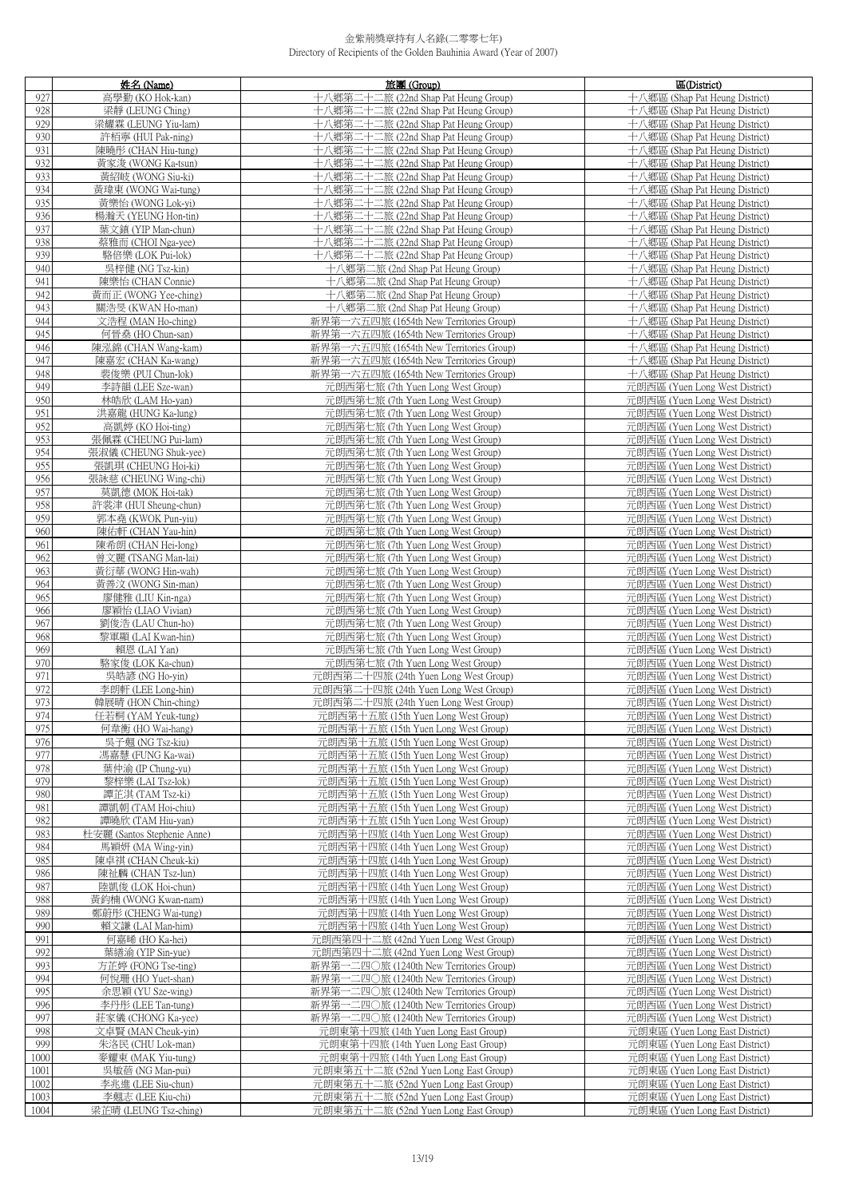金紫荊獎章持有人名錄(二零零七年)
Directory of Recipients of the Golden Bauhinia Award (Year of 2007)

| | 姓名 (Name) | 旅團 (Group) | 區(District) |
|---|---|---|---|
| 927 | 高學勤 (KO Hok-kan) | 十八鄉第二十二旅 (22nd Shap Pat Heung Group) | 十八鄉區 (Shap Pat Heung District) |
| 928 | 梁靜 (LEUNG Ching) | 十八鄉第二十二旅 (22nd Shap Pat Heung Group) | 十八鄉區 (Shap Pat Heung District) |
| 929 | 梁耀霖 (LEUNG Yiu-lam) | 十八鄉第二十二旅 (22nd Shap Pat Heung Group) | 十八鄉區 (Shap Pat Heung District) |
| 930 | 許栢亭 (HUI Pak-ning) | 十八鄉第二十二旅 (22nd Shap Pat Heung Group) | 十八鄉區 (Shap Pat Heung District) |
| 931 | 陳曉彤 (CHAN Hiu-tung) | 十八鄉第二十二旅 (22nd Shap Pat Heung Group) | 十八鄉區 (Shap Pat Heung District) |
| 932 | 黃家浚 (WONG Ka-tsun) | 十八鄉第二十二旅 (22nd Shap Pat Heung Group) | 十八鄉區 (Shap Pat Heung District) |
| 933 | 黃紹岐 (WONG Siu-ki) | 十八鄉第二十二旅 (22nd Shap Pat Heung Group) | 十八鄉區 (Shap Pat Heung District) |
| 934 | 黃瑋東 (WONG Wai-tung) | 十八鄉第二十二旅 (22nd Shap Pat Heung Group) | 十八鄉區 (Shap Pat Heung District) |
| 935 | 黃樂怡 (WONG Lok-yi) | 十八鄉第二十二旅 (22nd Shap Pat Heung Group) | 十八鄉區 (Shap Pat Heung District) |
| 936 | 楊瀚天 (YEUNG Hon-tin) | 十八鄉第二十二旅 (22nd Shap Pat Heung Group) | 十八鄉區 (Shap Pat Heung District) |
| 937 | 葉文鎮 (YIP Man-chun) | 十八鄉第二十二旅 (22nd Shap Pat Heung Group) | 十八鄉區 (Shap Pat Heung District) |
| 938 | 蔡雅而 (CHOI Nga-yee) | 十八鄉第二十二旅 (22nd Shap Pat Heung Group) | 十八鄉區 (Shap Pat Heung District) |
| 939 | 駱倍樂 (LOK Pui-lok) | 十八鄉第二十二旅 (22nd Shap Pat Heung Group) | 十八鄉區 (Shap Pat Heung District) |
| 940 | 吳梓健 (NG Tsz-kin) | 十八鄉第二旅 (2nd Shap Pat Heung Group) | 十八鄉區 (Shap Pat Heung District) |
| 941 | 陳樂怡 (CHAN Connie) | 十八鄉第二旅 (2nd Shap Pat Heung Group) | 十八鄉區 (Shap Pat Heung District) |
| 942 | 黃而正 (WONG Yee-ching) | 十八鄉第二旅 (2nd Shap Pat Heung Group) | 十八鄉區 (Shap Pat Heung District) |
| 943 | 關浩旻 (KWAN Ho-man) | 十八鄉第二旅 (2nd Shap Pat Heung Group) | 十八鄉區 (Shap Pat Heung District) |
| 944 | 文浩程 (MAN Ho-ching) | 新界第一六五四旅 (1654th New Territories Group) | 十八鄉區 (Shap Pat Heung District) |
| 945 | 何晉燊 (HO Chun-san) | 新界第一六五四旅 (1654th New Territories Group) | 十八鄉區 (Shap Pat Heung District) |
| 946 | 陳泓錦 (CHAN Wang-kam) | 新界第一六五四旅 (1654th New Territories Group) | 十八鄉區 (Shap Pat Heung District) |
| 947 | 陳嘉宏 (CHAN Ka-wang) | 新界第一六五四旅 (1654th New Territories Group) | 十八鄉區 (Shap Pat Heung District) |
| 948 | 裴俊樂 (PUI Chun-lok) | 新界第一六五四旅 (1654th New Territories Group) | 十八鄉區 (Shap Pat Heung District) |
| 949 | 李詩韻 (LEE Sze-wan) | 元朗西第七旅 (7th Yuen Long West Group) | 元朗西區 (Yuen Long West District) |
| 950 | 林皓欣 (LAM Ho-yan) | 元朗西第七旅 (7th Yuen Long West Group) | 元朗西區 (Yuen Long West District) |
| 951 | 洪嘉龍 (HUNG Ka-lung) | 元朗西第七旅 (7th Yuen Long West Group) | 元朗西區 (Yuen Long West District) |
| 952 | 高凱婷 (KO Hoi-ting) | 元朗西第七旅 (7th Yuen Long West Group) | 元朗西區 (Yuen Long West District) |
| 953 | 張佩霖 (CHEUNG Pui-lam) | 元朗西第七旅 (7th Yuen Long West Group) | 元朗西區 (Yuen Long West District) |
| 954 | 張淑儀 (CHEUNG Shuk-yee) | 元朗西第七旅 (7th Yuen Long West Group) | 元朗西區 (Yuen Long West District) |
| 955 | 張凱琪 (CHEUNG Hoi-ki) | 元朗西第七旅 (7th Yuen Long West Group) | 元朗西區 (Yuen Long West District) |
| 956 | 張詠慈 (CHEUNG Wing-chi) | 元朗西第七旅 (7th Yuen Long West Group) | 元朗西區 (Yuen Long West District) |
| 957 | 莫凱德 (MOK Hoi-tak) | 元朗西第七旅 (7th Yuen Long West Group) | 元朗西區 (Yuen Long West District) |
| 958 | 許裳津 (HUI Sheung-chun) | 元朗西第七旅 (7th Yuen Long West Group) | 元朗西區 (Yuen Long West District) |
| 959 | 郭本堯 (KWOK Pun-yiu) | 元朗西第七旅 (7th Yuen Long West Group) | 元朗西區 (Yuen Long West District) |
| 960 | 陳佑軒 (CHAN Yau-hin) | 元朗西第七旅 (7th Yuen Long West Group) | 元朗西區 (Yuen Long West District) |
| 961 | 陳希朗 (CHAN Hei-long) | 元朗西第七旅 (7th Yuen Long West Group) | 元朗西區 (Yuen Long West District) |
| 962 | 曾文麗 (TSANG Man-lai) | 元朗西第七旅 (7th Yuen Long West Group) | 元朗西區 (Yuen Long West District) |
| 963 | 黃衍華 (WONG Hin-wah) | 元朗西第七旅 (7th Yuen Long West Group) | 元朗西區 (Yuen Long West District) |
| 964 | 黃善汶 (WONG Sin-man) | 元朗西第七旅 (7th Yuen Long West Group) | 元朗西區 (Yuen Long West District) |
| 965 | 廖健雅 (LIU Kin-nga) | 元朗西第七旅 (7th Yuen Long West Group) | 元朗西區 (Yuen Long West District) |
| 966 | 廖穎怡 (LIAO Vivian) | 元朗西第七旅 (7th Yuen Long West Group) | 元朗西區 (Yuen Long West District) |
| 967 | 劉俊浩 (LAU Chun-ho) | 元朗西第七旅 (7th Yuen Long West Group) | 元朗西區 (Yuen Long West District) |
| 968 | 黎軍顯 (LAI Kwan-hin) | 元朗西第七旅 (7th Yuen Long West Group) | 元朗西區 (Yuen Long West District) |
| 969 | 賴恩 (LAI Yan) | 元朗西第七旅 (7th Yuen Long West Group) | 元朗西區 (Yuen Long West District) |
| 970 | 駱家俊 (LOK Ka-chun) | 元朗西第七旅 (7th Yuen Long West Group) | 元朗西區 (Yuen Long West District) |
| 971 | 吳皓諺 (NG Ho-yin) | 元朗西第二十四旅 (24th Yuen Long West Group) | 元朗西區 (Yuen Long West District) |
| 972 | 李朗軒 (LEE Long-hin) | 元朗西第二十四旅 (24th Yuen Long West Group) | 元朗西區 (Yuen Long West District) |
| 973 | 韓展晴 (HON Chin-ching) | 元朗西第二十四旅 (24th Yuen Long West Group) | 元朗西區 (Yuen Long West District) |
| 974 | 任若桐 (YAM Yeuk-tung) | 元朗西第十五旅 (15th Yuen Long West Group) | 元朗西區 (Yuen Long West District) |
| 975 | 何韋衡 (HO Wai-hang) | 元朗西第十五旅 (15th Yuen Long West Group) | 元朗西區 (Yuen Long West District) |
| 976 | 吳子翹 (NG Tsz-kiu) | 元朗西第十五旅 (15th Yuen Long West Group) | 元朗西區 (Yuen Long West District) |
| 977 | 馮嘉慧 (FUNG Ka-wai) | 元朗西第十五旅 (15th Yuen Long West Group) | 元朗西區 (Yuen Long West District) |
| 978 | 葉仲渝 (IP Chung-yu) | 元朗西第十五旅 (15th Yuen Long West Group) | 元朗西區 (Yuen Long West District) |
| 979 | 黎梓樂 (LAI Tsz-lok) | 元朗西第十五旅 (15th Yuen Long West Group) | 元朗西區 (Yuen Long West District) |
| 980 | 譚芷淇 (TAM Tsz-ki) | 元朗西第十五旅 (15th Yuen Long West Group) | 元朗西區 (Yuen Long West District) |
| 981 | 譚凱朝 (TAM Hoi-chiu) | 元朗西第十五旅 (15th Yuen Long West Group) | 元朗西區 (Yuen Long West District) |
| 982 | 譚曉欣 (TAM Hiu-yan) | 元朗西第十五旅 (15th Yuen Long West Group) | 元朗西區 (Yuen Long West District) |
| 983 | 杜安麗 (Santos Stephenie Anne) | 元朗西第十四旅 (14th Yuen Long West Group) | 元朗西區 (Yuen Long West District) |
| 984 | 馬穎妍 (MA Wing-yin) | 元朗西第十四旅 (14th Yuen Long West Group) | 元朗西區 (Yuen Long West District) |
| 985 | 陳卓祺 (CHAN Cheuk-ki) | 元朗西第十四旅 (14th Yuen Long West Group) | 元朗西區 (Yuen Long West District) |
| 986 | 陳祉麟 (CHAN Tsz-lun) | 元朗西第十四旅 (14th Yuen Long West Group) | 元朗西區 (Yuen Long West District) |
| 987 | 陸凱俊 (LOK Hoi-chun) | 元朗西第十四旅 (14th Yuen Long West Group) | 元朗西區 (Yuen Long West District) |
| 988 | 黃鈞楠 (WONG Kwan-nam) | 元朗西第十四旅 (14th Yuen Long West Group) | 元朗西區 (Yuen Long West District) |
| 989 | 鄭蔚彤 (CHENG Wai-tung) | 元朗西第十四旅 (14th Yuen Long West Group) | 元朗西區 (Yuen Long West District) |
| 990 | 賴文謙 (LAI Man-him) | 元朗西第十四旅 (14th Yuen Long West Group) | 元朗西區 (Yuen Long West District) |
| 991 | 何嘉晞 (HO Ka-hei) | 元朗西第四十二旅 (42nd Yuen Long West Group) | 元朗西區 (Yuen Long West District) |
| 992 | 葉綪渝 (YIP Sin-yue) | 元朗西第四十二旅 (42nd Yuen Long West Group) | 元朗西區 (Yuen Long West District) |
| 993 | 方芷婷 (FONG Tse-ting) | 新界第一二四〇旅 (1240th New Territories Group) | 元朗西區 (Yuen Long West District) |
| 994 | 何悅珊 (HO Yuet-shan) | 新界第一二四〇旅 (1240th New Territories Group) | 元朗西區 (Yuen Long West District) |
| 995 | 余思穎 (YU Sze-wing) | 新界第一二四〇旅 (1240th New Territories Group) | 元朗西區 (Yuen Long West District) |
| 996 | 李丹彤 (LEE Tan-tung) | 新界第一二四〇旅 (1240th New Territories Group) | 元朗西區 (Yuen Long West District) |
| 997 | 莊家儀 (CHONG Ka-yee) | 新界第一二四〇旅 (1240th New Territories Group) | 元朗西區 (Yuen Long West District) |
| 998 | 文卓賢 (MAN Cheuk-yin) | 元朗東第十四旅 (14th Yuen Long East Group) | 元朗東區 (Yuen Long East District) |
| 999 | 朱洛民 (CHU Lok-man) | 元朗東第十四旅 (14th Yuen Long East Group) | 元朗東區 (Yuen Long East District) |
| 1000 | 麥耀東 (MAK Yiu-tung) | 元朗東第十四旅 (14th Yuen Long East Group) | 元朗東區 (Yuen Long East District) |
| 1001 | 吳敏蓓 (NG Man-pui) | 元朗東第五十二旅 (52nd Yuen Long East Group) | 元朗東區 (Yuen Long East District) |
| 1002 | 李兆進 (LEE Siu-chun) | 元朗東第五十二旅 (52nd Yuen Long East Group) | 元朗東區 (Yuen Long East District) |
| 1003 | 李翹志 (LEE Kiu-chi) | 元朗東第五十二旅 (52nd Yuen Long East Group) | 元朗東區 (Yuen Long East District) |
| 1004 | 梁芷晴 (LEUNG Tsz-ching) | 元朗東第五十二旅 (52nd Yuen Long East Group) | 元朗東區 (Yuen Long East District) |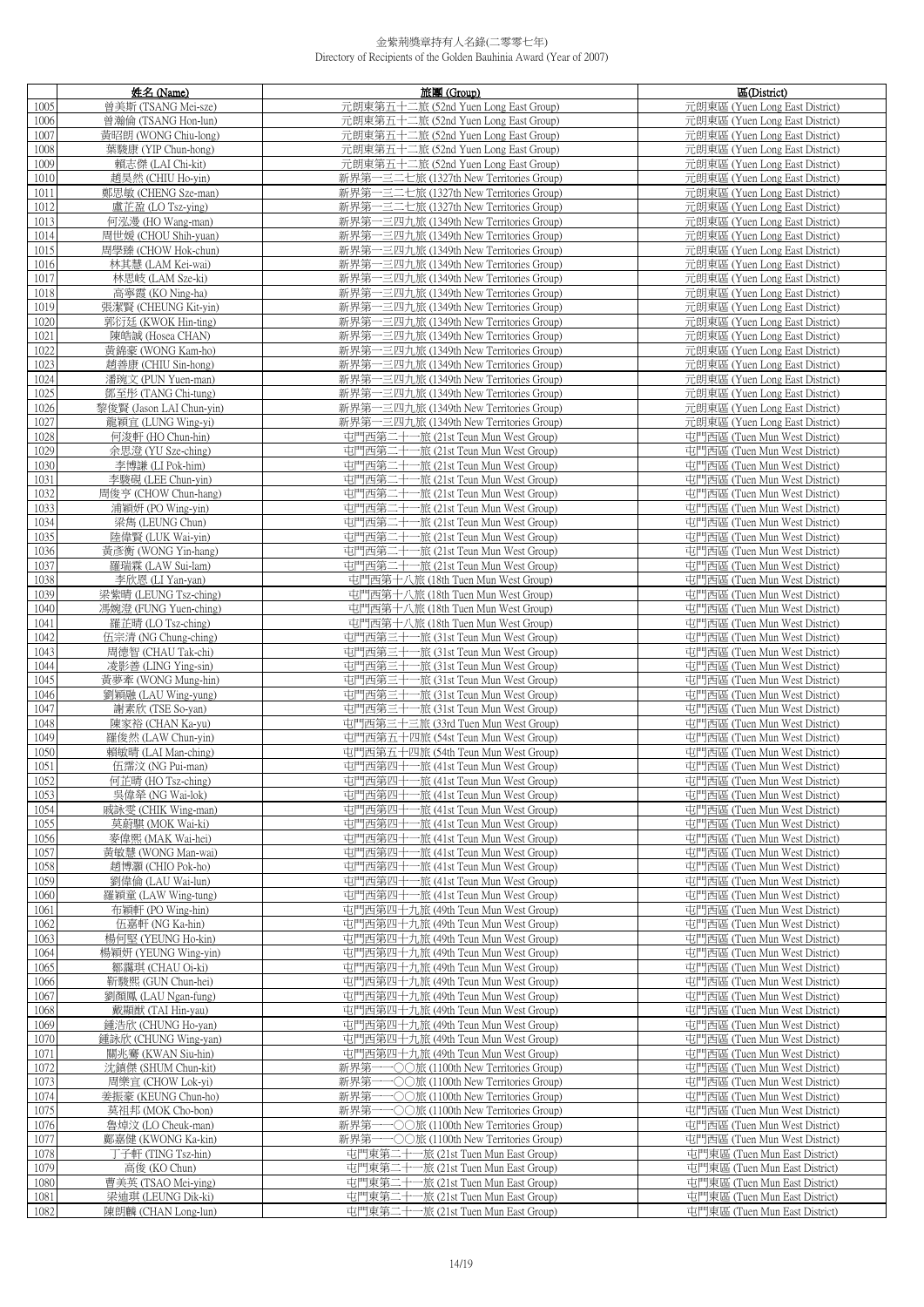# 金紫荊獎章持有人名錄(二零零七年)
Directory of Recipients of the Golden Bauhinia Award (Year of 2007)

| | 姓名 (Name) | 旅團 (Group) | 區(District) |
|---|---|---|---|
| 1005 | 曾美斯 (TSANG Mei-sze) | 元朗東第五十二旅 (52nd Yuen Long East Group) | 元朗東區 (Yuen Long East District) |
| 1006 | 曾瀚倫 (TSANG Hon-lun) | 元朗東第五十二旅 (52nd Yuen Long East Group) | 元朗東區 (Yuen Long East District) |
| 1007 | 黃昭朗 (WONG Chiu-long) | 元朗東第五十二旅 (52nd Yuen Long East Group) | 元朗東區 (Yuen Long East District) |
| 1008 | 葉駿康 (YIP Chun-hong) | 元朗東第五十二旅 (52nd Yuen Long East Group) | 元朗東區 (Yuen Long East District) |
| 1009 | 賴志傑 (LAI Chi-kit) | 元朗東第五十二旅 (52nd Yuen Long East Group) | 元朗東區 (Yuen Long East District) |
| 1010 | 趙昊然 (CHIU Ho-yin) | 新界第一三二七旅 (1327th New Territories Group) | 元朗東區 (Yuen Long East District) |
| 1011 | 鄭思敏 (CHENG Sze-man) | 新界第一三二七旅 (1327th New Territories Group) | 元朗東區 (Yuen Long East District) |
| 1012 | 盧芷盈 (LO Tsz-ying) | 新界第一三二七旅 (1327th New Territories Group) | 元朗東區 (Yuen Long East District) |
| 1013 | 何泓漫 (HO Wang-man) | 新界第一三四九旅 (1349th New Territories Group) | 元朗東區 (Yuen Long East District) |
| 1014 | 周世媛 (CHOU Shih-yuan) | 新界第一三四九旅 (1349th New Territories Group) | 元朗東區 (Yuen Long East District) |
| 1015 | 周學臻 (CHOW Hok-chun) | 新界第一三四九旅 (1349th New Territories Group) | 元朗東區 (Yuen Long East District) |
| 1016 | 林其慧 (LAM Kei-wai) | 新界第一三四九旅 (1349th New Territories Group) | 元朗東區 (Yuen Long East District) |
| 1017 | 林思岐 (LAM Sze-ki) | 新界第一三四九旅 (1349th New Territories Group) | 元朗東區 (Yuen Long East District) |
| 1018 | 高寧霞 (KO Ning-ha) | 新界第一三四九旅 (1349th New Territories Group) | 元朗東區 (Yuen Long East District) |
| 1019 | 張潔賢 (CHEUNG Kit-yin) | 新界第一三四九旅 (1349th New Territories Group) | 元朗東區 (Yuen Long East District) |
| 1020 | 郭衍廷 (KWOK Hin-ting) | 新界第一三四九旅 (1349th New Territories Group) | 元朗東區 (Yuen Long East District) |
| 1021 | 陳皓誠 (Hosea CHAN) | 新界第一三四九旅 (1349th New Territories Group) | 元朗東區 (Yuen Long East District) |
| 1022 | 黃錦豪 (WONG Kam-ho) | 新界第一三四九旅 (1349th New Territories Group) | 元朗東區 (Yuen Long East District) |
| 1023 | 趙善康 (CHIU Sin-hong) | 新界第一三四九旅 (1349th New Territories Group) | 元朗東區 (Yuen Long East District) |
| 1024 | 潘琬文 (PUN Yuen-man) | 新界第一三四九旅 (1349th New Territories Group) | 元朗東區 (Yuen Long East District) |
| 1025 | 鄧至彤 (TANG Chi-tung) | 新界第一三四九旅 (1349th New Territories Group) | 元朗東區 (Yuen Long East District) |
| 1026 | 黎俊賢 (Jason LAI Chun-yin) | 新界第一三四九旅 (1349th New Territories Group) | 元朗東區 (Yuen Long East District) |
| 1027 | 龍穎宜 (LUNG Wing-yi) | 新界第一三四九旅 (1349th New Territories Group) | 元朗東區 (Yuen Long East District) |
| 1028 | 何浚軒 (HO Chun-hin) | 屯門西第二十一旅 (21st Teun Mun West Group) | 屯門西區 (Tuen Mun West District) |
| 1029 | 余思澄 (YU Sze-ching) | 屯門西第二十一旅 (21st Teun Mun West Group) | 屯門西區 (Tuen Mun West District) |
| 1030 | 李博謙 (LI Pok-him) | 屯門西第二十一旅 (21st Teun Mun West Group) | 屯門西區 (Tuen Mun West District) |
| 1031 | 李駿硯 (LEE Chun-yin) | 屯門西第二十一旅 (21st Teun Mun West Group) | 屯門西區 (Tuen Mun West District) |
| 1032 | 周俊亨 (CHOW Chun-hang) | 屯門西第二十一旅 (21st Teun Mun West Group) | 屯門西區 (Tuen Mun West District) |
| 1033 | 浦穎妍 (PO Wing-yin) | 屯門西第二十一旅 (21st Teun Mun West Group) | 屯門西區 (Tuen Mun West District) |
| 1034 | 梁雋 (LEUNG Chun) | 屯門西第二十一旅 (21st Teun Mun West Group) | 屯門西區 (Tuen Mun West District) |
| 1035 | 陸偉賢 (LUK Wai-yin) | 屯門西第二十一旅 (21st Teun Mun West Group) | 屯門西區 (Tuen Mun West District) |
| 1036 | 黃彥衡 (WONG Yin-hang) | 屯門西第二十一旅 (21st Teun Mun West Group) | 屯門西區 (Tuen Mun West District) |
| 1037 | 羅瑞霖 (LAW Sui-lam) | 屯門西第二十一旅 (21st Teun Mun West Group) | 屯門西區 (Tuen Mun West District) |
| 1038 | 李欣恩 (LI Yan-yan) | 屯門西第十八旅 (18th Tuen Mun West Group) | 屯門西區 (Tuen Mun West District) |
| 1039 | 梁紫晴 (LEUNG Tsz-ching) | 屯門西第十八旅 (18th Tuen Mun West Group) | 屯門西區 (Tuen Mun West District) |
| 1040 | 馮婉澄 (FUNG Yuen-ching) | 屯門西第十八旅 (18th Tuen Mun West Group) | 屯門西區 (Tuen Mun West District) |
| 1041 | 羅芷晴 (LO Tsz-ching) | 屯門西第十八旅 (18th Tuen Mun West Group) | 屯門西區 (Tuen Mun West District) |
| 1042 | 伍宗清 (NG Chung-ching) | 屯門西第三十一旅 (31st Teun Mun West Group) | 屯門西區 (Tuen Mun West District) |
| 1043 | 周德智 (CHAU Tak-chi) | 屯門西第三十一旅 (31st Teun Mun West Group) | 屯門西區 (Tuen Mun West District) |
| 1044 | 淩影善 (LING Ying-sin) | 屯門西第三十一旅 (31st Teun Mun West Group) | 屯門西區 (Tuen Mun West District) |
| 1045 | 黃夢牽 (WONG Mung-hin) | 屯門西第三十一旅 (31st Teun Mun West Group) | 屯門西區 (Tuen Mun West District) |
| 1046 | 劉穎融 (LAU Wing-yung) | 屯門西第三十一旅 (31st Teun Mun West Group) | 屯門西區 (Tuen Mun West District) |
| 1047 | 謝素欣 (TSE So-yan) | 屯門西第三十一旅 (31st Teun Mun West Group) | 屯門西區 (Tuen Mun West District) |
| 1048 | 陳家裕 (CHAN Ka-yu) | 屯門西第三十三旅 (33rd Tuen Mun West Group) | 屯門西區 (Tuen Mun West District) |
| 1049 | 羅俊然 (LAW Chun-yin) | 屯門西第五十四旅 (54st Tuen Mun West Group) | 屯門西區 (Tuen Mun West District) |
| 1050 | 賴敏晴 (LAI Man-ching) | 屯門西第五十四旅 (54th Tuen Mun West Group) | 屯門西區 (Tuen Mun West District) |
| 1051 | 伍霈汶 (NG Pui-man) | 屯門西第四十一旅 (41st Teun Mun West Group) | 屯門西區 (Tuen Mun West District) |
| 1052 | 何芷晴 (HO Tsz-ching) | 屯門西第四十一旅 (41st Teun Mun West Group) | 屯門西區 (Tuen Mun West District) |
| 1053 | 吳偉犖 (NG Wai-lok) | 屯門西第四十一旅 (41st Teun Mun West Group) | 屯門西區 (Tuen Mun West District) |
| 1054 | 戚詠雯 (CHIK Wing-man) | 屯門西第四十一旅 (41st Teun Mun West Group) | 屯門西區 (Tuen Mun West District) |
| 1055 | 莫蔚騏 (MOK Wai-ki) | 屯門西第四十一旅 (41st Teun Mun West Group) | 屯門西區 (Tuen Mun West District) |
| 1056 | 麥偉熙 (MAK Wai-hei) | 屯門西第四十一旅 (41st Teun Mun West Group) | 屯門西區 (Tuen Mun West District) |
| 1057 | 黃敏慧 (WONG Man-wai) | 屯門西第四十一旅 (41st Teun Mun West Group) | 屯門西區 (Tuen Mun West District) |
| 1058 | 趙博灝 (CHIO Pok-ho) | 屯門西第四十一旅 (41st Teun Mun West Group) | 屯門西區 (Tuen Mun West District) |
| 1059 | 劉偉倫 (LAU Wai-lun) | 屯門西第四十一旅 (41st Teun Mun West Group) | 屯門西區 (Tuen Mun West District) |
| 1060 | 羅穎童 (LAW Wing-tung) | 屯門西第四十一旅 (41st Teun Mun West Group) | 屯門西區 (Tuen Mun West District) |
| 1061 | 布穎軒 (PO Wing-hin) | 屯門西第四十九旅 (49th Teun Mun West Group) | 屯門西區 (Tuen Mun West District) |
| 1062 | 伍嘉軒 (NG Ka-hin) | 屯門西第四十九旅 (49th Teun Mun West Group) | 屯門西區 (Tuen Mun West District) |
| 1063 | 楊何堅 (YEUNG Ho-kin) | 屯門西第四十九旅 (49th Teun Mun West Group) | 屯門西區 (Tuen Mun West District) |
| 1064 | 楊穎妍 (YEUNG Wing-yin) | 屯門西第四十九旅 (49th Teun Mun West Group) | 屯門西區 (Tuen Mun West District) |
| 1065 | 鄒靄琪 (CHAU Oi-ki) | 屯門西第四十九旅 (49th Teun Mun West Group) | 屯門西區 (Tuen Mun West District) |
| 1066 | 靳駿熙 (GUN Chun-hei) | 屯門西第四十九旅 (49th Teun Mun West Group) | 屯門西區 (Tuen Mun West District) |
| 1067 | 劉顏鳳 (LAU Ngan-fung) | 屯門西第四十九旅 (49th Teun Mun West Group) | 屯門西區 (Tuen Mun West District) |
| 1068 | 戴顯猷 (TAI Hin-yau) | 屯門西第四十九旅 (49th Teun Mun West Group) | 屯門西區 (Tuen Mun West District) |
| 1069 | 鍾浩欣 (CHUNG Ho-yan) | 屯門西第四十九旅 (49th Teun Mun West Group) | 屯門西區 (Tuen Mun West District) |
| 1070 | 鍾詠欣 (CHUNG Wing-yan) | 屯門西第四十九旅 (49th Teun Mun West Group) | 屯門西區 (Tuen Mun West District) |
| 1071 | 關兆騫 (KWAN Siu-hin) | 屯門西第四十九旅 (49th Teun Mun West Group) | 屯門西區 (Tuen Mun West District) |
| 1072 | 沈鎮傑 (SHUM Chun-kit) | 新界第一一〇〇旅 (1100th New Territories Group) | 屯門西區 (Tuen Mun West District) |
| 1073 | 周樂宜 (CHOW Lok-yi) | 新界第一一〇〇旅 (1100th New Territories Group) | 屯門西區 (Tuen Mun West District) |
| 1074 | 姜振豪 (KEUNG Chun-ho) | 新界第一一〇〇旅 (1100th New Territories Group) | 屯門西區 (Tuen Mun West District) |
| 1075 | 莫祖邦 (MOK Cho-bon) | 新界第一一〇〇旅 (1100th New Territories Group) | 屯門西區 (Tuen Mun West District) |
| 1076 | 魯焯汶 (LO Cheuk-man) | 新界第一一〇〇旅 (1100th New Territories Group) | 屯門西區 (Tuen Mun West District) |
| 1077 | 鄺嘉健 (KWONG Ka-kin) | 新界第一一〇〇旅 (1100th New Territories Group) | 屯門西區 (Tuen Mun West District) |
| 1078 | 丁子軒 (TING Tsz-hin) | 屯門東第二十一旅 (21st Tuen Mun East Group) | 屯門東區 (Tuen Mun East District) |
| 1079 | 高俊 (KO Chun) | 屯門東第二十一旅 (21st Tuen Mun East Group) | 屯門東區 (Tuen Mun East District) |
| 1080 | 曹美英 (TSAO Mei-ying) | 屯門東第二十一旅 (21st Tuen Mun East Group) | 屯門東區 (Tuen Mun East District) |
| 1081 | 梁迪琪 (LEUNG Dik-ki) | 屯門東第二十一旅 (21st Tuen Mun East Group) | 屯門東區 (Tuen Mun East District) |
| 1082 | 陳朗麟 (CHAN Long-lun) | 屯門東第二十一旅 (21st Tuen Mun East Group) | 屯門東區 (Tuen Mun East District) |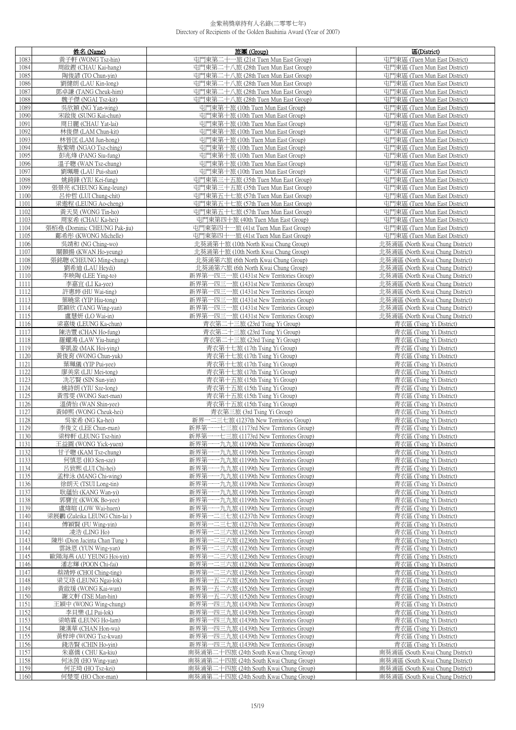金紫荊獎章持有人名錄(二零零七年)
Directory of Recipients of the Golden Bauhinia Award (Year of 2007)

| | 姓名 (Name) | 旅團 (Group) | 區(District) |
|---|---|---|---|
| 1083 | 黃子軒 (WONG Tsz-hin) | 屯門東第二十一旅 (21st Tuen Mun East Group) | 屯門東區 (Tuen Mun East District) |
| 1084 | 周啟鏗 (CHAU Kai-hang) | 屯門東第二十八旅 (28th Tuen Mun East Group) | 屯門東區 (Tuen Mun East District) |
| 1085 | 陶俊諺 (TO Chun-yin) | 屯門東第二十八旅 (28th Tuen Mun East Group) | 屯門東區 (Tuen Mun East District) |
| 1086 | 劉健朗 (LAU Kin-long) | 屯門東第二十八旅 (28th Tuen Mun East Group) | 屯門東區 (Tuen Mun East District) |
| 1087 | 鄧卓謙 (TANG Cheuk-him) | 屯門東第二十八旅 (28th Tuen Mun East Group) | 屯門東區 (Tuen Mun East District) |
| 1088 | 魏子傑 (NGAI Tsz-kit) | 屯門東第二十八旅 (28th Tuen Mun East Group) | 屯門東區 (Tuen Mun East District) |
| 1089 | 吳欣穎 (NG Yan-wing) | 屯門東第十旅 (10th Tuen Mun East Group) | 屯門東區 (Tuen Mun East District) |
| 1090 | 宋啟俊 (SUNG Kai-chun) | 屯門東第十旅 (10th Tuen Mun East Group) | 屯門東區 (Tuen Mun East District) |
| 1091 | 周日麗 (CHAU Yat-lai) | 屯門東第十旅 (10th Tuen Mun East Group) | 屯門東區 (Tuen Mun East District) |
| 1092 | 林俊傑 (LAM Chun-kit) | 屯門東第十旅 (10th Tuen Mun East Group) | 屯門東區 (Tuen Mun East District) |
| 1093 | 林晉匡 (LAM Jun-hong) | 屯門東第十旅 (10th Tuen Mun East Group) | 屯門東區 (Tuen Mun East District) |
| 1094 | 敖紫晴 (NGAO Tsz-ching) | 屯門東第十旅 (10th Tuen Mun East Group) | 屯門東區 (Tuen Mun East District) |
| 1095 | 彭兆烽 (PANG Siu-fung) | 屯門東第十旅 (10th Tuen Mun East Group) | 屯門東區 (Tuen Mun East District) |
| 1096 | 溫子聰 (WAN Tsz-chung) | 屯門東第十旅 (10th Tuen Mun East Group) | 屯門東區 (Tuen Mun East District) |
| 1097 | 劉珮珊 (LAU Pui-shan) | 屯門東第十旅 (10th Tuen Mun East Group) | 屯門東區 (Tuen Mun East District) |
| 1098 | 姚錡鋒 (YIU Kei-fung) | 屯門東第三十五旅 (35th Tuen Mun East Group) | 屯門東區 (Tuen Mun East District) |
| 1099 | 張景亮 (CHEUNG King-leung) | 屯門東第三十五旅 (35th Tuen Mun East Group) | 屯門東區 (Tuen Mun East District) |
| 1100 | 呂仲哲 (LUI Chung-chit) | 屯門東第五十七旅 (57th Tuen Mun East Group) | 屯門東區 (Tuen Mun East District) |
| 1101 | 梁遨程 (LEUNG Ao-cheng) | 屯門東第五十七旅 (57th Tuen Mun East Group) | 屯門東區 (Tuen Mun East District) |
| 1102 | 黃天昊 (WONG Tin-ho) | 屯門東第五十七旅 (57th Tuen Mun East Group) | 屯門東區 (Tuen Mun East District) |
| 1103 | 周家希 (CHAU Ka-hei) | 屯門東第四十旅 (40th Tuen Mun East Group) | 屯門東區 (Tuen Mun East District) |
| 1104 | 張栢堯 (Dominic CHEUNG Pak-jiu) | 屯門東第四十一旅 (41st Tuen Mun East Group) | 屯門東區 (Tuen Mun East District) |
| 1105 | 鄺希彤 (KWONG Michelle) | 屯門東第四十一旅 (41st Tuen Mun East Group) | 屯門東區 (Tuen Mun East District) |
| 1106 | 吳靖和 (NG Ching-wo) | 北葵涌第十旅 (10th North Kwai Chung Group) | 北葵涌區 (North Kwai Chung District) |
| 1107 | 關顥揚 (KWAN Ho-yeung) | 北葵涌第十旅 (10th North Kwai Chung Group) | 北葵涌區 (North Kwai Chung District) |
| 1108 | 張銘聰 (CHEUNG Ming-chung) | 北葵涌第六旅 (6th North Kwai Chung Group) | 北葵涌區 (North Kwai Chung District) |
| 1109 | 劉希迪 (LAU Heydi) | 北葵涌第六旅 (6th North Kwai Chung Group) | 北葵涌區 (North Kwai Chung District) |
| 1110 | 李映陶 (LEE Ying-to) | 新界第一四三一旅 (1431st New Territories Group) | 北葵涌區 (North Kwai Chung District) |
| 1111 | 李嘉宜 (LI Ka-yee) | 新界第一四三一旅 (1431st New Territories Group) | 北葵涌區 (North Kwai Chung District) |
| 1112 | 許惠婷 (HU Wai-ting) | 新界第一四三一旅 (1431st New Territories Group) | 北葵涌區 (North Kwai Chung District) |
| 1113 | 葉曉棠 (YIP Hiu-tong) | 新界第一四三一旅 (1431st New Territories Group) | 北葵涌區 (North Kwai Chung District) |
| 1114 | 鄧穎欣 (TANG Wing-yan) | 新界第一四三一旅 (1431st New Territories Group) | 北葵涌區 (North Kwai Chung District) |
| 1115 | 盧慧妍 (LO Wai-in) | 新界第一四三一旅 (1431st New Territories Group) | 北葵涌區 (North Kwai Chung District) |
| 1116 | 梁嘉竣 (LEUNG Ka-chun) | 青衣第二十三旅 (23rd Tsing Yi Group) | 青衣區 (Tsing Yi District) |
| 1117 | 陳浩豐 (CHAN Ho-fung) | 青衣第二十三旅 (23rd Tsing Yi Group) | 青衣區 (Tsing Yi District) |
| 1118 | 羅耀鴻 (LAW Yiu-hung) | 青衣第二十三旅 (23rd Tsing Yi Group) | 青衣區 (Tsing Yi District) |
| 1119 | 麥凱盈 (MAK Hoi-ying) | 青衣第十七旅 (17th Tsing Yi Group) | 青衣區 (Tsing Yi District) |
| 1120 | 黃俊育 (WONG Chun-yuk) | 青衣第十七旅 (17th Tsing Yi Group) | 青衣區 (Tsing Yi District) |
| 1121 | 葉珮儀 (YIP Pui-yee) | 青衣第十七旅 (17th Tsing Yi Group) | 青衣區 (Tsing Yi District) |
| 1122 | 廖美棠 (LIU Mei-tong) | 青衣第十七旅 (17th Tsing Yi Group) | 青衣區 (Tsing Yi District) |
| 1123 | 冼芯賢 (SIN Sun-yin) | 青衣第十五旅 (15th Tsing Yi Group) | 青衣區 (Tsing Yi District) |
| 1124 | 姚詩朗 (YIU Sze-long) | 青衣第十五旅 (15th Tsing Yi Group) | 青衣區 (Tsing Yi District) |
| 1125 | 黃雪雯 (WONG Suet-man) | 青衣第十五旅 (15th Tsing Yi Group) | 青衣區 (Tsing Yi District) |
| 1126 | 溫倩怡 (WAN Shin-yee) | 青衣第十五旅 (15th Tsing Yi Group) | 青衣區 (Tsing Yi District) |
| 1127 | 黃綽熙 (WONG Cheuk-hei) | 青衣第三旅 (3rd Tsing Yi Group) | 青衣區 (Tsing Yi District) |
| 1128 | 吳家希 (NG Ka-hei) | 新界一二三七旅 (1237th New Territories Group) | 青衣區 (Tsing Yi District) |
| 1129 | 李俊文 (LEE Chun-man) | 新界第一一七三旅 (1173rd New Territories Group) | 青衣區 (Tsing Yi District) |
| 1130 | 梁梓軒 (LEUNG Tsz-hin) | 新界第一一七三旅 (1173rd New Territories Group) | 青衣區 (Tsing Yi District) |
| 1131 | 王益圓 (WONG Yick-yuen) | 新界第一一九九旅 (1199th New Territories Group) | 青衣區 (Tsing Yi District) |
| 1132 | 甘子聰 (KAM Tsz-chung) | 新界第一一九九旅 (1199th New Territories Group) | 青衣區 (Tsing Yi District) |
| 1133 | 何慎思 (HO Sen-sze) | 新界第一一九九旅 (1199th New Territories Group) | 青衣區 (Tsing Yi District) |
| 1134 | 呂致熙 (LUI Chi-hei) | 新界第一一九九旅 (1199th New Territories Group) | 青衣區 (Tsing Yi District) |
| 1135 | 孟梓泳 (MANG Chi-wing) | 新界第一一九九旅 (1199th New Territories Group) | 青衣區 (Tsing Yi District) |
| 1136 | 徐朗天 (TSUI Long-tin) | 新界第一一九九旅 (1199th New Territories Group) | 青衣區 (Tsing Yi District) |
| 1137 | 耿蘊怡 (KANG Wan-yi) | 新界第一一九九旅 (1199th New Territories Group) | 青衣區 (Tsing Yi District) |
| 1138 | 郭寶宜 (KWOK Bo-yee) | 新界第一一九九旅 (1199th New Territories Group) | 青衣區 (Tsing Yi District) |
| 1139 | 盧煒暄 (LOW Wai-huen) | 新界第一一九九旅 (1199th New Territories Group) | 青衣區 (Tsing Yi District) |
| 1140 | 梁展鸝 (Zuleika LEUNG Chin-lai ) | 新界第一二三七旅 (1237th New Territories Group) | 青衣區 (Tsing Yi District) |
| 1141 | 傅穎賢 (FU Wing-yin) | 新界第一二三七旅 (1237th New Territories Group) | 青衣區 (Tsing Yi District) |
| 1142 | 凌浩 (LING Ho) | 新界第一二三六旅 (1236th New Territories Group) | 青衣區 (Tsing Yi District) |
| 1143 | 陳彤 (Dion Jacinta Chan Tung ) | 新界第一二三六旅 (1236th New Territories Group) | 青衣區 (Tsing Yi District) |
| 1144 | 雲詠恩 (YUN Wing-yan) | 新界第一二三六旅 (1236th New Territories Group) | 青衣區 (Tsing Yi District) |
| 1145 | 歐陽海燕 (AU YEUNG Hoi-yin) | 新界第一二三六旅 (1236th New Territories Group) | 青衣區 (Tsing Yi District) |
| 1146 | 潘志輝 (POON Chi-fai) | 新界第一二三六旅 (1236th New Territories Group) | 青衣區 (Tsing Yi District) |
| 1147 | 蔡靖婷 (CHOI Ching-ting) | 新界第一二三六旅 (1236th New Territories Group) | 青衣區 (Tsing Yi District) |
| 1148 | 梁艾珞 (LEUNG Ngai-lok) | 新界第一五二六旅 (1526th New Territories Group) | 青衣區 (Tsing Yi District) |
| 1149 | 黃啟瑗 (WONG Kai-wun) | 新界第一五二六旅 (1526th New Territories Group) | 青衣區 (Tsing Yi District) |
| 1150 | 謝文軒 (TSE Man-hin) | 新界第一五二六旅 (1526th New Territories Group) | 青衣區 (Tsing Yi District) |
| 1151 | 王穎中 (WONG Wing-chung) | 新界第一四三九旅 (1439th New Territories Group) | 青衣區 (Tsing Yi District) |
| 1152 | 李貝樂 (LI Pui-lok) | 新界第一四三九旅 (1439th New Territories Group) | 青衣區 (Tsing Yi District) |
| 1153 | 梁皓霖 (LEUNG Ho-lam) | 新界第一四三九旅 (1439th New Territories Group) | 青衣區 (Tsing Yi District) |
| 1154 | 陳漢華 (CHAN Hon-wa) | 新界第一四三九旅 (1439th New Territories Group) | 青衣區 (Tsing Yi District) |
| 1155 | 黃梓坤 (WONG Tsz-kwan) | 新界第一四三九旅 (1439th New Territories Group) | 青衣區 (Tsing Yi District) |
| 1156 | 錢浩賢 (CHIN Ho-yin) | 新界第一四三九旅 (1439th New Territories Group) | 青衣區 (Tsing Yi District) |
| 1157 | 朱嘉僑 ( CHU Ka-kiu) | 南葵涌第二十四旅 (24th South Kwai Chung Group) | 南葵涌區 (South Kwai Chung District) |
| 1158 | 何泳茵 (HO Wing-yan) | 南葵涌第二十四旅 (24th South Kwai Chung Group) | 南葵涌區 (South Kwai Chung District) |
| 1159 | 何芷琦 (HO Tsz-kei) | 南葵涌第二十四旅 (24th South Kwai Chung Group) | 南葵涌區 (South Kwai Chung District) |
| 1160 | 何楚雯 (HO Chor-man) | 南葵涌第二十四旅 (24th South Kwai Chung Group) | 南葵涌區 (South Kwai Chung District) |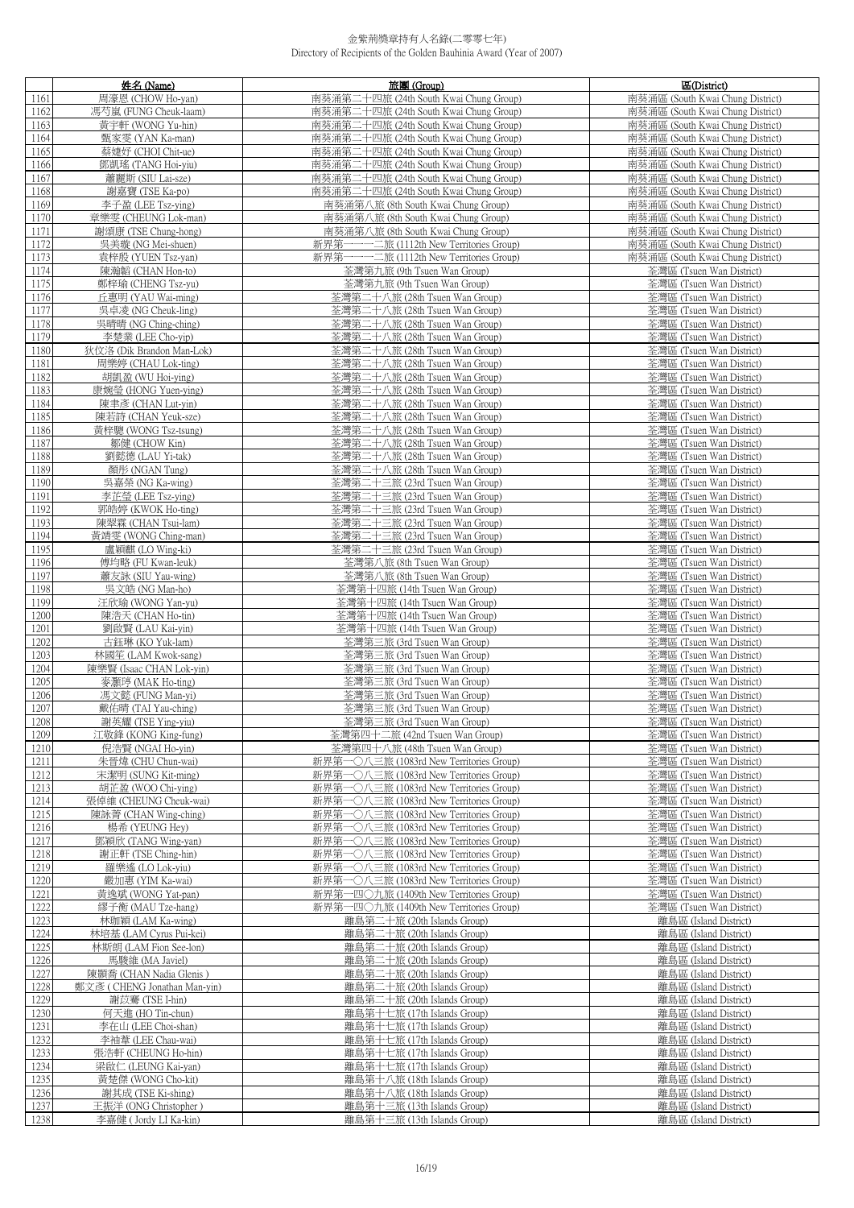金紫荊獎章持有人名錄(二零零七年)
Directory of Recipients of the Golden Bauhinia Award (Year of 2007)

| | 姓名 (Name) | 旅團 (Group) | 區(District) |
|---|---|---|---|
| 1161 | 周濠恩 (CHOW Ho-yan) | 南葵涌第二十四旅 (24th South Kwai Chung Group) | 南葵涌區 (South Kwai Chung District) |
| 1162 | 馮芍嵐 (FUNG Cheuk-laam) | 南葵涌第二十四旅 (24th South Kwai Chung Group) | 南葵涌區 (South Kwai Chung District) |
| 1163 | 黃宇軒 (WONG Yu-hin) | 南葵涌第二十四旅 (24th South Kwai Chung Group) | 南葵涌區 (South Kwai Chung District) |
| 1164 | 甄家雯 (YAN Ka-man) | 南葵涌第二十四旅 (24th South Kwai Chung Group) | 南葵涌區 (South Kwai Chung District) |
| 1165 | 蔡婕妤 (CHOI Chit-ue) | 南葵涌第二十四旅 (24th South Kwai Chung Group) | 南葵涌區 (South Kwai Chung District) |
| 1166 | 鄧凱瑤 (TANG Hoi-yiu) | 南葵涌第二十四旅 (24th South Kwai Chung Group) | 南葵涌區 (South Kwai Chung District) |
| 1167 | 蕭麗斯 (SIU Lai-sze) | 南葵涌第二十四旅 (24th South Kwai Chung Group) | 南葵涌區 (South Kwai Chung District) |
| 1168 | 謝嘉寶 (TSE Ka-po) | 南葵涌第二十四旅 (24th South Kwai Chung Group) | 南葵涌區 (South Kwai Chung District) |
| 1169 | 李子盈 (LEE Tsz-ying) | 南葵涌第八旅 (8th South Kwai Chung Group) | 南葵涌區 (South Kwai Chung District) |
| 1170 | 章樂雯 (CHEUNG Lok-man) | 南葵涌第八旅 (8th South Kwai Chung Group) | 南葵涌區 (South Kwai Chung District) |
| 1171 | 謝頌康 (TSE Chung-hong) | 南葵涌第八旅 (8th South Kwai Chung Group) | 南葵涌區 (South Kwai Chung District) |
| 1172 | 吳美璇 (NG Mei-shuen) | 新界第一一一二旅 (1112th New Territories Group) | 南葵涌區 (South Kwai Chung District) |
| 1173 | 袁梓殷 (YUEN Tsz-yan) | 新界第一一一二旅 (1112th New Territories Group) | 南葵涌區 (South Kwai Chung District) |
| 1174 | 陳瀚韜 (CHAN Hon-to) | 荃灣第九旅 (9th Tsuen Wan Group) | 荃灣區 (Tsuen Wan District) |
| 1175 | 鄭梓瑜 (CHENG Tsz-yu) | 荃灣第九旅 (9th Tsuen Wan Group) | 荃灣區 (Tsuen Wan District) |
| 1176 | 丘惠明 (YAU Wai-ming) | 荃灣第二十八旅 (28th Tsuen Wan Group) | 荃灣區 (Tsuen Wan District) |
| 1177 | 吳卓凌 (NG Cheuk-ling) | 荃灣第二十八旅 (28th Tsuen Wan Group) | 荃灣區 (Tsuen Wan District) |
| 1178 | 吳晴晴 (NG Ching-ching) | 荃灣第二十八旅 (28th Tsuen Wan Group) | 荃灣區 (Tsuen Wan District) |
| 1179 | 李楚業 (LEE Cho-yip) | 荃灣第二十八旅 (28th Tsuen Wan Group) | 荃灣區 (Tsuen Wan District) |
| 1180 | 狄文洛 (Dik Brandon Man-Lok) | 荃灣第二十八旅 (28th Tsuen Wan Group) | 荃灣區 (Tsuen Wan District) |
| 1181 | 周樂婷 (CHAU Lok-ting) | 荃灣第二十八旅 (28th Tsuen Wan Group) | 荃灣區 (Tsuen Wan District) |
| 1182 | 胡凱盈 (WU Hoi-ying) | 荃灣第二十八旅 (28th Tsuen Wan Group) | 荃灣區 (Tsuen Wan District) |
| 1183 | 康婉瑩 (HONG Yuen-ying) | 荃灣第二十八旅 (28th Tsuen Wan Group) | 荃灣區 (Tsuen Wan District) |
| 1184 | 陳聿彥 (CHAN Lut-yin) | 荃灣第二十八旅 (28th Tsuen Wan Group) | 荃灣區 (Tsuen Wan District) |
| 1185 | 陳若詩 (CHAN Yeuk-sze) | 荃灣第二十八旅 (28th Tsuen Wan Group) | 荃灣區 (Tsuen Wan District) |
| 1186 | 黃梓驄 (WONG Tsz-tsung) | 荃灣第二十八旅 (28th Tsuen Wan Group) | 荃灣區 (Tsuen Wan District) |
| 1187 | 鄒健 (CHOW Kin) | 荃灣第二十八旅 (28th Tsuen Wan Group) | 荃灣區 (Tsuen Wan District) |
| 1188 | 劉懿德 (LAU Yi-tak) | 荃灣第二十八旅 (28th Tsuen Wan Group) | 荃灣區 (Tsuen Wan District) |
| 1189 | 顏彤 (NGAN Tung) | 荃灣第二十八旅 (28th Tsuen Wan Group) | 荃灣區 (Tsuen Wan District) |
| 1190 | 吳嘉榮 (NG Ka-wing) | 荃灣第二十三旅 (23rd Tsuen Wan Group) | 荃灣區 (Tsuen Wan District) |
| 1191 | 李芷瑩 (LEE Tsz-ying) | 荃灣第二十三旅 (23rd Tsuen Wan Group) | 荃灣區 (Tsuen Wan District) |
| 1192 | 郭皓婷 (KWOK Ho-ting) | 荃灣第二十三旅 (23rd Tsuen Wan Group) | 荃灣區 (Tsuen Wan District) |
| 1193 | 陳翠霖 (CHAN Tsui-lam) | 荃灣第二十三旅 (23rd Tsuen Wan Group) | 荃灣區 (Tsuen Wan District) |
| 1194 | 黃靖雯 (WONG Ching-man) | 荃灣第二十三旅 (23rd Tsuen Wan Group) | 荃灣區 (Tsuen Wan District) |
| 1195 | 盧穎麒 (LO Wing-ki) | 荃灣第二十三旅 (23rd Tsuen Wan Group) | 荃灣區 (Tsuen Wan District) |
| 1196 | 傅均略 (FU Kwan-leuk) | 荃灣第八旅 (8th Tsuen Wan Group) | 荃灣區 (Tsuen Wan District) |
| 1197 | 蕭友詠 (SIU Yau-wing) | 荃灣第八旅 (8th Tsuen Wan Group) | 荃灣區 (Tsuen Wan District) |
| 1198 | 吳文皓 (NG Man-ho) | 荃灣第十四旅 (14th Tsuen Wan Group) | 荃灣區 (Tsuen Wan District) |
| 1199 | 汪欣瑜 (WONG Yan-yu) | 荃灣第十四旅 (14th Tsuen Wan Group) | 荃灣區 (Tsuen Wan District) |
| 1200 | 陳浩天 (CHAN Ho-tin) | 荃灣第十四旅 (14th Tsuen Wan Group) | 荃灣區 (Tsuen Wan District) |
| 1201 | 劉啟賢 (LAU Kai-yin) | 荃灣第十四旅 (14th Tsuen Wan Group) | 荃灣區 (Tsuen Wan District) |
| 1202 | 古鈺琳 (KO Yuk-lam) | 荃灣第三旅 (3rd Tsuen Wan Group) | 荃灣區 (Tsuen Wan District) |
| 1203 | 林國笙 (LAM Kwok-sang) | 荃灣第三旅 (3rd Tsuen Wan Group) | 荃灣區 (Tsuen Wan District) |
| 1204 | 陳樂賢 (Isaac CHAN Lok-yin) | 荃灣第三旅 (3rd Tsuen Wan Group) | 荃灣區 (Tsuen Wan District) |
| 1205 | 麥灝婷 (MAK Ho-ting) | 荃灣第三旅 (3rd Tsuen Wan Group) | 荃灣區 (Tsuen Wan District) |
| 1206 | 馮文懿 (FUNG Man-yi) | 荃灣第三旅 (3rd Tsuen Wan Group) | 荃灣區 (Tsuen Wan District) |
| 1207 | 戴佑晴 (TAI Yau-ching) | 荃灣第三旅 (3rd Tsuen Wan Group) | 荃灣區 (Tsuen Wan District) |
| 1208 | 謝英耀 (TSE Ying-yiu) | 荃灣第三旅 (3rd Tsuen Wan Group) | 荃灣區 (Tsuen Wan District) |
| 1209 | 江敬鋒 (KONG King-fung) | 荃灣第四十二旅 (42nd Tsuen Wan Group) | 荃灣區 (Tsuen Wan District) |
| 1210 | 倪浩賢 (NGAI Ho-yin) | 荃灣第四十八旅 (48th Tsuen Wan Group) | 荃灣區 (Tsuen Wan District) |
| 1211 | 朱晉煒 (CHU Chun-wai) | 新界第一〇八三旅 (1083rd New Territories Group) | 荃灣區 (Tsuen Wan District) |
| 1212 | 宋潔明 (SUNG Kit-ming) | 新界第一〇八三旅 (1083rd New Territories Group) | 荃灣區 (Tsuen Wan District) |
| 1213 | 胡芷盈 (WOO Chi-ying) | 新界第一〇八三旅 (1083rd New Territories Group) | 荃灣區 (Tsuen Wan District) |
| 1214 | 張倬維 (CHEUNG Cheuk-wai) | 新界第一〇八三旅 (1083rd New Territories Group) | 荃灣區 (Tsuen Wan District) |
| 1215 | 陳詠菁 (CHAN Wing-ching) | 新界第一〇八三旅 (1083rd New Territories Group) | 荃灣區 (Tsuen Wan District) |
| 1216 | 楊希 (YEUNG Hey) | 新界第一〇八三旅 (1083rd New Territories Group) | 荃灣區 (Tsuen Wan District) |
| 1217 | 鄧穎欣 (TANG Wing-yan) | 新界第一〇八三旅 (1083rd New Territories Group) | 荃灣區 (Tsuen Wan District) |
| 1218 | 謝正軒 (TSE Ching-hin) | 新界第一〇八三旅 (1083rd New Territories Group) | 荃灣區 (Tsuen Wan District) |
| 1219 | 羅樂遙 (LO Lok-yiu) | 新界第一〇八三旅 (1083rd New Territories Group) | 荃灣區 (Tsuen Wan District) |
| 1220 | 嚴加惠 (YIM Ka-wai) | 新界第一〇八三旅 (1083rd New Territories Group) | 荃灣區 (Tsuen Wan District) |
| 1221 | 黃逸斌 (WONG Yat-pan) | 新界第一四〇九旅 (1409th New Territories Group) | 荃灣區 (Tsuen Wan District) |
| 1222 | 繆子衡 (MAU Tze-hang) | 新界第一四〇九旅 (1409th New Territories Group) | 荃灣區 (Tsuen Wan District) |
| 1223 | 林珈穎 (LAM Ka-wing) | 離島第二十旅 (20th Islands Group) | 離島區 (Island District) |
| 1224 | 林培基 (LAM Cyrus Pui-kei) | 離島第二十旅 (20th Islands Group) | 離島區 (Island District) |
| 1225 | 林斯朗 (LAM Fion See-lon) | 離島第二十旅 (20th Islands Group) | 離島區 (Island District) |
| 1226 | 馬駿維 (MA Javiel) | 離島第二十旅 (20th Islands Group) | 離島區 (Island District) |
| 1227 | 陳顥喬 (CHAN Nadia Glenis ) | 離島第二十旅 (20th Islands Group) | 離島區 (Island District) |
| 1228 | 鄭文彥 ( CHENG Jonathan Man-yin) | 離島第二十旅 (20th Islands Group) | 離島區 (Island District) |
| 1229 | 謝苡騫 (TSE I-hin) | 離島第二十旅 (20th Islands Group) | 離島區 (Island District) |
| 1230 | 何天進 (HO Tin-chun) | 離島第十七旅 (17th Islands Group) | 離島區 (Island District) |
| 1231 | 李在山 (LEE Choi-shan) | 離島第十七旅 (17th Islands Group) | 離島區 (Island District) |
| 1232 | 李袖葦 (LEE Chau-wai) | 離島第十七旅 (17th Islands Group) | 離島區 (Island District) |
| 1233 | 張浩軒 (CHEUNG Ho-hin) | 離島第十七旅 (17th Islands Group) | 離島區 (Island District) |
| 1234 | 梁啟仁 (LEUNG Kai-yan) | 離島第十七旅 (17th Islands Group) | 離島區 (Island District) |
| 1235 | 黃楚傑 (WONG Cho-kit) | 離島第十八旅 (18th Islands Group) | 離島區 (Island District) |
| 1236 | 謝其成 (TSE Ki-shing) | 離島第十八旅 (18th Islands Group) | 離島區 (Island District) |
| 1237 | 王振洋 (ONG Christopher ) | 離島第十三旅 (13th Islands Group) | 離島區 (Island District) |
| 1238 | 李嘉健 ( Jordy LI Ka-kin) | 離島第十三旅 (13th Islands Group) | 離島區 (Island District) |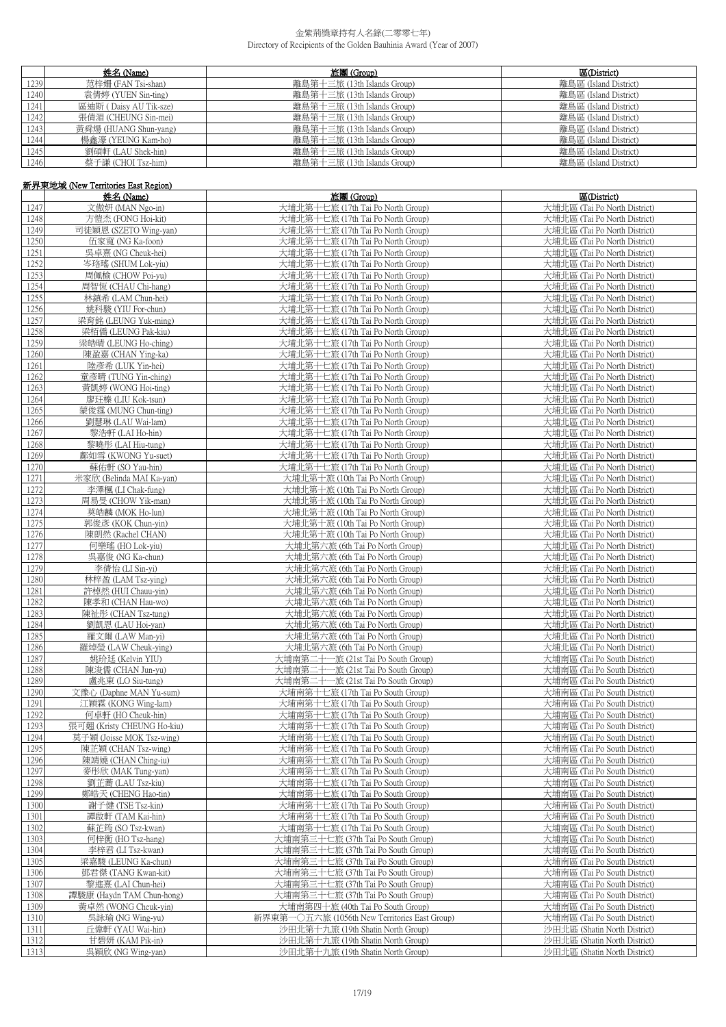# 金紫荊獎章持有人名錄(二零零七年)
Directory of Recipients of the Golden Bauhinia Award (Year of 2007)

| | 姓名 (Name) | 旅團 (Group) | 區(District) |
|---|---|---|---|
| 1239 | 范梓姍 (FAN Tsi-shan) | 離島第十三旅 (13th Islands Group) | 離島區 (Island District) |
| 1240 | 袁倩婷 (YUEN Sin-ting) | 離島第十三旅 (13th Islands Group) | 離島區 (Island District) |
| 1241 | 區廸斯 ( Daisy AU Tik-sze) | 離島第十三旅 (13th Islands Group) | 離島區 (Island District) |
| 1242 | 張倩湄 (CHEUNG Sin-mei) | 離島第十三旅 (13th Islands Group) | 離島區 (Island District) |
| 1243 | 黃舜煬 (HUANG Shun-yang) | 離島第十三旅 (13th Islands Group) | 離島區 (Island District) |
| 1244 | 楊鑫濠 (YEUNG Kam-ho) | 離島第十三旅 (13th Islands Group) | 離島區 (Island District) |
| 1245 | 劉碩軒 (LAU Shek-hin) | 離島第十三旅 (13th Islands Group) | 離島區 (Island District) |
| 1246 | 蔡子謙 (CHOI Tsz-him) | 離島第十三旅 (13th Islands Group) | 離島區 (Island District) |

## 新界東地域 (New Territories East Region)

| | 姓名 (Name) | 旅團 (Group) | 區(District) |
|---|---|---|---|
| 1247 | 文傲妍 (MAN Ngo-in) | 大埔北第十七旅 (17th Tai Po North Group) | 大埔北區 (Tai Po North District) |
| 1248 | 方愷杰 (FONG Hoi-kit) | 大埔北第十七旅 (17th Tai Po North Group) | 大埔北區 (Tai Po North District) |
| 1249 | 司徒穎恩 (SZETO Wing-yan) | 大埔北第十七旅 (17th Tai Po North Group) | 大埔北區 (Tai Po North District) |
| 1250 | 伍家寬 (NG Ka-foon) | 大埔北第十七旅 (17th Tai Po North Group) | 大埔北區 (Tai Po North District) |
| 1251 | 吳卓熹 (NG Cheuk-hei) | 大埔北第十七旅 (17th Tai Po North Group) | 大埔北區 (Tai Po North District) |
| 1252 | 岑珞瑤 (SHUM Lok-yiu) | 大埔北第十七旅 (17th Tai Po North Group) | 大埔北區 (Tai Po North District) |
| 1253 | 周佩榆 (CHOW Poi-yu) | 大埔北第十七旅 (17th Tai Po North Group) | 大埔北區 (Tai Po North District) |
| 1254 | 周智恆 (CHAU Chi-hang) | 大埔北第十七旅 (17th Tai Po North Group) | 大埔北區 (Tai Po North District) |
| 1255 | 林鎮希 (LAM Chun-hei) | 大埔北第十七旅 (17th Tai Po North Group) | 大埔北區 (Tai Po North District) |
| 1256 | 姚科駿 (YIU For-chun) | 大埔北第十七旅 (17th Tai Po North Group) | 大埔北區 (Tai Po North District) |
| 1257 | 梁育銘 (LEUNG Yuk-ming) | 大埔北第十七旅 (17th Tai Po North Group) | 大埔北區 (Tai Po North District) |
| 1258 | 梁栢僑 (LEUNG Pak-kiu) | 大埔北第十七旅 (17th Tai Po North Group) | 大埔北區 (Tai Po North District) |
| 1259 | 梁皓晴 (LEUNG Ho-ching) | 大埔北第十七旅 (17th Tai Po North Group) | 大埔北區 (Tai Po North District) |
| 1260 | 陳盈嘉 (CHAN Ying-ka) | 大埔北第十七旅 (17th Tai Po North Group) | 大埔北區 (Tai Po North District) |
| 1261 | 陸彥希 (LUK Yin-hei) | 大埔北第十七旅 (17th Tai Po North Group) | 大埔北區 (Tai Po North District) |
| 1262 | 童彥晴 (TUNG Yin-ching) | 大埔北第十七旅 (17th Tai Po North Group) | 大埔北區 (Tai Po North District) |
| 1263 | 黃凱婷 (WONG Hoi-ting) | 大埔北第十七旅 (17th Tai Po North Group) | 大埔北區 (Tai Po North District) |
| 1264 | 廖珏榛 (LIU Kok-tsun) | 大埔北第十七旅 (17th Tai Po North Group) | 大埔北區 (Tai Po North District) |
| 1265 | 蒙俊霆 (MUNG Chun-ting) | 大埔北第十七旅 (17th Tai Po North Group) | 大埔北區 (Tai Po North District) |
| 1266 | 劉慧琳 (LAU Wai-lam) | 大埔北第十七旅 (17th Tai Po North Group) | 大埔北區 (Tai Po North District) |
| 1267 | 黎浩軒 (LAI Ho-hin) | 大埔北第十七旅 (17th Tai Po North Group) | 大埔北區 (Tai Po North District) |
| 1268 | 黎曉彤 (LAI Hiu-tung) | 大埔北第十七旅 (17th Tai Po North Group) | 大埔北區 (Tai Po North District) |
| 1269 | 鄺如雪 (KWONG Yu-suet) | 大埔北第十七旅 (17th Tai Po North Group) | 大埔北區 (Tai Po North District) |
| 1270 | 蘇佑軒 (SO Yau-hin) | 大埔北第十七旅 (17th Tai Po North Group) | 大埔北區 (Tai Po North District) |
| 1271 | 米家欣 (Belinda MAI Ka-yan) | 大埔北第十旅 (10th Tai Po North Group) | 大埔北區 (Tai Po North District) |
| 1272 | 李澤楓 (LI Chak-fung) | 大埔北第十旅 (10th Tai Po North Group) | 大埔北區 (Tai Po North District) |
| 1273 | 周易旻 (CHOW Yik-man) | 大埔北第十旅 (10th Tai Po North Group) | 大埔北區 (Tai Po North District) |
| 1274 | 莫皓麟 (MOK Ho-lun) | 大埔北第十旅 (10th Tai Po North Group) | 大埔北區 (Tai Po North District) |
| 1275 | 郭俊彥 (KOK Chun-yin) | 大埔北第十旅 (10th Tai Po North Group) | 大埔北區 (Tai Po North District) |
| 1276 | 陳朗然 (Rachel CHAN) | 大埔北第十旅 (10th Tai Po North Group) | 大埔北區 (Tai Po North District) |
| 1277 | 何樂瑤 (HO Lok-yiu) | 大埔北第六旅 (6th Tai Po North Group) | 大埔北區 (Tai Po North District) |
| 1278 | 吳嘉俊 (NG Ka-chun) | 大埔北第六旅 (6th Tai Po North Group) | 大埔北區 (Tai Po North District) |
| 1279 | 李倩怡 (LI Sin-yi) | 大埔北第六旅 (6th Tai Po North Group) | 大埔北區 (Tai Po North District) |
| 1280 | 林梓盈 (LAM Tsz-ying) | 大埔北第六旅 (6th Tai Po North Group) | 大埔北區 (Tai Po North District) |
| 1281 | 許棹然 (HUI Chauu-yin) | 大埔北第六旅 (6th Tai Po North Group) | 大埔北區 (Tai Po North District) |
| 1282 | 陳孝和 (CHAN Hau-wo) | 大埔北第六旅 (6th Tai Po North Group) | 大埔北區 (Tai Po North District) |
| 1283 | 陳祉彤 (CHAN Tsz-tung) | 大埔北第六旅 (6th Tai Po North Group) | 大埔北區 (Tai Po North District) |
| 1284 | 劉凱恩 (LAU Hoi-yan) | 大埔北第六旅 (6th Tai Po North Group) | 大埔北區 (Tai Po North District) |
| 1285 | 羅文爾 (LAW Man-yi) | 大埔北第六旅 (6th Tai Po North Group) | 大埔北區 (Tai Po North District) |
| 1286 | 羅焯瑩 (LAW Cheuk-ying) | 大埔北第六旅 (6th Tai Po North Group) | 大埔北區 (Tai Po North District) |
| 1287 | 姚玠廷 (Kelvin YIU) | 大埔南第二十一旅 (21st Tai Po South Group) | 大埔南區 (Tai Po South District) |
| 1288 | 陳浚儒 (CHAN Jun-yu) | 大埔南第二十一旅 (21st Tai Po South Group) | 大埔南區 (Tai Po South District) |
| 1289 | 盧兆東 (LO Siu-tung) | 大埔南第二十一旅 (21st Tai Po South Group) | 大埔南區 (Tai Po South District) |
| 1290 | 文豫心 (Daphne MAN Yu-sum) | 大埔南第十七旅 (17th Tai Po South Group) | 大埔南區 (Tai Po South District) |
| 1291 | 江穎霖 (KONG Wing-lam) | 大埔南第十七旅 (17th Tai Po South Group) | 大埔南區 (Tai Po South District) |
| 1292 | 何卓軒 (HO Cheuk-hin) | 大埔南第十七旅 (17th Tai Po South Group) | 大埔南區 (Tai Po South District) |
| 1293 | 張可翹 (Kristy CHEUNG Ho-kiu) | 大埔南第十七旅 (17th Tai Po South Group) | 大埔南區 (Tai Po South District) |
| 1294 | 莫子穎 (Joisse MOK Tsz-wing) | 大埔南第十七旅 (17th Tai Po South Group) | 大埔南區 (Tai Po South District) |
| 1295 | 陳芷穎 (CHAN Tsz-wing) | 大埔南第十七旅 (17th Tai Po South Group) | 大埔南區 (Tai Po South District) |
| 1296 | 陳靖嬈 (CHAN Ching-iu) | 大埔南第十七旅 (17th Tai Po South Group) | 大埔南區 (Tai Po South District) |
| 1297 | 麥彤欣 (MAK Tung-yan) | 大埔南第十七旅 (17th Tai Po South Group) | 大埔南區 (Tai Po South District) |
| 1298 | 劉芷蕎 (LAU Tsz-kiu) | 大埔南第十七旅 (17th Tai Po South Group) | 大埔南區 (Tai Po South District) |
| 1299 | 鄭皓天 (CHENG Hao-tin) | 大埔南第十七旅 (17th Tai Po South Group) | 大埔南區 (Tai Po South District) |
| 1300 | 謝子健 (TSE Tsz-kin) | 大埔南第十七旅 (17th Tai Po South Group) | 大埔南區 (Tai Po South District) |
| 1301 | 譚啟軒 (TAM Kai-hin) | 大埔南第十七旅 (17th Tai Po South Group) | 大埔南區 (Tai Po South District) |
| 1302 | 蘇芷筠 (SO Tsz-kwan) | 大埔南第十七旅 (17th Tai Po South Group) | 大埔南區 (Tai Po South District) |
| 1303 | 何梓衡 (HO Tsz-hang) | 大埔南第三十七旅 (37th Tai Po South Group) | 大埔南區 (Tai Po South District) |
| 1304 | 李梓君 (LI Tsz-kwan) | 大埔南第三十七旅 (37th Tai Po South Group) | 大埔南區 (Tai Po South District) |
| 1305 | 梁嘉駿 (LEUNG Ka-chun) | 大埔南第三十七旅 (37th Tai Po South Group) | 大埔南區 (Tai Po South District) |
| 1306 | 鄧君傑 (TANG Kwan-kit) | 大埔南第三十七旅 (37th Tai Po South Group) | 大埔南區 (Tai Po South District) |
| 1307 | 黎進熹 (LAI Chun-hei) | 大埔南第三十七旅 (37th Tai Po South Group) | 大埔南區 (Tai Po South District) |
| 1308 | 譚駿康 (Haydn TAM Chun-hong) | 大埔南第三十七旅 (37th Tai Po South Group) | 大埔南區 (Tai Po South District) |
| 1309 | 黃卓然 (WONG Cheuk-yin) | 大埔南第四十旅 (40th Tai Po South Group) | 大埔南區 (Tai Po South District) |
| 1310 | 吳詠瑜 (NG Wing-yu) | 新界東第一○五六旅 (1056th New Territories East Group) | 大埔南區 (Tai Po South District) |
| 1311 | 丘偉軒 (YAU Wai-hin) | 沙田北第十九旅 (19th Shatin North Group) | 沙田北區 (Shatin North District) |
| 1312 | 甘碧妍 (KAM Pik-in) | 沙田北第十九旅 (19th Shatin North Group) | 沙田北區 (Shatin North District) |
| 1313 | 吳穎欣 (NG Wing-yan) | 沙田北第十九旅 (19th Shatin North Group) | 沙田北區 (Shatin North District) |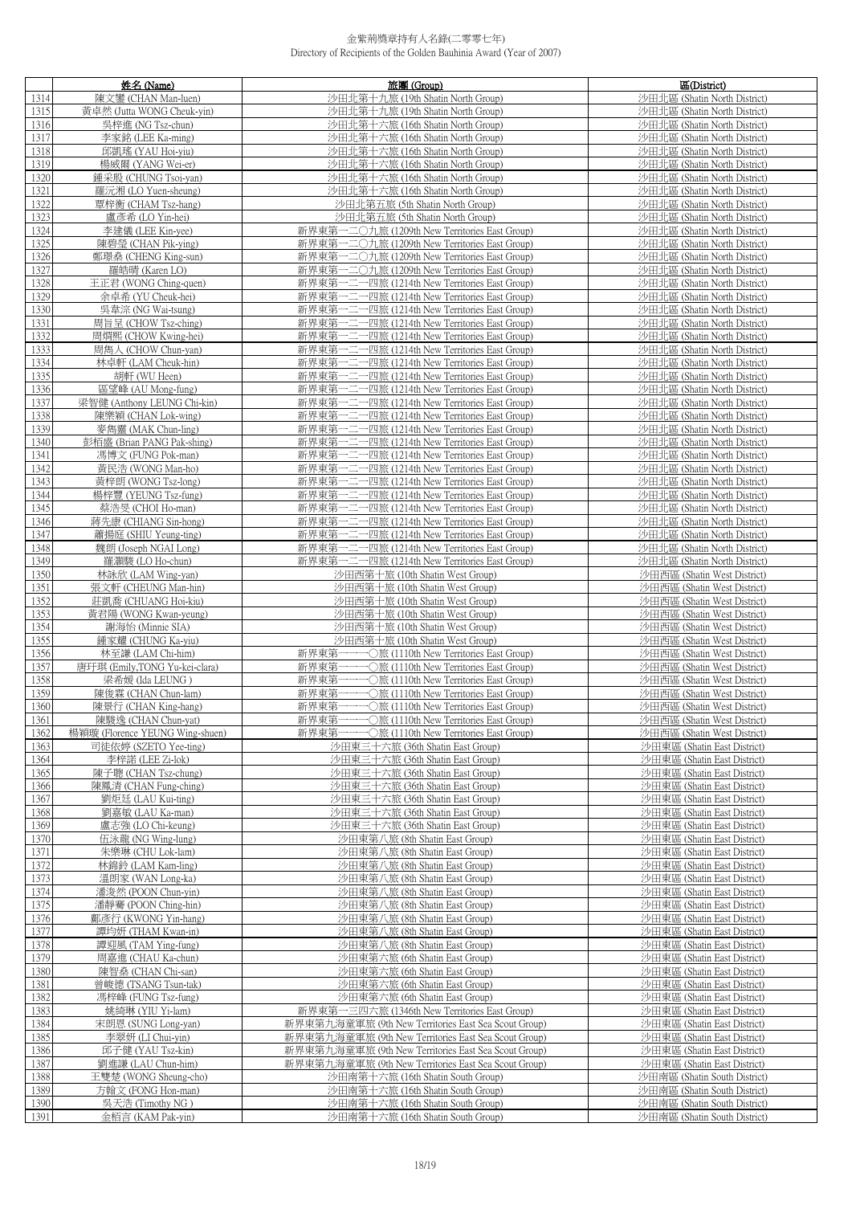金紫荊獎章持有人名錄(二零零七年)
Directory of Recipients of the Golden Bauhinia Award (Year of 2007)

| | 姓名 (Name) | 旅團 (Group) | 區(District) |
|---|---|---|---|
| 1314 | 陳文鑾 (CHAN Man-luen) | 沙田北第十九旅 (19th Shatin North Group) | 沙田北區 (Shatin North District) |
| 1315 | 黃卓然 (Jutta WONG Cheuk-yin) | 沙田北第十九旅 (19th Shatin North Group) | 沙田北區 (Shatin North District) |
| 1316 | 吳梓進 (NG Tsz-chun) | 沙田北第十六旅 (16th Shatin North Group) | 沙田北區 (Shatin North District) |
| 1317 | 李家銘 (LEE Ka-ming) | 沙田北第十六旅 (16th Shatin North Group) | 沙田北區 (Shatin North District) |
| 1318 | 邱凱瑤 (YAU Hoi-yiu) | 沙田北第十六旅 (16th Shatin North Group) | 沙田北區 (Shatin North District) |
| 1319 | 楊威爾 (YANG Wei-er) | 沙田北第十六旅 (16th Shatin North Group) | 沙田北區 (Shatin North District) |
| 1320 | 鍾采殷 (CHUNG Tsoi-yan) | 沙田北第十六旅 (16th Shatin North Group) | 沙田北區 (Shatin North District) |
| 1321 | 羅沅湘 (LO Yuen-sheung) | 沙田北第十六旅 (16th Shatin North Group) | 沙田北區 (Shatin North District) |
| 1322 | 覃梓衡 (CHAM Tsz-hang) | 沙田北第五旅 (5th Shatin North Group) | 沙田北區 (Shatin North District) |
| 1323 | 盧彥希 (LO Yin-hei) | 沙田北第五旅 (5th Shatin North Group) | 沙田北區 (Shatin North District) |
| 1324 | 李建儀 (LEE Kin-yee) | 新界東第一二〇九旅 (1209th New Territories East Group) | 沙田北區 (Shatin North District) |
| 1325 | 陳碧瑩 (CHAN Pik-ying) | 新界東第一二〇九旅 (1209th New Territories East Group) | 沙田北區 (Shatin North District) |
| 1326 | 鄭璟燊 (CHENG King-sun) | 新界東第一二〇九旅 (1209th New Territories East Group) | 沙田北區 (Shatin North District) |
| 1327 | 羅皓晴 (Karen LO) | 新界東第一二〇九旅 (1209th New Territories East Group) | 沙田北區 (Shatin North District) |
| 1328 | 王正君 (WONG Ching-quen) | 新界東第一二一四旅 (1214th New Territories East Group) | 沙田北區 (Shatin North District) |
| 1329 | 余卓希 (YU Cheuk-hei) | 新界東第一二一四旅 (1214th New Territories East Group) | 沙田北區 (Shatin North District) |
| 1330 | 吳韋淙 (NG Wai-tsung) | 新界東第一二一四旅 (1214th New Territories East Group) | 沙田北區 (Shatin North District) |
| 1331 | 周旨呈 (CHOW Tsz-ching) | 新界東第一二一四旅 (1214th New Territories East Group) | 沙田北區 (Shatin North District) |
| 1332 | 周烱熙 (CHOW Kwing-hei) | 新界東第一二一四旅 (1214th New Territories East Group) | 沙田北區 (Shatin North District) |
| 1333 | 周雋人 (CHOW Chun-yan) | 新界東第一二一四旅 (1214th New Territories East Group) | 沙田北區 (Shatin North District) |
| 1334 | 林卓軒 (LAM Cheuk-hin) | 新界東第一二一四旅 (1214th New Territories East Group) | 沙田北區 (Shatin North District) |
| 1335 | 胡軒 (WU Heen) | 新界東第一二一四旅 (1214th New Territories East Group) | 沙田北區 (Shatin North District) |
| 1336 | 區望峰 (AU Mong-fung) | 新界東第一二一四旅 (1214th New Territories East Group) | 沙田北區 (Shatin North District) |
| 1337 | 梁智健 (Anthony LEUNG Chi-kin) | 新界東第一二一四旅 (1214th New Territories East Group) | 沙田北區 (Shatin North District) |
| 1338 | 陳樂穎 (CHAN Lok-wing) | 新界東第一二一四旅 (1214th New Territories East Group) | 沙田北區 (Shatin North District) |
| 1339 | 麥雋靈 (MAK Chun-ling) | 新界東第一二一四旅 (1214th New Territories East Group) | 沙田北區 (Shatin North District) |
| 1340 | 彭栢盛 (Brian PANG Pak-shing) | 新界東第一二一四旅 (1214th New Territories East Group) | 沙田北區 (Shatin North District) |
| 1341 | 馮博文 (FUNG Pok-man) | 新界東第一二一四旅 (1214th New Territories East Group) | 沙田北區 (Shatin North District) |
| 1342 | 黃民浩 (WONG Man-ho) | 新界東第一二一四旅 (1214th New Territories East Group) | 沙田北區 (Shatin North District) |
| 1343 | 黃梓朗 (WONG Tsz-long) | 新界東第一二一四旅 (1214th New Territories East Group) | 沙田北區 (Shatin North District) |
| 1344 | 楊梓豐 (YEUNG Tsz-fung) | 新界東第一二一四旅 (1214th New Territories East Group) | 沙田北區 (Shatin North District) |
| 1345 | 蔡浩旻 (CHOI Ho-man) | 新界東第一二一四旅 (1214th New Territories East Group) | 沙田北區 (Shatin North District) |
| 1346 | 蔣先康 (CHIANG Sin-hong) | 新界東第一二一四旅 (1214th New Territories East Group) | 沙田北區 (Shatin North District) |
| 1347 | 蕭揚庭 (SHIU Yeung-ting) | 新界東第一二一四旅 (1214th New Territories East Group) | 沙田北區 (Shatin North District) |
| 1348 | 魏朗 (Joseph NGAI Long) | 新界東第一二一四旅 (1214th New Territories East Group) | 沙田北區 (Shatin North District) |
| 1349 | 羅灝駿 (LO Ho-chun) | 新界東第一二一四旅 (1214th New Territories East Group) | 沙田北區 (Shatin North District) |
| 1350 | 林詠欣 (LAM Wing-yan) | 沙田西第十旅 (10th Shatin West Group) | 沙田西區 (Shatin West District) |
| 1351 | 張文軒 (CHEUNG Man-hin) | 沙田西第十旅 (10th Shatin West Group) | 沙田西區 (Shatin West District) |
| 1352 | 莊凱喬 (CHUANG Hoi-kiu) | 沙田西第十旅 (10th Shatin West Group) | 沙田西區 (Shatin West District) |
| 1353 | 黃君陽 (WONG Kwan-yeung) | 沙田西第十旅 (10th Shatin West Group) | 沙田西區 (Shatin West District) |
| 1354 | 謝海怡 (Minnie SIA) | 沙田西第十旅 (10th Shatin West Group) | 沙田西區 (Shatin West District) |
| 1355 | 鍾家耀 (CHUNG Ka-yiu) | 沙田西第十旅 (10th Shatin West Group) | 沙田西區 (Shatin West District) |
| 1356 | 林至謙 (LAM Chi-him) | 新界東第一一一〇旅 (1110th New Territories East Group) | 沙田西區 (Shatin West District) |
| 1357 | 唐玗淇 (Emily,TONG Yu-kei-clara) | 新界東第一一一〇旅 (1110th New Territories East Group) | 沙田西區 (Shatin West District) |
| 1358 | 梁希媛 (Ida LEUNG ) | 新界東第一一一〇旅 (1110th New Territories East Group) | 沙田西區 (Shatin West District) |
| 1359 | 陳俊霖 (CHAN Chun-lam) | 新界東第一一一〇旅 (1110th New Territories East Group) | 沙田西區 (Shatin West District) |
| 1360 | 陳景行 (CHAN King-hang) | 新界東第一一一〇旅 (1110th New Territories East Group) | 沙田西區 (Shatin West District) |
| 1361 | 陳駿逸 (CHAN Chun-yat) | 新界東第一一一〇旅 (1110th New Territories East Group) | 沙田西區 (Shatin West District) |
| 1362 | 楊穎璇 (Florence YEUNG Wing-shuen) | 新界東第一一一〇旅 (1110th New Territories East Group) | 沙田西區 (Shatin West District) |
| 1363 | 司徒依婷 (SZETO Yee-ting) | 沙田東三十六旅 (36th Shatin East Group) | 沙田東區 (Shatin East District) |
| 1364 | 李梓諾 (LEE Zi-lok) | 沙田東三十六旅 (36th Shatin East Group) | 沙田東區 (Shatin East District) |
| 1365 | 陳子聰 (CHAN Tsz-chung) | 沙田東三十六旅 (36th Shatin East Group) | 沙田東區 (Shatin East District) |
| 1366 | 陳鳳清 (CHAN Fung-ching) | 沙田東三十六旅 (36th Shatin East Group) | 沙田東區 (Shatin East District) |
| 1367 | 劉炬廷 (LAU Kui-ting) | 沙田東三十六旅 (36th Shatin East Group) | 沙田東區 (Shatin East District) |
| 1368 | 劉嘉敏 (LAU Ka-man) | 沙田東三十六旅 (36th Shatin East Group) | 沙田東區 (Shatin East District) |
| 1369 | 盧志強 (LO Chi-keung) | 沙田東三十六旅 (36th Shatin East Group) | 沙田東區 (Shatin East District) |
| 1370 | 伍泳龍 (NG Wing-lung) | 沙田東第八旅 (8th Shatin East Group) | 沙田東區 (Shatin East District) |
| 1371 | 朱樂琳 (CHU Lok-lam) | 沙田東第八旅 (8th Shatin East Group) | 沙田東區 (Shatin East District) |
| 1372 | 林錦鈴 (LAM Kam-ling) | 沙田東第八旅 (8th Shatin East Group) | 沙田東區 (Shatin East District) |
| 1373 | 溫朗家 (WAN Long-ka) | 沙田東第八旅 (8th Shatin East Group) | 沙田東區 (Shatin East District) |
| 1374 | 潘浚然 (POON Chun-yin) | 沙田東第八旅 (8th Shatin East Group) | 沙田東區 (Shatin East District) |
| 1375 | 潘靜騫 (POON Ching-hin) | 沙田東第八旅 (8th Shatin East Group) | 沙田東區 (Shatin East District) |
| 1376 | 鄺彥行 (KWONG Yin-hang) | 沙田東第八旅 (8th Shatin East Group) | 沙田東區 (Shatin East District) |
| 1377 | 譚均妍 (THAM Kwan-in) | 沙田東第八旅 (8th Shatin East Group) | 沙田東區 (Shatin East District) |
| 1378 | 譚迎風 (TAM Ying-fung) | 沙田東第八旅 (8th Shatin East Group) | 沙田東區 (Shatin East District) |
| 1379 | 周嘉進 (CHAU Ka-chun) | 沙田東第六旅 (6th Shatin East Group) | 沙田東區 (Shatin East District) |
| 1380 | 陳智燊 (CHAN Chi-san) | 沙田東第六旅 (6th Shatin East Group) | 沙田東區 (Shatin East District) |
| 1381 | 曾峻德 (TSANG Tsun-tak) | 沙田東第六旅 (6th Shatin East Group) | 沙田東區 (Shatin East District) |
| 1382 | 馮梓峰 (FUNG Tsz-fung) | 沙田東第六旅 (6th Shatin East Group) | 沙田東區 (Shatin East District) |
| 1383 | 姚綺琳 (YIU Yi-lam) | 新界東第一三四六旅 (1346th New Territories East Group) | 沙田東區 (Shatin East District) |
| 1384 | 宋朗恩 (SUNG Long-yan) | 新界東第九海童軍旅 (9th New Territories East Sea Scout Group) | 沙田東區 (Shatin East District) |
| 1385 | 李翠妍 (LI Chui-yin) | 新界東第九海童軍旅 (9th New Territories East Sea Scout Group) | 沙田東區 (Shatin East District) |
| 1386 | 邱子健 (YAU Tsz-kin) | 新界東第九海童軍旅 (9th New Territories East Sea Scout Group) | 沙田東區 (Shatin East District) |
| 1387 | 劉進謙 (LAU Chun-him) | 新界東第九海童軍旅 (9th New Territories East Sea Scout Group) | 沙田東區 (Shatin East District) |
| 1388 | 王雙楚 (WONG Sheung-cho) | 沙田南第十六旅 (16th Shatin South Group) | 沙田南區 (Shatin South District) |
| 1389 | 方翰文 (FONG Hon-man) | 沙田南第十六旅 (16th Shatin South Group) | 沙田南區 (Shatin South District) |
| 1390 | 吳天浩 (Timothy NG ) | 沙田南第十六旅 (16th Shatin South Group) | 沙田南區 (Shatin South District) |
| 1391 | 金栢言 (KAM Pak-yin) | 沙田南第十六旅 (16th Shatin South Group) | 沙田南區 (Shatin South District) |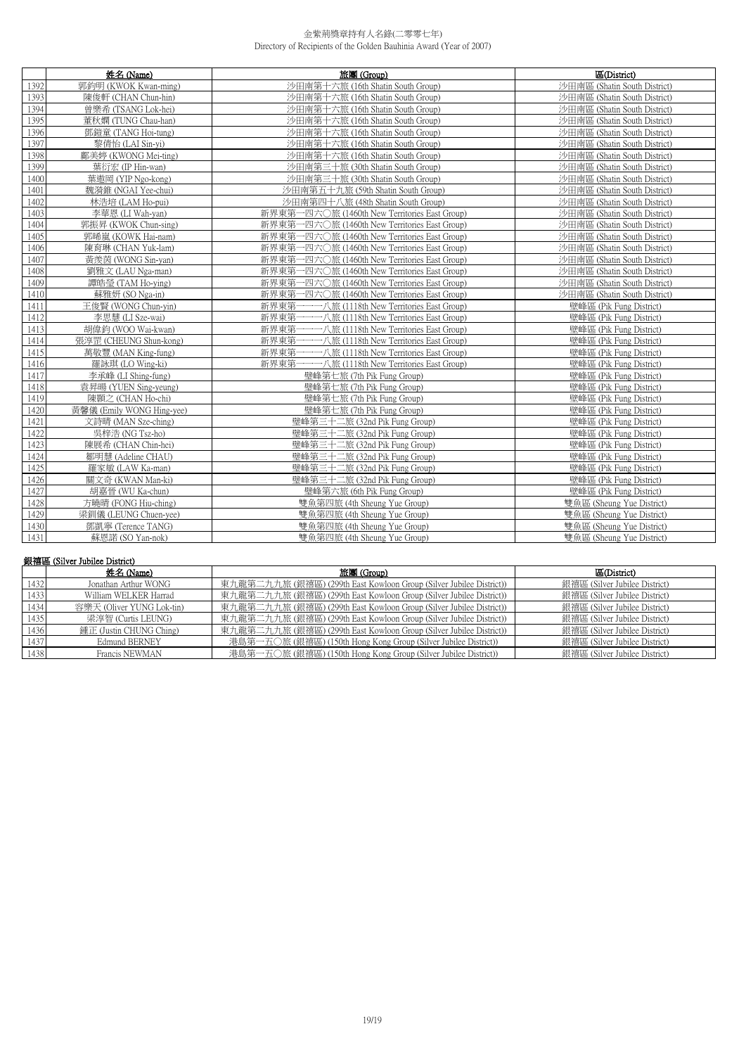| | 姓名 (Name) | 旅團 (Group) | 區(District) |
|---|---|---|---|
| 1392 | 郭鈞明 (KWOK Kwan-ming) | 沙田南第十六旅 (16th Shatin South Group) | 沙田南區 (Shatin South District) |
| 1393 | 陳俊軒 (CHAN Chun-hin) | 沙田南第十六旅 (16th Shatin South Group) | 沙田南區 (Shatin South District) |
| 1394 | 曾樂希 (TSANG Lok-hei) | 沙田南第十六旅 (16th Shatin South Group) | 沙田南區 (Shatin South District) |
| 1395 | 董秋嫻 (TUNG Chau-han) | 沙田南第十六旅 (16th Shatin South Group) | 沙田南區 (Shatin South District) |
| 1396 | 鄧鎧童 (TANG Hoi-tung) | 沙田南第十六旅 (16th Shatin South Group) | 沙田南區 (Shatin South District) |
| 1397 | 黎倩怡 (LAI Sin-yi) | 沙田南第十六旅 (16th Shatin South Group) | 沙田南區 (Shatin South District) |
| 1398 | 鄺美婷 (KWONG Mei-ting) | 沙田南第十六旅 (16th Shatin South Group) | 沙田南區 (Shatin South District) |
| 1399 | 葉衍宏 (IP Hin-wan) | 沙田南第三十旅 (30th Shatin South Group) | 沙田南區 (Shatin South District) |
| 1400 | 葉遨岡 (YIP Ngo-kong) | 沙田南第三十旅 (30th Shatin South Group) | 沙田南區 (Shatin South District) |
| 1401 | 魏漪錐 (NGAI Yee-chui) | 沙田南第五十九旅 (59th Shatin South Group) | 沙田南區 (Shatin South District) |
| 1402 | 林浩培 (LAM Ho-pui) | 沙田南第四十八旅 (48th Shatin South Group) | 沙田南區 (Shatin South District) |
| 1403 | 李華恩 (LI Wah-yan) | 新界東第一四六〇旅 (1460th New Territories East Group) | 沙田南區 (Shatin South District) |
| 1404 | 郭振昇 (KWOK Chun-sing) | 新界東第一四六〇旅 (1460th New Territories East Group) | 沙田南區 (Shatin South District) |
| 1405 | 郭晞嵐 (KOWK Hai-nam) | 新界東第一四六〇旅 (1460th New Territories East Group) | 沙田南區 (Shatin South District) |
| 1406 | 陳育琳 (CHAN Yuk-lam) | 新界東第一四六〇旅 (1460th New Territories East Group) | 沙田南區 (Shatin South District) |
| 1407 | 黃羨茵 (WONG Sin-yan) | 新界東第一四六〇旅 (1460th New Territories East Group) | 沙田南區 (Shatin South District) |
| 1408 | 劉雅文 (LAU Nga-man) | 新界東第一四六〇旅 (1460th New Territories East Group) | 沙田南區 (Shatin South District) |
| 1409 | 譚皓瑩 (TAM Ho-ying) | 新界東第一四六〇旅 (1460th New Territories East Group) | 沙田南區 (Shatin South District) |
| 1410 | 蘇雅妍 (SO Nga-in) | 新界東第一四六〇旅 (1460th New Territories East Group) | 沙田南區 (Shatin South District) |
| 1411 | 王俊賢 (WONG Chun-yin) | 新界東第一一一八旅 (1118th New Territories East Group) | 壁峰區 (Pik Fung District) |
| 1412 | 李思慧 (LI Sze-wai) | 新界東第一一一八旅 (1118th New Territories East Group) | 壁峰區 (Pik Fung District) |
| 1413 | 胡偉鈞 (WOO Wai-kwan) | 新界東第一一一八旅 (1118th New Territories East Group) | 壁峰區 (Pik Fung District) |
| 1414 | 張淳罡 (CHEUNG Shun-kong) | 新界東第一一一八旅 (1118th New Territories East Group) | 壁峰區 (Pik Fung District) |
| 1415 | 萬敬豐 (MAN King-fung) | 新界東第一一一八旅 (1118th New Territories East Group) | 壁峰區 (Pik Fung District) |
| 1416 | 羅詠琪 (LO Wing-ki) | 新界東第一一一八旅 (1118th New Territories East Group) | 壁峰區 (Pik Fung District) |
| 1417 | 李承峰 (LI Shing-fung) | 壁峰第七旅 (7th Pik Fung Group) | 壁峰區 (Pik Fung District) |
| 1418 | 袁昇暘 (YUEN Sing-yeung) | 壁峰第七旅 (7th Pik Fung Group) | 壁峰區 (Pik Fung District) |
| 1419 | 陳灝之 (CHAN Ho-chi) | 壁峰第七旅 (7th Pik Fung Group) | 壁峰區 (Pik Fung District) |
| 1420 | 黃馨儀 (Emily WONG Hing-yee) | 壁峰第七旅 (7th Pik Fung Group) | 壁峰區 (Pik Fung District) |
| 1421 | 文詩晴 (MAN Sze-ching) | 壁峰第三十二旅 (32nd Pik Fung Group) | 壁峰區 (Pik Fung District) |
| 1422 | 吳梓浩 (NG Tsz-ho) | 壁峰第三十二旅 (32nd Pik Fung Group) | 壁峰區 (Pik Fung District) |
| 1423 | 陳展希 (CHAN Chin-hei) | 壁峰第三十二旅 (32nd Pik Fung Group) | 壁峰區 (Pik Fung District) |
| 1424 | 鄒明慧 (Adeline CHAU) | 壁峰第三十二旅 (32nd Pik Fung Group) | 壁峰區 (Pik Fung District) |
| 1425 | 羅家敏 (LAW Ka-man) | 壁峰第三十二旅 (32nd Pik Fung Group) | 壁峰區 (Pik Fung District) |
| 1426 | 關文奇 (KWAN Man-ki) | 壁峰第三十二旅 (32nd Pik Fung Group) | 壁峰區 (Pik Fung District) |
| 1427 | 胡嘉晉 (WU Ka-chun) | 壁峰第六旅 (6th Pik Fung Group) | 壁峰區 (Pik Fung District) |
| 1428 | 方曉晴 (FONG Hiu-ching) | 雙魚第四旅 (4th Sheung Yue Group) | 雙魚區 (Sheung Yue District) |
| 1429 | 梁釧儀 (LEUNG Chuen-yee) | 雙魚第四旅 (4th Sheung Yue Group) | 雙魚區 (Sheung Yue District) |
| 1430 | 鄧凱寧 (Terence TANG) | 雙魚第四旅 (4th Sheung Yue Group) | 雙魚區 (Sheung Yue District) |
| 1431 | 蘇恩諾 (SO Yan-nok) | 雙魚第四旅 (4th Sheung Yue Group) | 雙魚區 (Sheung Yue District) |

**銀禧區 (Silver Jubilee District)**

| | 姓名 (Name) | 旅團 (Group) | 區(District) |
|---|---|---|---|
| 1432 | Jonathan Arthur WONG | 東九龍第二九九旅 (銀禧區) (299th East Kowloon Group (Silver Jubilee District)) | 銀禧區 (Silver Jubilee District) |
| 1433 | William WELKER Harrad | 東九龍第二九九旅 (銀禧區) (299th East Kowloon Group (Silver Jubilee District)) | 銀禧區 (Silver Jubilee District) |
| 1434 | 容樂天 (Oliver YUNG Lok-tin) | 東九龍第二九九旅 (銀禧區) (299th East Kowloon Group (Silver Jubilee District)) | 銀禧區 (Silver Jubilee District) |
| 1435 | 梁淳智 (Curtis LEUNG) | 東九龍第二九九旅 (銀禧區) (299th East Kowloon Group (Silver Jubilee District)) | 銀禧區 (Silver Jubilee District) |
| 1436 | 鍾正 (Justin CHUNG Ching) | 東九龍第二九九旅 (銀禧區) (299th East Kowloon Group (Silver Jubilee District)) | 銀禧區 (Silver Jubilee District) |
| 1437 | Edmund BERNEY | 港島第一五〇旅 (銀禧區) (150th Hong Kong Group (Silver Jubilee District)) | 銀禧區 (Silver Jubilee District) |
| 1438 | Francis NEWMAN | 港島第一五〇旅 (銀禧區) (150th Hong Kong Group (Silver Jubilee District)) | 銀禧區 (Silver Jubilee District) |